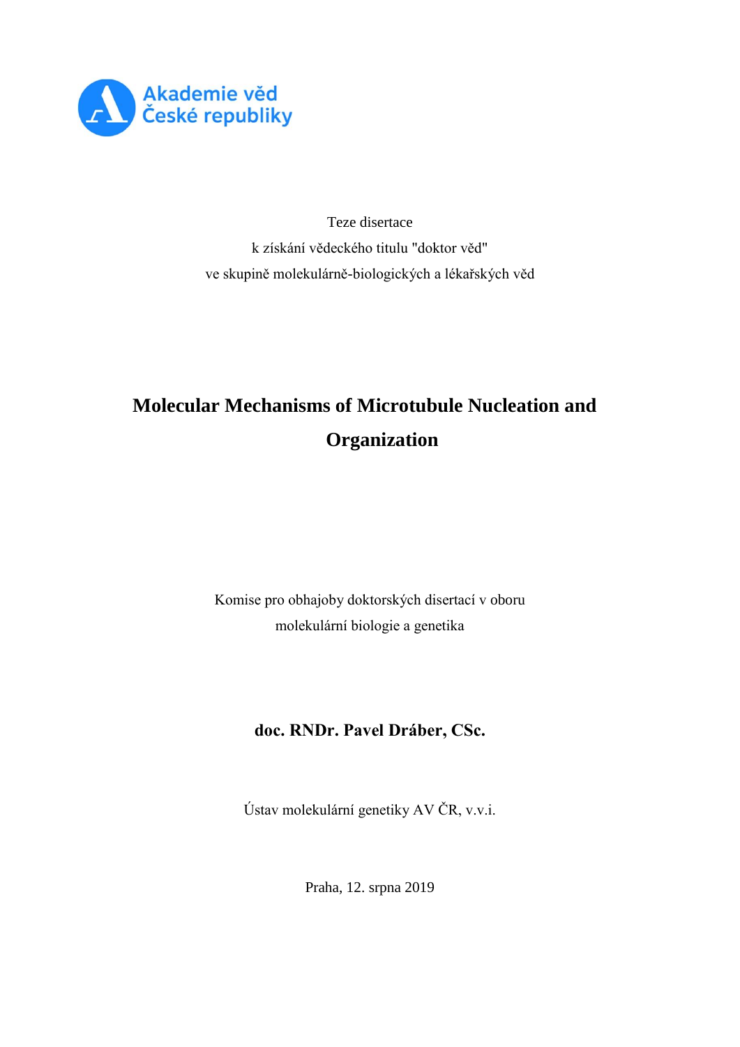Akademie věd České republiky

Teze disertace

k získání vědeckého titulu "doktor věd"

ve skupině molekulárně-biologických a lékařských věd

# Molecular Mechanisms of Microtubule Nucleation and Organization

Komise pro obhajoby doktorských disertací v oboru

molekulární biologie a genetika

**doc. RNDr. Pavel Dráber, CSc.**

Ústav molekulární genetiky AV ČR, v.v.i.

Praha, 12. srpna 2019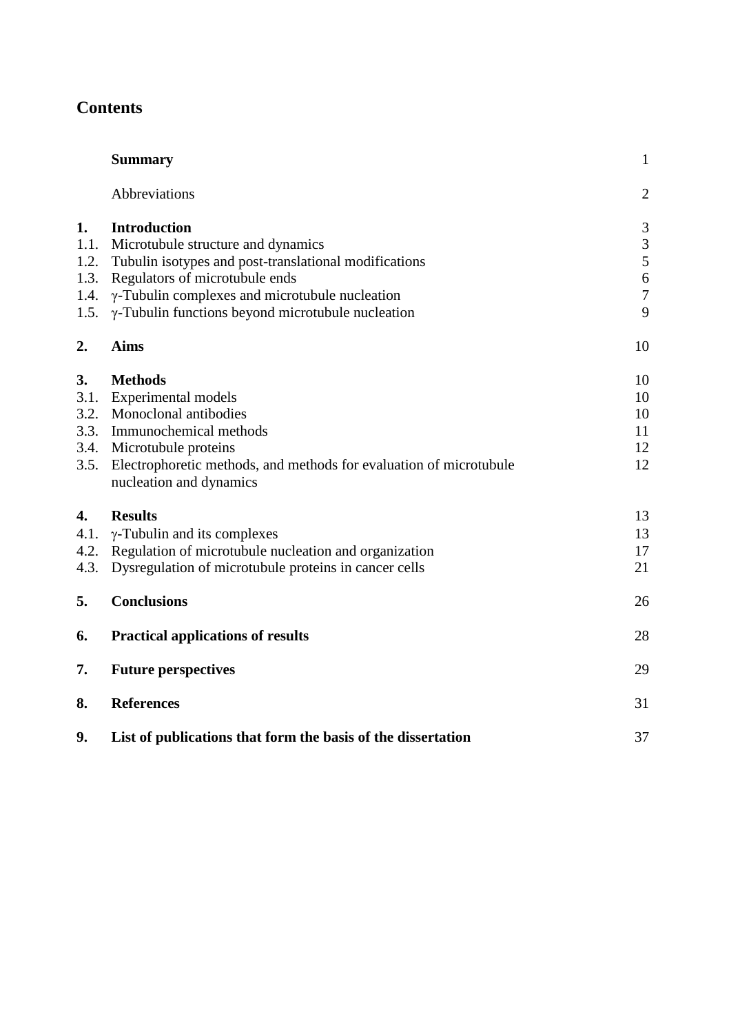# Contents

| | | |
|---|---|---|
| | **Summary** | 1 |
| | Abbreviations | 2 |
| **1.** | **Introduction** | 3 |
| 1.1. | Microtubule structure and dynamics | 3 |
| 1.2. | Tubulin isotypes and post-translational modifications | 5 |
| 1.3. | Regulators of microtubule ends | 6 |
| 1.4. | γ-Tubulin complexes and microtubule nucleation | 7 |
| 1.5. | γ-Tubulin functions beyond microtubule nucleation | 9 |
| **2.** | **Aims** | 10 |
| **3.** | **Methods** | 10 |
| 3.1. | Experimental models | 10 |
| 3.2. | Monoclonal antibodies | 10 |
| 3.3. | Immunochemical methods | 11 |
| 3.4. | Microtubule proteins | 12 |
| 3.5. | Electrophoretic methods, and methods for evaluation of microtubule nucleation and dynamics | 12 |
| **4.** | **Results** | 13 |
| 4.1. | γ-Tubulin and its complexes | 13 |
| 4.2. | Regulation of microtubule nucleation and organization | 17 |
| 4.3. | Dysregulation of microtubule proteins in cancer cells | 21 |
| **5.** | **Conclusions** | 26 |
| **6.** | **Practical applications of results** | 28 |
| **7.** | **Future perspectives** | 29 |
| **8.** | **References** | 31 |
| **9.** | **List of publications that form the basis of the dissertation** | 37 |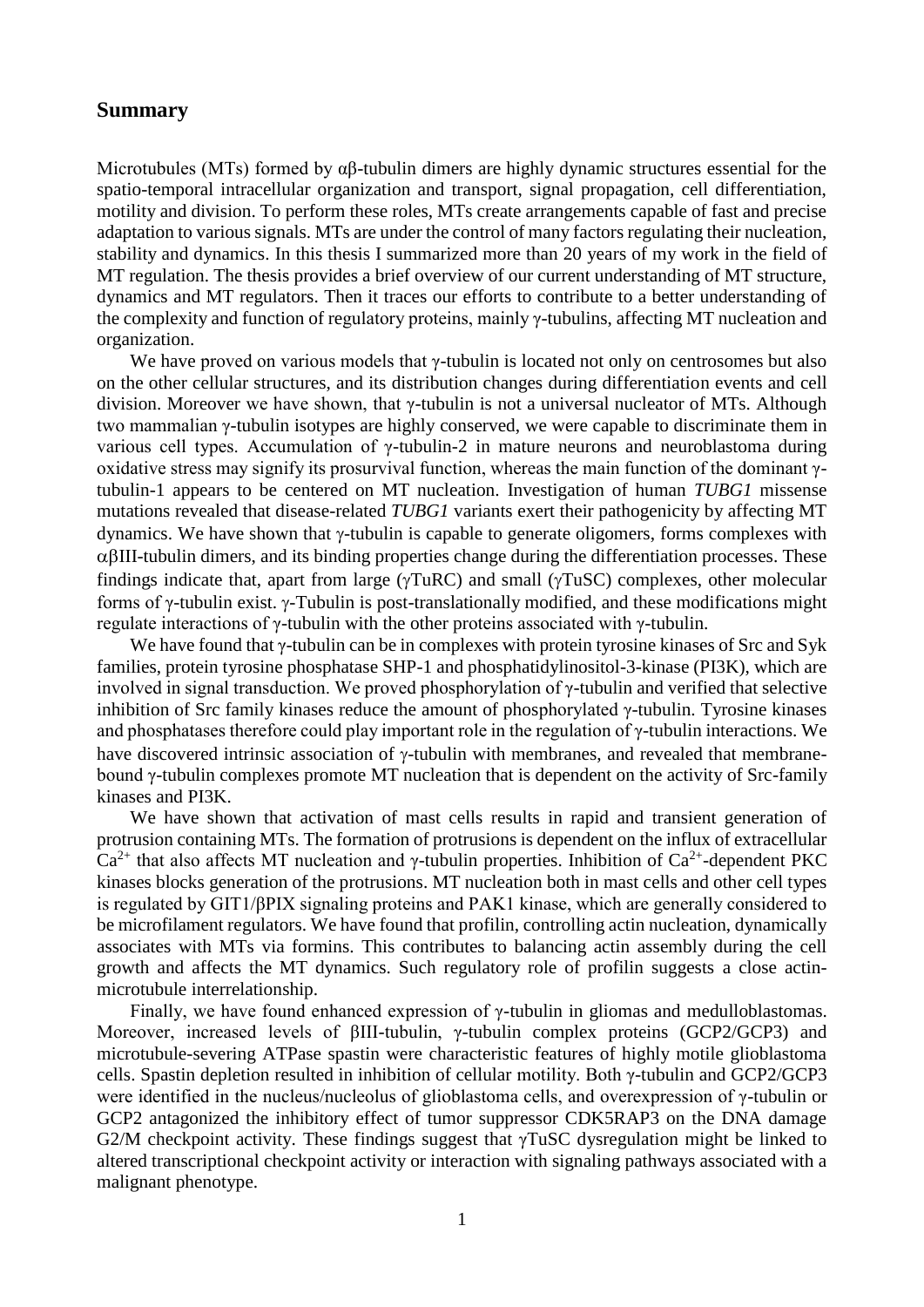## Summary

Microtubules (MTs) formed by αβ-tubulin dimers are highly dynamic structures essential for the spatio-temporal intracellular organization and transport, signal propagation, cell differentiation, motility and division. To perform these roles, MTs create arrangements capable of fast and precise adaptation to various signals. MTs are under the control of many factors regulating their nucleation, stability and dynamics. In this thesis I summarized more than 20 years of my work in the field of MT regulation. The thesis provides a brief overview of our current understanding of MT structure, dynamics and MT regulators. Then it traces our efforts to contribute to a better understanding of the complexity and function of regulatory proteins, mainly γ-tubulins, affecting MT nucleation and organization.

We have proved on various models that γ-tubulin is located not only on centrosomes but also on the other cellular structures, and its distribution changes during differentiation events and cell division. Moreover we have shown, that γ-tubulin is not a universal nucleator of MTs. Although two mammalian γ-tubulin isotypes are highly conserved, we were capable to discriminate them in various cell types. Accumulation of γ-tubulin-2 in mature neurons and neuroblastoma during oxidative stress may signify its prosurvival function, whereas the main function of the dominant γ-tubulin-1 appears to be centered on MT nucleation. Investigation of human *TUBG1* missense mutations revealed that disease-related *TUBG1* variants exert their pathogenicity by affecting MT dynamics. We have shown that γ-tubulin is capable to generate oligomers, forms complexes with αβIII-tubulin dimers, and its binding properties change during the differentiation processes. These findings indicate that, apart from large (γTuRC) and small (γTuSC) complexes, other molecular forms of γ-tubulin exist. γ-Tubulin is post-translationally modified, and these modifications might regulate interactions of γ-tubulin with the other proteins associated with γ-tubulin.

We have found that γ-tubulin can be in complexes with protein tyrosine kinases of Src and Syk families, protein tyrosine phosphatase SHP-1 and phosphatidylinositol-3-kinase (PI3K), which are involved in signal transduction. We proved phosphorylation of γ-tubulin and verified that selective inhibition of Src family kinases reduce the amount of phosphorylated γ-tubulin. Tyrosine kinases and phosphatases therefore could play important role in the regulation of γ-tubulin interactions. We have discovered intrinsic association of γ-tubulin with membranes, and revealed that membrane-bound γ-tubulin complexes promote MT nucleation that is dependent on the activity of Src-family kinases and PI3K.

We have shown that activation of mast cells results in rapid and transient generation of protrusion containing MTs. The formation of protrusions is dependent on the influx of extracellular $Ca^{2+}$ that also affects MT nucleation and γ-tubulin properties. Inhibition of $Ca^{2+}$-dependent PKC kinases blocks generation of the protrusions. MT nucleation both in mast cells and other cell types is regulated by GIT1/βPIX signaling proteins and PAK1 kinase, which are generally considered to be microfilament regulators. We have found that profilin, controlling actin nucleation, dynamically associates with MTs via formins. This contributes to balancing actin assembly during the cell growth and affects the MT dynamics. Such regulatory role of profilin suggests a close actin-microtubule interrelationship.

Finally, we have found enhanced expression of γ-tubulin in gliomas and medulloblastomas. Moreover, increased levels of βIII-tubulin, γ-tubulin complex proteins (GCP2/GCP3) and microtubule-severing ATPase spastin were characteristic features of highly motile glioblastoma cells. Spastin depletion resulted in inhibition of cellular motility. Both γ-tubulin and GCP2/GCP3 were identified in the nucleus/nucleolus of glioblastoma cells, and overexpression of γ-tubulin or GCP2 antagonized the inhibitory effect of tumor suppressor CDK5RAP3 on the DNA damage G2/M checkpoint activity. These findings suggest that γTuSC dysregulation might be linked to altered transcriptional checkpoint activity or interaction with signaling pathways associated with a malignant phenotype.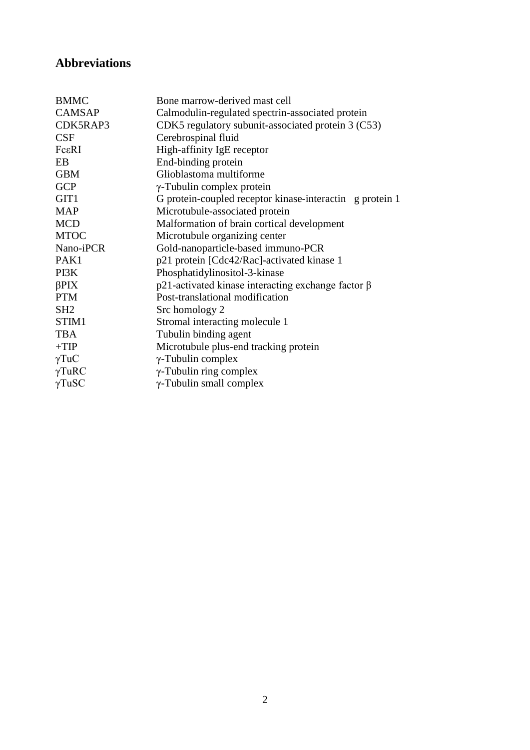## Abbreviations

| | |
|---|---|
| BMMC | Bone marrow-derived mast cell |
| CAMSAP | Calmodulin-regulated spectrin-associated protein |
| CDK5RAP3 | CDK5 regulatory subunit-associated protein 3 (C53) |
| CSF | Cerebrospinal fluid |
| FcεRI | High-affinity IgE receptor |
| EB | End-binding protein |
| GBM | Glioblastoma multiforme |
| GCP | γ-Tubulin complex protein |
| GIT1 | G protein-coupled receptor kinase-interactin g protein 1 |
| MAP | Microtubule-associated protein |
| MCD | Malformation of brain cortical development |
| MTOC | Microtubule organizing center |
| Nano-iPCR | Gold-nanoparticle-based immuno-PCR |
| PAK1 | p21 protein [Cdc42/Rac]-activated kinase 1 |
| PI3K | Phosphatidylinositol-3-kinase |
| βPIX | p21-activated kinase interacting exchange factor β |
| PTM | Post-translational modification |
| SH2 | Src homology 2 |
| STIM1 | Stromal interacting molecule 1 |
| TBA | Tubulin binding agent |
| +TIP | Microtubule plus-end tracking protein |
| γTuC | γ-Tubulin complex |
| γTuRC | γ-Tubulin ring complex |
| γTuSC | γ-Tubulin small complex |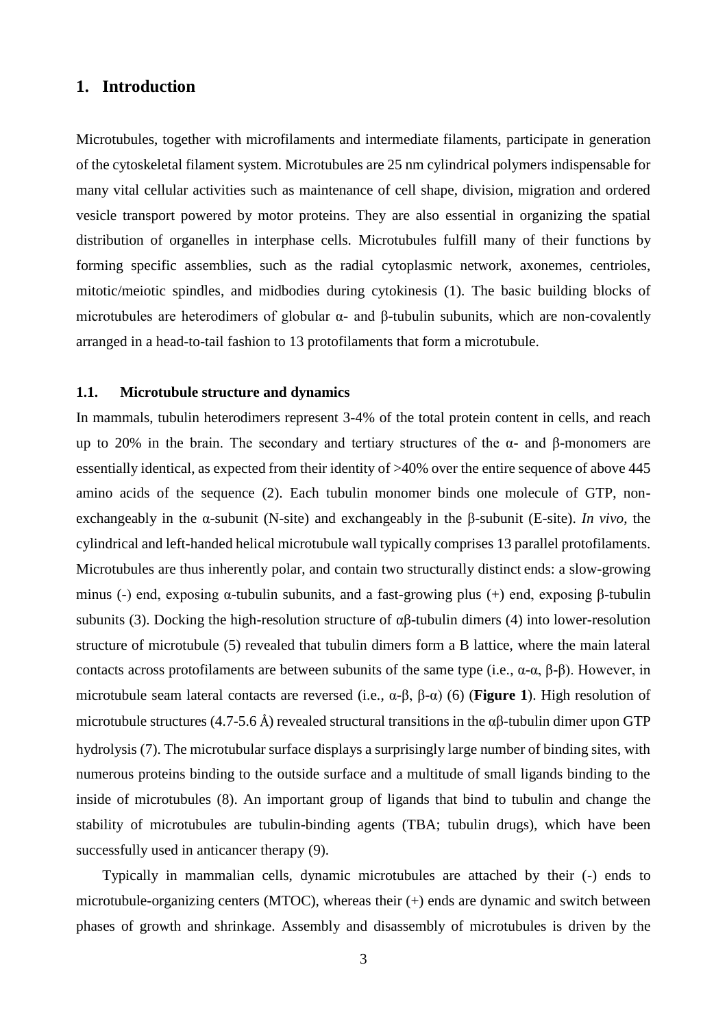## 1. Introduction

Microtubules, together with microfilaments and intermediate filaments, participate in generation of the cytoskeletal filament system. Microtubules are 25 nm cylindrical polymers indispensable for many vital cellular activities such as maintenance of cell shape, division, migration and ordered vesicle transport powered by motor proteins. They are also essential in organizing the spatial distribution of organelles in interphase cells. Microtubules fulfill many of their functions by forming specific assemblies, such as the radial cytoplasmic network, axonemes, centrioles, mitotic/meiotic spindles, and midbodies during cytokinesis (1). The basic building blocks of microtubules are heterodimers of globular α- and β-tubulin subunits, which are non-covalently arranged in a head-to-tail fashion to 13 protofilaments that form a microtubule.

### 1.1. Microtubule structure and dynamics

In mammals, tubulin heterodimers represent 3-4% of the total protein content in cells, and reach up to 20% in the brain. The secondary and tertiary structures of the α- and β-monomers are essentially identical, as expected from their identity of >40% over the entire sequence of above 445 amino acids of the sequence (2). Each tubulin monomer binds one molecule of GTP, non-exchangeably in the α-subunit (N-site) and exchangeably in the β-subunit (E-site). *In vivo*, the cylindrical and left-handed helical microtubule wall typically comprises 13 parallel protofilaments. Microtubules are thus inherently polar, and contain two structurally distinct ends: a slow-growing minus (-) end, exposing α-tubulin subunits, and a fast-growing plus (+) end, exposing β-tubulin subunits (3). Docking the high-resolution structure of αβ-tubulin dimers (4) into lower-resolution structure of microtubule (5) revealed that tubulin dimers form a B lattice, where the main lateral contacts across protofilaments are between subunits of the same type (i.e., α-α, β-β). However, in microtubule seam lateral contacts are reversed (i.e., α-β, β-α) (6) (**Figure 1**). High resolution of microtubule structures (4.7-5.6 Å) revealed structural transitions in the αβ-tubulin dimer upon GTP hydrolysis (7). The microtubular surface displays a surprisingly large number of binding sites, with numerous proteins binding to the outside surface and a multitude of small ligands binding to the inside of microtubules (8). An important group of ligands that bind to tubulin and change the stability of microtubules are tubulin-binding agents (TBA; tubulin drugs), which have been successfully used in anticancer therapy (9).

Typically in mammalian cells, dynamic microtubules are attached by their (-) ends to microtubule-organizing centers (MTOC), whereas their (+) ends are dynamic and switch between phases of growth and shrinkage. Assembly and disassembly of microtubules is driven by the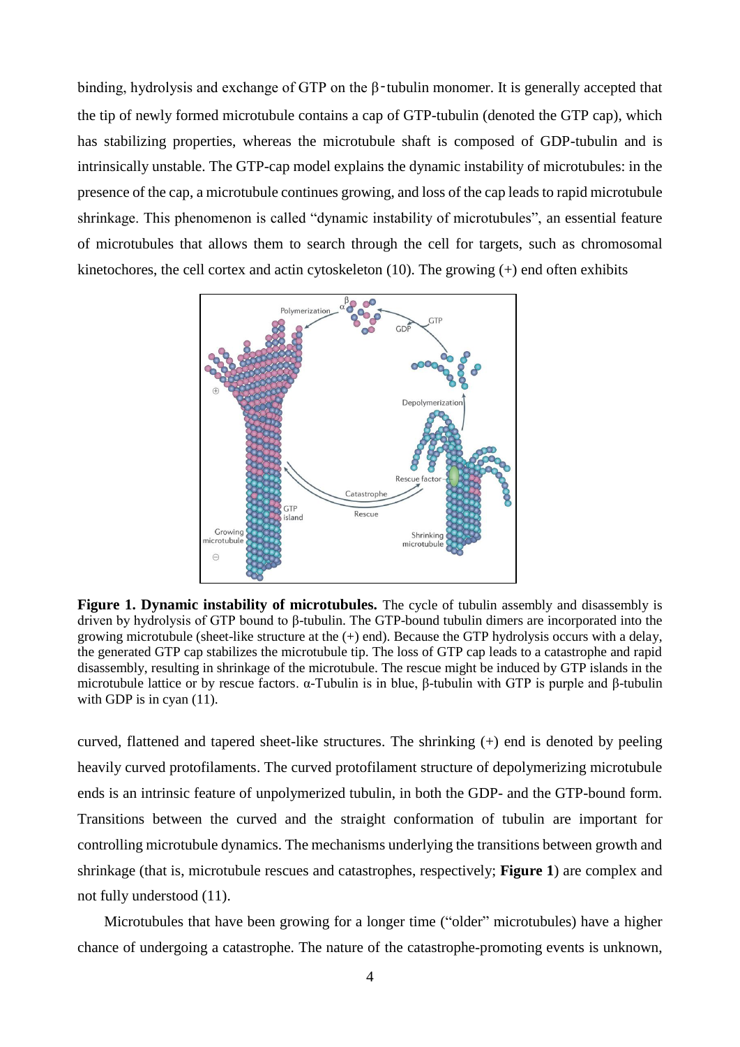binding, hydrolysis and exchange of GTP on the β-tubulin monomer. It is generally accepted that the tip of newly formed microtubule contains a cap of GTP-tubulin (denoted the GTP cap), which has stabilizing properties, whereas the microtubule shaft is composed of GDP-tubulin and is intrinsically unstable. The GTP-cap model explains the dynamic instability of microtubules: in the presence of the cap, a microtubule continues growing, and loss of the cap leads to rapid microtubule shrinkage. This phenomenon is called "dynamic instability of microtubules", an essential feature of microtubules that allows them to search through the cell for targets, such as chromosomal kinetochores, the cell cortex and actin cytoskeleton (10). The growing (+) end often exhibits

**Figure 1. Dynamic instability of microtubules.** The cycle of tubulin assembly and disassembly is driven by hydrolysis of GTP bound to β-tubulin. The GTP-bound tubulin dimers are incorporated into the growing microtubule (sheet-like structure at the (+) end). Because the GTP hydrolysis occurs with a delay, the generated GTP cap stabilizes the microtubule tip. The loss of GTP cap leads to a catastrophe and rapid disassembly, resulting in shrinkage of the microtubule. The rescue might be induced by GTP islands in the microtubule lattice or by rescue factors. α-Tubulin is in blue, β-tubulin with GTP is purple and β-tubulin with GDP is in cyan (11).

curved, flattened and tapered sheet-like structures. The shrinking (+) end is denoted by peeling heavily curved protofilaments. The curved protofilament structure of depolymerizing microtubule ends is an intrinsic feature of unpolymerized tubulin, in both the GDP- and the GTP-bound form. Transitions between the curved and the straight conformation of tubulin are important for controlling microtubule dynamics. The mechanisms underlying the transitions between growth and shrinkage (that is, microtubule rescues and catastrophes, respectively; **Figure 1**) are complex and not fully understood (11).

Microtubules that have been growing for a longer time ("older" microtubules) have a higher chance of undergoing a catastrophe. The nature of the catastrophe-promoting events is unknown,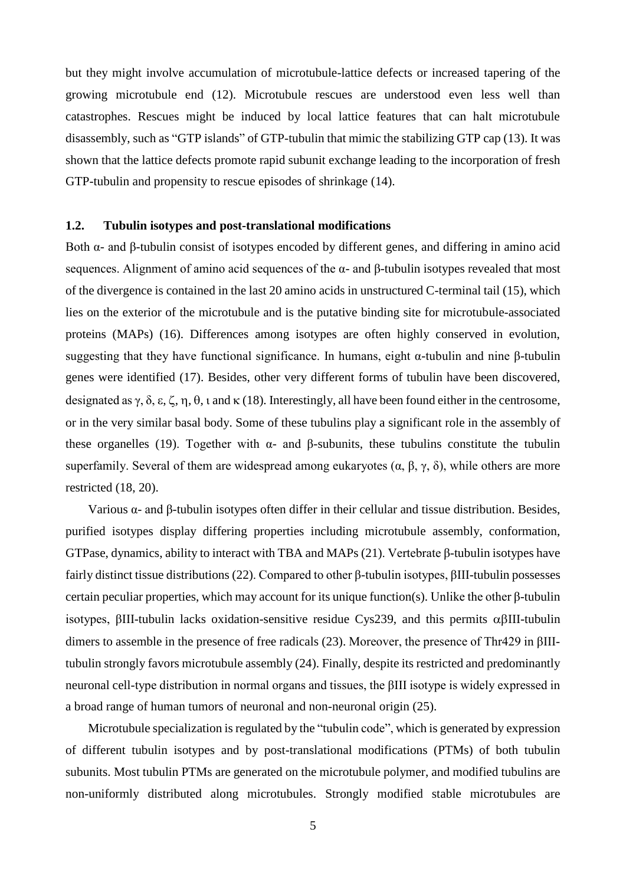but they might involve accumulation of microtubule-lattice defects or increased tapering of the growing microtubule end (12). Microtubule rescues are understood even less well than catastrophes. Rescues might be induced by local lattice features that can halt microtubule disassembly, such as "GTP islands" of GTP-tubulin that mimic the stabilizing GTP cap (13). It was shown that the lattice defects promote rapid subunit exchange leading to the incorporation of fresh GTP-tubulin and propensity to rescue episodes of shrinkage (14).

### 1.2. Tubulin isotypes and post-translational modifications

Both α- and β-tubulin consist of isotypes encoded by different genes, and differing in amino acid sequences. Alignment of amino acid sequences of the α- and β-tubulin isotypes revealed that most of the divergence is contained in the last 20 amino acids in unstructured C-terminal tail (15), which lies on the exterior of the microtubule and is the putative binding site for microtubule-associated proteins (MAPs) (16). Differences among isotypes are often highly conserved in evolution, suggesting that they have functional significance. In humans, eight α-tubulin and nine β-tubulin genes were identified (17). Besides, other very different forms of tubulin have been discovered, designated as γ, δ, ε, ζ, η, θ, ι and κ (18). Interestingly, all have been found either in the centrosome, or in the very similar basal body. Some of these tubulins play a significant role in the assembly of these organelles (19). Together with α- and β-subunits, these tubulins constitute the tubulin superfamily. Several of them are widespread among eukaryotes (α, β, γ, δ), while others are more restricted (18, 20).

Various α- and β-tubulin isotypes often differ in their cellular and tissue distribution. Besides, purified isotypes display differing properties including microtubule assembly, conformation, GTPase, dynamics, ability to interact with TBA and MAPs (21). Vertebrate β-tubulin isotypes have fairly distinct tissue distributions (22). Compared to other β-tubulin isotypes, βIII-tubulin possesses certain peculiar properties, which may account for its unique function(s). Unlike the other β-tubulin isotypes, βIII-tubulin lacks oxidation-sensitive residue Cys239, and this permits αβIII-tubulin dimers to assemble in the presence of free radicals (23). Moreover, the presence of Thr429 in βIII-tubulin strongly favors microtubule assembly (24). Finally, despite its restricted and predominantly neuronal cell-type distribution in normal organs and tissues, the βIII isotype is widely expressed in a broad range of human tumors of neuronal and non-neuronal origin (25).

Microtubule specialization is regulated by the "tubulin code", which is generated by expression of different tubulin isotypes and by post-translational modifications (PTMs) of both tubulin subunits. Most tubulin PTMs are generated on the microtubule polymer, and modified tubulins are non-uniformly distributed along microtubules. Strongly modified stable microtubules are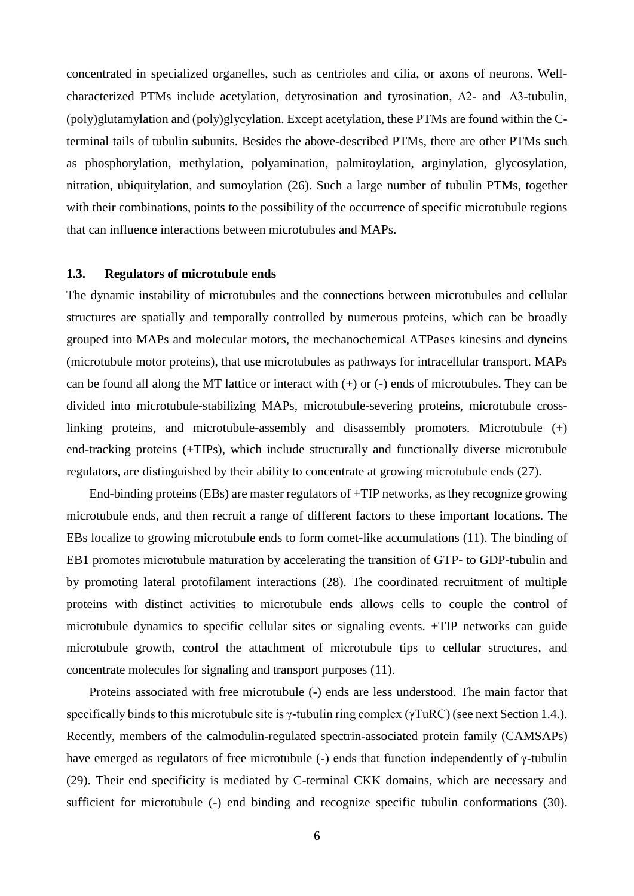concentrated in specialized organelles, such as centrioles and cilia, or axons of neurons. Well-characterized PTMs include acetylation, detyrosination and tyrosination, Δ2- and Δ3-tubulin, (poly)glutamylation and (poly)glycylation. Except acetylation, these PTMs are found within the C-terminal tails of tubulin subunits. Besides the above-described PTMs, there are other PTMs such as phosphorylation, methylation, polyamination, palmitoylation, arginylation, glycosylation, nitration, ubiquitylation, and sumoylation (26). Such a large number of tubulin PTMs, together with their combinations, points to the possibility of the occurrence of specific microtubule regions that can influence interactions between microtubules and MAPs.

### 1.3. Regulators of microtubule ends

The dynamic instability of microtubules and the connections between microtubules and cellular structures are spatially and temporally controlled by numerous proteins, which can be broadly grouped into MAPs and molecular motors, the mechanochemical ATPases kinesins and dyneins (microtubule motor proteins), that use microtubules as pathways for intracellular transport. MAPs can be found all along the MT lattice or interact with (+) or (-) ends of microtubules. They can be divided into microtubule-stabilizing MAPs, microtubule-severing proteins, microtubule cross-linking proteins, and microtubule-assembly and disassembly promoters. Microtubule (+) end-tracking proteins (+TIPs), which include structurally and functionally diverse microtubule regulators, are distinguished by their ability to concentrate at growing microtubule ends (27).

End-binding proteins (EBs) are master regulators of +TIP networks, as they recognize growing microtubule ends, and then recruit a range of different factors to these important locations. The EBs localize to growing microtubule ends to form comet-like accumulations (11). The binding of EB1 promotes microtubule maturation by accelerating the transition of GTP- to GDP-tubulin and by promoting lateral protofilament interactions (28). The coordinated recruitment of multiple proteins with distinct activities to microtubule ends allows cells to couple the control of microtubule dynamics to specific cellular sites or signaling events. +TIP networks can guide microtubule growth, control the attachment of microtubule tips to cellular structures, and concentrate molecules for signaling and transport purposes (11).

Proteins associated with free microtubule (-) ends are less understood. The main factor that specifically binds to this microtubule site is γ-tubulin ring complex (γTuRC) (see next Section 1.4.). Recently, members of the calmodulin-regulated spectrin-associated protein family (CAMSAPs) have emerged as regulators of free microtubule (-) ends that function independently of γ-tubulin (29). Their end specificity is mediated by C-terminal CKK domains, which are necessary and sufficient for microtubule (-) end binding and recognize specific tubulin conformations (30).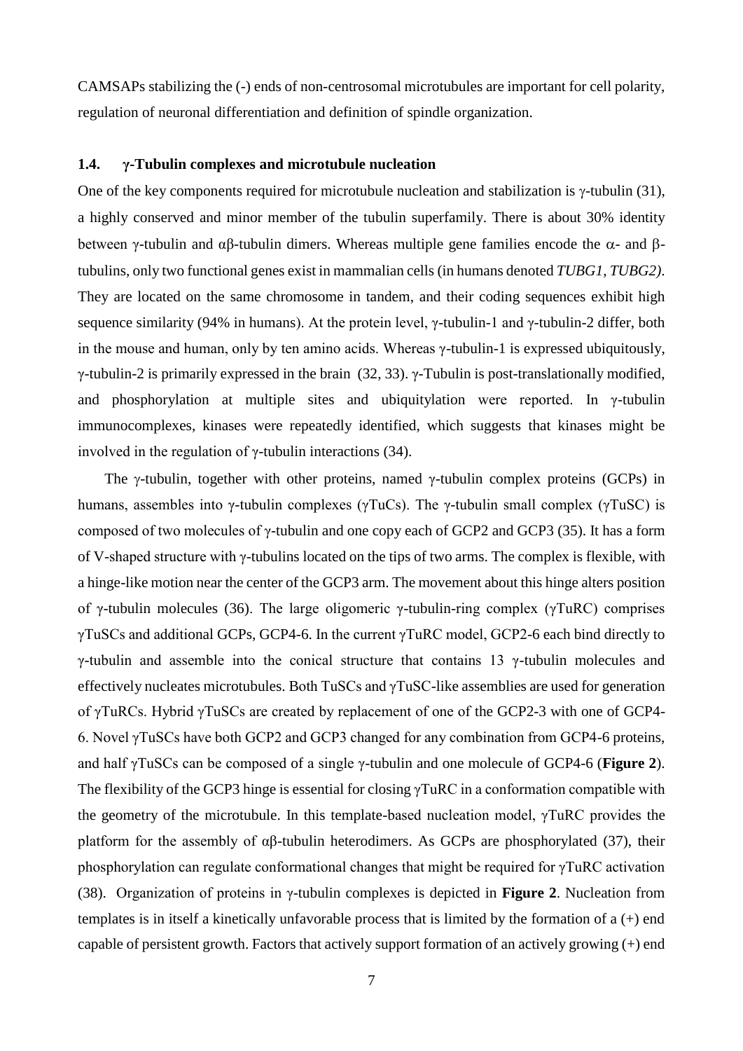CAMSAPs stabilizing the (-) ends of non-centrosomal microtubules are important for cell polarity, regulation of neuronal differentiation and definition of spindle organization.

### 1.4. γ-Tubulin complexes and microtubule nucleation

One of the key components required for microtubule nucleation and stabilization is γ-tubulin (31), a highly conserved and minor member of the tubulin superfamily. There is about 30% identity between γ-tubulin and αβ-tubulin dimers. Whereas multiple gene families encode the α- and β-tubulins, only two functional genes exist in mammalian cells (in humans denoted *TUBG1, TUBG2)*. They are located on the same chromosome in tandem, and their coding sequences exhibit high sequence similarity (94% in humans). At the protein level, γ-tubulin-1 and γ-tubulin-2 differ, both in the mouse and human, only by ten amino acids. Whereas γ-tubulin-1 is expressed ubiquitously, γ-tubulin-2 is primarily expressed in the brain (32, 33). γ-Tubulin is post-translationally modified, and phosphorylation at multiple sites and ubiquitylation were reported. In γ-tubulin immunocomplexes, kinases were repeatedly identified, which suggests that kinases might be involved in the regulation of γ-tubulin interactions (34).

The γ-tubulin, together with other proteins, named γ-tubulin complex proteins (GCPs) in humans, assembles into γ-tubulin complexes (γTuCs). The γ-tubulin small complex (γTuSC) is composed of two molecules of γ-tubulin and one copy each of GCP2 and GCP3 (35). It has a form of V-shaped structure with γ-tubulins located on the tips of two arms. The complex is flexible, with a hinge-like motion near the center of the GCP3 arm. The movement about this hinge alters position of γ-tubulin molecules (36). The large oligomeric γ-tubulin-ring complex (γTuRC) comprises γTuSCs and additional GCPs, GCP4-6. In the current γTuRC model, GCP2-6 each bind directly to γ-tubulin and assemble into the conical structure that contains 13 γ-tubulin molecules and effectively nucleates microtubules. Both TuSCs and γTuSC-like assemblies are used for generation of γTuRCs. Hybrid γTuSCs are created by replacement of one of the GCP2-3 with one of GCP4-6. Novel γTuSCs have both GCP2 and GCP3 changed for any combination from GCP4-6 proteins, and half γTuSCs can be composed of a single γ-tubulin and one molecule of GCP4-6 (**Figure 2**). The flexibility of the GCP3 hinge is essential for closing γTuRC in a conformation compatible with the geometry of the microtubule. In this template-based nucleation model, γTuRC provides the platform for the assembly of αβ-tubulin heterodimers. As GCPs are phosphorylated (37), their phosphorylation can regulate conformational changes that might be required for γTuRC activation (38). Organization of proteins in γ-tubulin complexes is depicted in **Figure 2**. Nucleation from templates is in itself a kinetically unfavorable process that is limited by the formation of a (+) end capable of persistent growth. Factors that actively support formation of an actively growing (+) end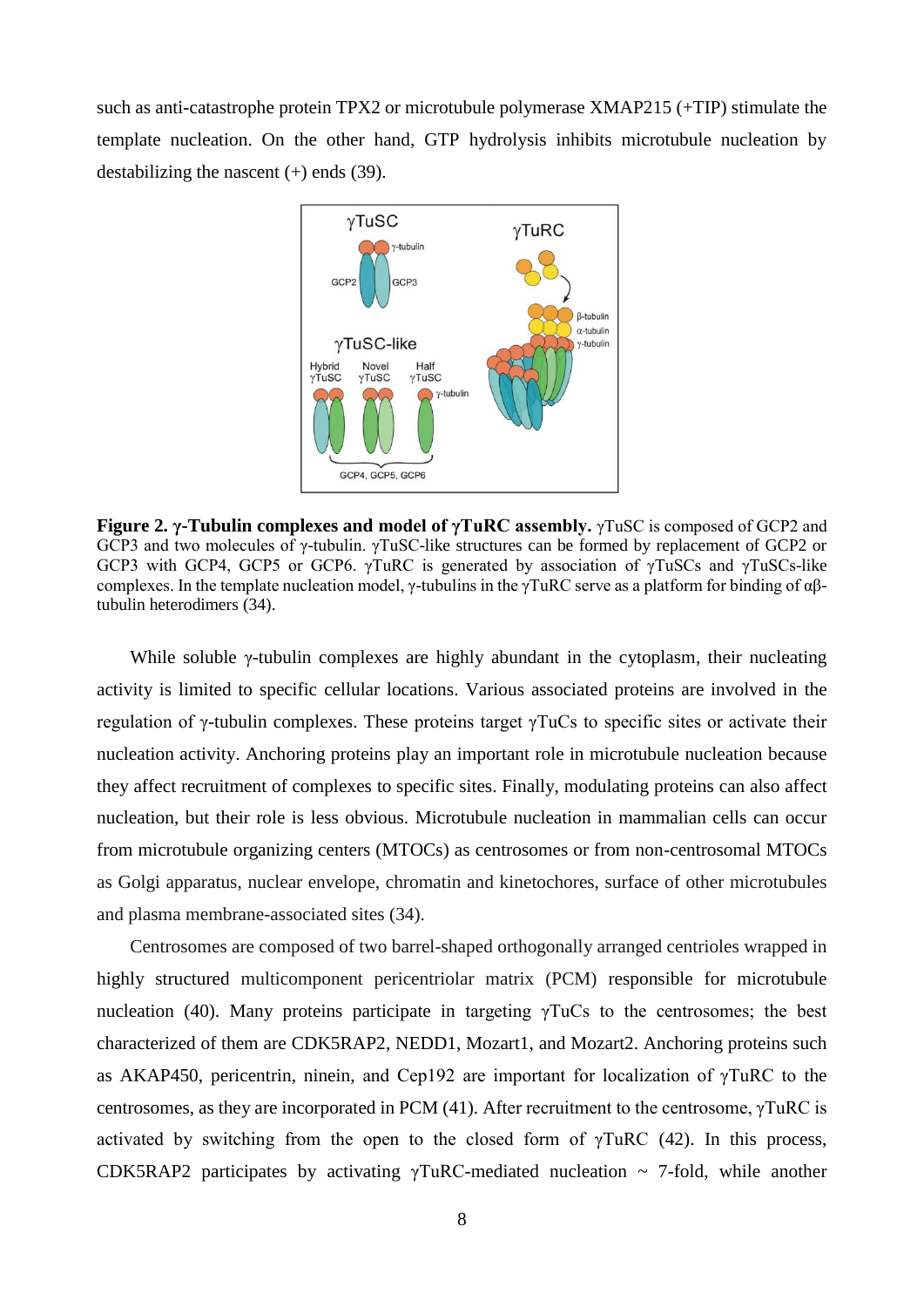such as anti-catastrophe protein TPX2 or microtubule polymerase XMAP215 (+TIP) stimulate the template nucleation. On the other hand, GTP hydrolysis inhibits microtubule nucleation by destabilizing the nascent (+) ends (39).

**Figure 2. γ-Tubulin complexes and model of γTuRC assembly.** γTuSC is composed of GCP2 and GCP3 and two molecules of γ-tubulin. γTuSC-like structures can be formed by replacement of GCP2 or GCP3 with GCP4, GCP5 or GCP6. γTuRC is generated by association of γTuSCs and γTuSCs-like complexes. In the template nucleation model, γ-tubulins in the γTuRC serve as a platform for binding of αβ-tubulin heterodimers (34).

While soluble γ-tubulin complexes are highly abundant in the cytoplasm, their nucleating activity is limited to specific cellular locations. Various associated proteins are involved in the regulation of γ-tubulin complexes. These proteins target γTuCs to specific sites or activate their nucleation activity. Anchoring proteins play an important role in microtubule nucleation because they affect recruitment of complexes to specific sites. Finally, modulating proteins can also affect nucleation, but their role is less obvious. Microtubule nucleation in mammalian cells can occur from microtubule organizing centers (MTOCs) as centrosomes or from non-centrosomal MTOCs as Golgi apparatus, nuclear envelope, chromatin and kinetochores, surface of other microtubules and plasma membrane-associated sites (34).

Centrosomes are composed of two barrel-shaped orthogonally arranged centrioles wrapped in highly structured multicomponent pericentriolar matrix (PCM) responsible for microtubule nucleation (40). Many proteins participate in targeting γTuCs to the centrosomes; the best characterized of them are CDK5RAP2, NEDD1, Mozart1, and Mozart2. Anchoring proteins such as AKAP450, pericentrin, ninein, and Cep192 are important for localization of γTuRC to the centrosomes, as they are incorporated in PCM (41). After recruitment to the centrosome, γTuRC is activated by switching from the open to the closed form of γTuRC (42). In this process, CDK5RAP2 participates by activating γTuRC-mediated nucleation ~ 7-fold, while another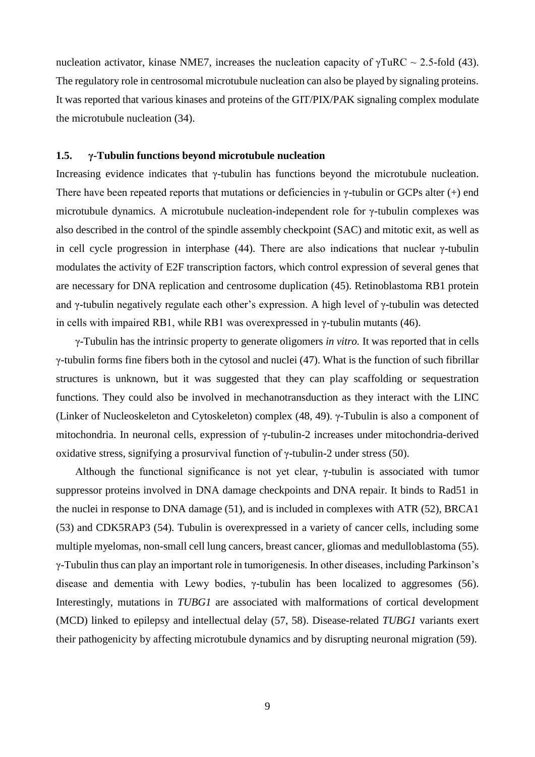nucleation activator, kinase NME7, increases the nucleation capacity of γTuRC ~ 2.5-fold (43). The regulatory role in centrosomal microtubule nucleation can also be played by signaling proteins. It was reported that various kinases and proteins of the GIT/PIX/PAK signaling complex modulate the microtubule nucleation (34).

### 1.5. γ-Tubulin functions beyond microtubule nucleation

Increasing evidence indicates that γ-tubulin has functions beyond the microtubule nucleation. There have been repeated reports that mutations or deficiencies in γ-tubulin or GCPs alter (+) end microtubule dynamics. A microtubule nucleation-independent role for γ-tubulin complexes was also described in the control of the spindle assembly checkpoint (SAC) and mitotic exit, as well as in cell cycle progression in interphase (44). There are also indications that nuclear γ-tubulin modulates the activity of E2F transcription factors, which control expression of several genes that are necessary for DNA replication and centrosome duplication (45). Retinoblastoma RB1 protein and γ-tubulin negatively regulate each other's expression. A high level of γ-tubulin was detected in cells with impaired RB1, while RB1 was overexpressed in γ-tubulin mutants (46).

γ-Tubulin has the intrinsic property to generate oligomers *in vitro.* It was reported that in cells γ-tubulin forms fine fibers both in the cytosol and nuclei (47). What is the function of such fibrillar structures is unknown, but it was suggested that they can play scaffolding or sequestration functions. They could also be involved in mechanotransduction as they interact with the LINC (Linker of Nucleoskeleton and Cytoskeleton) complex (48, 49). γ-Tubulin is also a component of mitochondria. In neuronal cells, expression of γ-tubulin-2 increases under mitochondria-derived oxidative stress, signifying a prosurvival function of γ-tubulin-2 under stress (50).

Although the functional significance is not yet clear, γ-tubulin is associated with tumor suppressor proteins involved in DNA damage checkpoints and DNA repair. It binds to Rad51 in the nuclei in response to DNA damage (51), and is included in complexes with ATR (52), BRCA1 (53) and CDK5RAP3 (54). Tubulin is overexpressed in a variety of cancer cells, including some multiple myelomas, non-small cell lung cancers, breast cancer, gliomas and medulloblastoma (55). γ-Tubulin thus can play an important role in tumorigenesis. In other diseases, including Parkinson's disease and dementia with Lewy bodies, γ-tubulin has been localized to aggresomes (56). Interestingly, mutations in *TUBG1* are associated with malformations of cortical development (MCD) linked to epilepsy and intellectual delay (57, 58). Disease-related *TUBG1* variants exert their pathogenicity by affecting microtubule dynamics and by disrupting neuronal migration (59).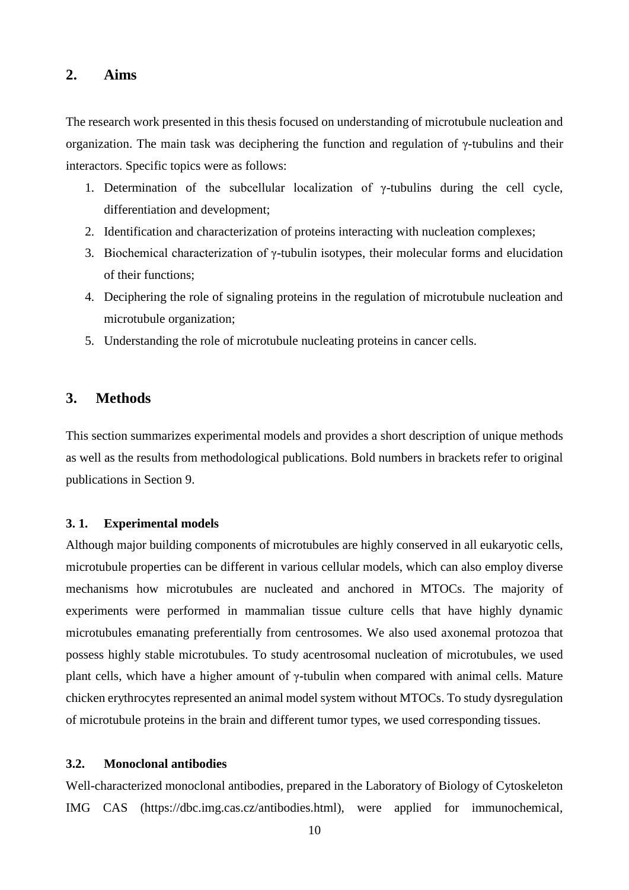## 2. Aims

The research work presented in this thesis focused on understanding of microtubule nucleation and organization. The main task was deciphering the function and regulation of γ-tubulins and their interactors. Specific topics were as follows:

1. Determination of the subcellular localization of γ-tubulins during the cell cycle, differentiation and development;
2. Identification and characterization of proteins interacting with nucleation complexes;
3. Biochemical characterization of γ-tubulin isotypes, their molecular forms and elucidation of their functions;
4. Deciphering the role of signaling proteins in the regulation of microtubule nucleation and microtubule organization;
5. Understanding the role of microtubule nucleating proteins in cancer cells.

## 3. Methods

This section summarizes experimental models and provides a short description of unique methods as well as the results from methodological publications. Bold numbers in brackets refer to original publications in Section 9.

### 3. 1. Experimental models

Although major building components of microtubules are highly conserved in all eukaryotic cells, microtubule properties can be different in various cellular models, which can also employ diverse mechanisms how microtubules are nucleated and anchored in MTOCs. The majority of experiments were performed in mammalian tissue culture cells that have highly dynamic microtubules emanating preferentially from centrosomes. We also used axonemal protozoa that possess highly stable microtubules. To study acentrosomal nucleation of microtubules, we used plant cells, which have a higher amount of γ-tubulin when compared with animal cells. Mature chicken erythrocytes represented an animal model system without MTOCs. To study dysregulation of microtubule proteins in the brain and different tumor types, we used corresponding tissues.

### 3.2. Monoclonal antibodies

Well-characterized monoclonal antibodies, prepared in the Laboratory of Biology of Cytoskeleton IMG CAS (https://dbc.img.cas.cz/antibodies.html), were applied for immunochemical,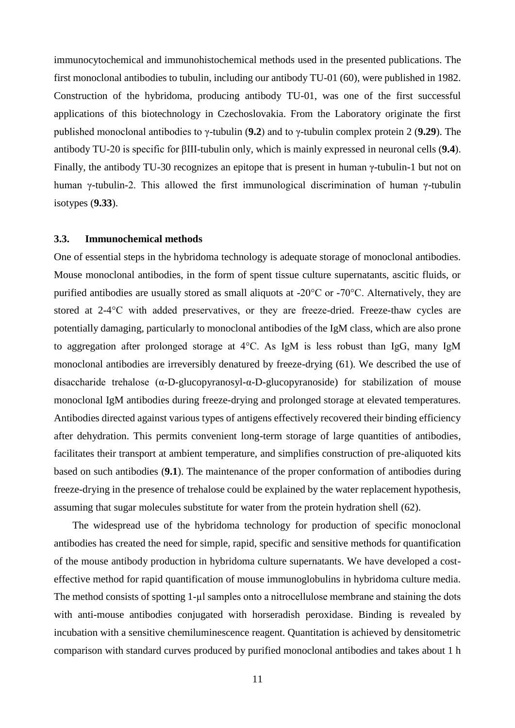immunocytochemical and immunohistochemical methods used in the presented publications. The first monoclonal antibodies to tubulin, including our antibody TU-01 (60), were published in 1982. Construction of the hybridoma, producing antibody TU-01, was one of the first successful applications of this biotechnology in Czechoslovakia. From the Laboratory originate the first published monoclonal antibodies to γ-tubulin (**9.2**) and to γ-tubulin complex protein 2 (**9.29**). The antibody TU-20 is specific for βIII-tubulin only, which is mainly expressed in neuronal cells (**9.4**). Finally, the antibody TU-30 recognizes an epitope that is present in human γ-tubulin-1 but not on human γ-tubulin-2. This allowed the first immunological discrimination of human γ-tubulin isotypes (**9.33**).

### 3.3. Immunochemical methods

One of essential steps in the hybridoma technology is adequate storage of monoclonal antibodies. Mouse monoclonal antibodies, in the form of spent tissue culture supernatants, ascitic fluids, or purified antibodies are usually stored as small aliquots at -20°C or -70°C. Alternatively, they are stored at 2-4°C with added preservatives, or they are freeze-dried. Freeze-thaw cycles are potentially damaging, particularly to monoclonal antibodies of the IgM class, which are also prone to aggregation after prolonged storage at 4°C. As IgM is less robust than IgG, many IgM monoclonal antibodies are irreversibly denatured by freeze-drying (61). We described the use of disaccharide trehalose (α-D-glucopyranosyl-α-D-glucopyranoside) for stabilization of mouse monoclonal IgM antibodies during freeze-drying and prolonged storage at elevated temperatures. Antibodies directed against various types of antigens effectively recovered their binding efficiency after dehydration. This permits convenient long-term storage of large quantities of antibodies, facilitates their transport at ambient temperature, and simplifies construction of pre-aliquoted kits based on such antibodies (**9.1**). The maintenance of the proper conformation of antibodies during freeze-drying in the presence of trehalose could be explained by the water replacement hypothesis, assuming that sugar molecules substitute for water from the protein hydration shell (62).

The widespread use of the hybridoma technology for production of specific monoclonal antibodies has created the need for simple, rapid, specific and sensitive methods for quantification of the mouse antibody production in hybridoma culture supernatants. We have developed a cost-effective method for rapid quantification of mouse immunoglobulins in hybridoma culture media. The method consists of spotting 1-μl samples onto a nitrocellulose membrane and staining the dots with anti-mouse antibodies conjugated with horseradish peroxidase. Binding is revealed by incubation with a sensitive chemiluminescence reagent. Quantitation is achieved by densitometric comparison with standard curves produced by purified monoclonal antibodies and takes about 1 h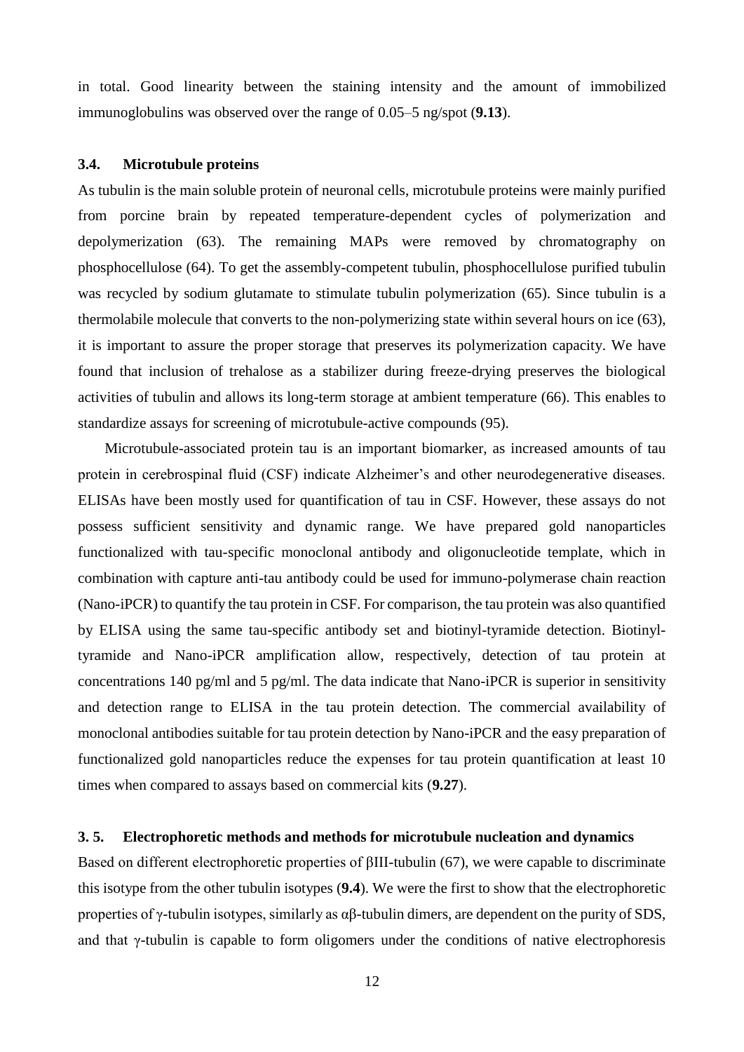in total. Good linearity between the staining intensity and the amount of immobilized immunoglobulins was observed over the range of 0.05–5 ng/spot (**9.13**).

### 3.4. Microtubule proteins

As tubulin is the main soluble protein of neuronal cells, microtubule proteins were mainly purified from porcine brain by repeated temperature-dependent cycles of polymerization and depolymerization (63). The remaining MAPs were removed by chromatography on phosphocellulose (64). To get the assembly-competent tubulin, phosphocellulose purified tubulin was recycled by sodium glutamate to stimulate tubulin polymerization (65). Since tubulin is a thermolabile molecule that converts to the non-polymerizing state within several hours on ice (63), it is important to assure the proper storage that preserves its polymerization capacity. We have found that inclusion of trehalose as a stabilizer during freeze-drying preserves the biological activities of tubulin and allows its long-term storage at ambient temperature (66). This enables to standardize assays for screening of microtubule-active compounds (95).

Microtubule-associated protein tau is an important biomarker, as increased amounts of tau protein in cerebrospinal fluid (CSF) indicate Alzheimer's and other neurodegenerative diseases. ELISAs have been mostly used for quantification of tau in CSF. However, these assays do not possess sufficient sensitivity and dynamic range. We have prepared gold nanoparticles functionalized with tau-specific monoclonal antibody and oligonucleotide template, which in combination with capture anti-tau antibody could be used for immuno-polymerase chain reaction (Nano-iPCR) to quantify the tau protein in CSF. For comparison, the tau protein was also quantified by ELISA using the same tau-specific antibody set and biotinyl-tyramide detection. Biotinyl-tyramide and Nano-iPCR amplification allow, respectively, detection of tau protein at concentrations 140 pg/ml and 5 pg/ml. The data indicate that Nano-iPCR is superior in sensitivity and detection range to ELISA in the tau protein detection. The commercial availability of monoclonal antibodies suitable for tau protein detection by Nano-iPCR and the easy preparation of functionalized gold nanoparticles reduce the expenses for tau protein quantification at least 10 times when compared to assays based on commercial kits (**9.27**).

### 3. 5. Electrophoretic methods and methods for microtubule nucleation and dynamics

Based on different electrophoretic properties of βIII-tubulin (67), we were capable to discriminate this isotype from the other tubulin isotypes (**9.4**). We were the first to show that the electrophoretic properties of γ-tubulin isotypes, similarly as αβ-tubulin dimers, are dependent on the purity of SDS, and that γ-tubulin is capable to form oligomers under the conditions of native electrophoresis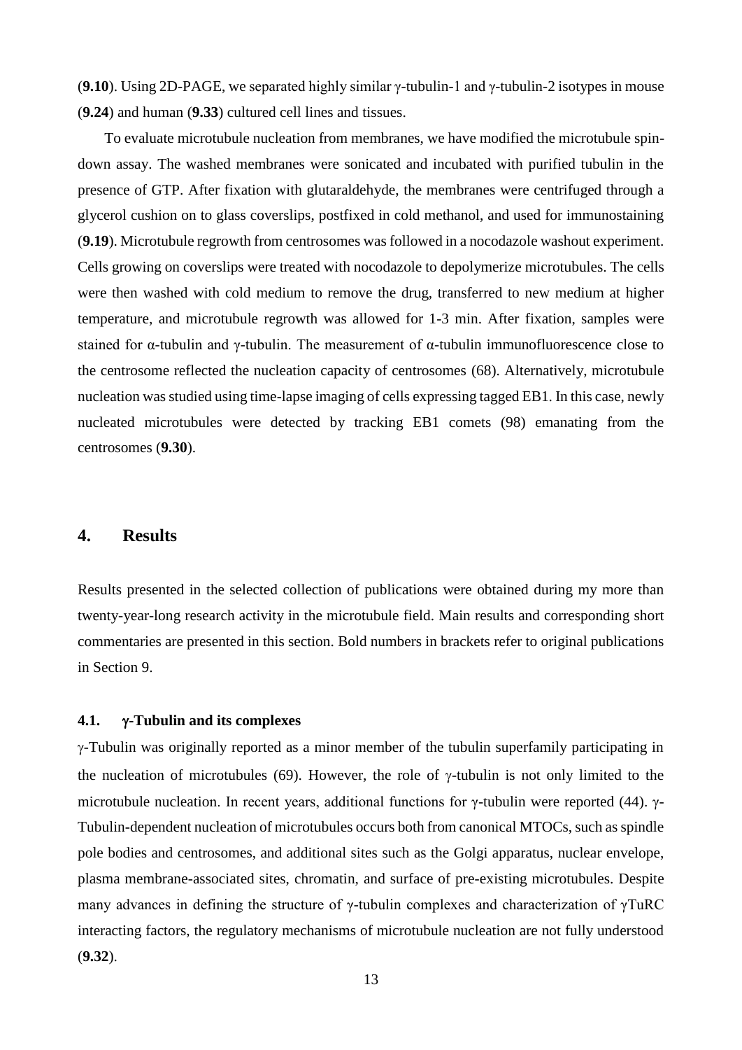(**9.10**). Using 2D-PAGE, we separated highly similar γ-tubulin-1 and γ-tubulin-2 isotypes in mouse (**9.24**) and human (**9.33**) cultured cell lines and tissues.

To evaluate microtubule nucleation from membranes, we have modified the microtubule spin-down assay. The washed membranes were sonicated and incubated with purified tubulin in the presence of GTP. After fixation with glutaraldehyde, the membranes were centrifuged through a glycerol cushion on to glass coverslips, postfixed in cold methanol, and used for immunostaining (**9.19**). Microtubule regrowth from centrosomes was followed in a nocodazole washout experiment. Cells growing on coverslips were treated with nocodazole to depolymerize microtubules. The cells were then washed with cold medium to remove the drug, transferred to new medium at higher temperature, and microtubule regrowth was allowed for 1-3 min. After fixation, samples were stained for α-tubulin and γ-tubulin. The measurement of α-tubulin immunofluorescence close to the centrosome reflected the nucleation capacity of centrosomes (68). Alternatively, microtubule nucleation was studied using time-lapse imaging of cells expressing tagged EB1. In this case, newly nucleated microtubules were detected by tracking EB1 comets (98) emanating from the centrosomes (**9.30**).

## 4. Results

Results presented in the selected collection of publications were obtained during my more than twenty-year-long research activity in the microtubule field. Main results and corresponding short commentaries are presented in this section. Bold numbers in brackets refer to original publications in Section 9.

### 4.1. γ-Tubulin and its complexes

γ-Tubulin was originally reported as a minor member of the tubulin superfamily participating in the nucleation of microtubules (69). However, the role of γ-tubulin is not only limited to the microtubule nucleation. In recent years, additional functions for γ-tubulin were reported (44). γ-Tubulin-dependent nucleation of microtubules occurs both from canonical MTOCs, such as spindle pole bodies and centrosomes, and additional sites such as the Golgi apparatus, nuclear envelope, plasma membrane-associated sites, chromatin, and surface of pre-existing microtubules. Despite many advances in defining the structure of γ-tubulin complexes and characterization of γTuRC interacting factors, the regulatory mechanisms of microtubule nucleation are not fully understood (**9.32**).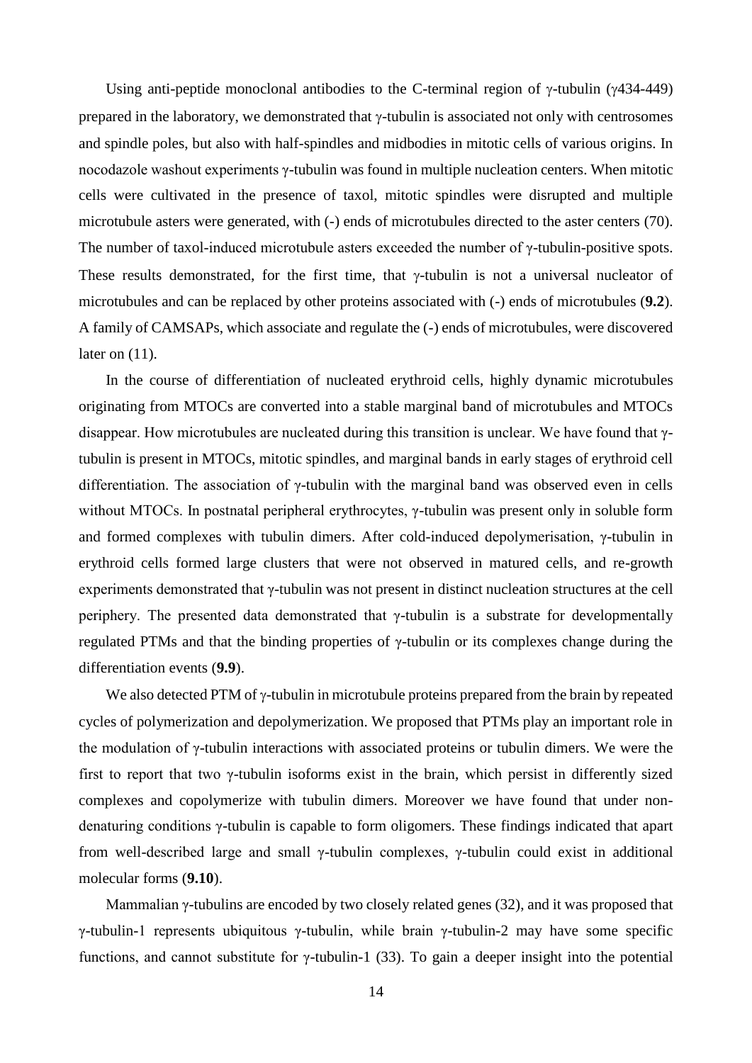Using anti-peptide monoclonal antibodies to the C-terminal region of γ-tubulin (γ434-449) prepared in the laboratory, we demonstrated that γ-tubulin is associated not only with centrosomes and spindle poles, but also with half-spindles and midbodies in mitotic cells of various origins. In nocodazole washout experiments γ-tubulin was found in multiple nucleation centers. When mitotic cells were cultivated in the presence of taxol, mitotic spindles were disrupted and multiple microtubule asters were generated, with (-) ends of microtubules directed to the aster centers (70). The number of taxol-induced microtubule asters exceeded the number of γ-tubulin-positive spots. These results demonstrated, for the first time, that γ-tubulin is not a universal nucleator of microtubules and can be replaced by other proteins associated with (-) ends of microtubules (**9.2**). A family of CAMSAPs, which associate and regulate the (-) ends of microtubules, were discovered later on (11).

In the course of differentiation of nucleated erythroid cells, highly dynamic microtubules originating from MTOCs are converted into a stable marginal band of microtubules and MTOCs disappear. How microtubules are nucleated during this transition is unclear. We have found that γ-tubulin is present in MTOCs, mitotic spindles, and marginal bands in early stages of erythroid cell differentiation. The association of γ-tubulin with the marginal band was observed even in cells without MTOCs. In postnatal peripheral erythrocytes, γ-tubulin was present only in soluble form and formed complexes with tubulin dimers. After cold-induced depolymerisation, γ-tubulin in erythroid cells formed large clusters that were not observed in matured cells, and re-growth experiments demonstrated that γ-tubulin was not present in distinct nucleation structures at the cell periphery. The presented data demonstrated that γ-tubulin is a substrate for developmentally regulated PTMs and that the binding properties of γ-tubulin or its complexes change during the differentiation events (**9.9**).

We also detected PTM of γ-tubulin in microtubule proteins prepared from the brain by repeated cycles of polymerization and depolymerization. We proposed that PTMs play an important role in the modulation of γ-tubulin interactions with associated proteins or tubulin dimers. We were the first to report that two γ-tubulin isoforms exist in the brain, which persist in differently sized complexes and copolymerize with tubulin dimers. Moreover we have found that under non-denaturing conditions γ-tubulin is capable to form oligomers. These findings indicated that apart from well-described large and small γ-tubulin complexes, γ-tubulin could exist in additional molecular forms (**9.10**).

Mammalian γ-tubulins are encoded by two closely related genes (32), and it was proposed that γ-tubulin-1 represents ubiquitous γ-tubulin, while brain γ-tubulin-2 may have some specific functions, and cannot substitute for γ-tubulin-1 (33). To gain a deeper insight into the potential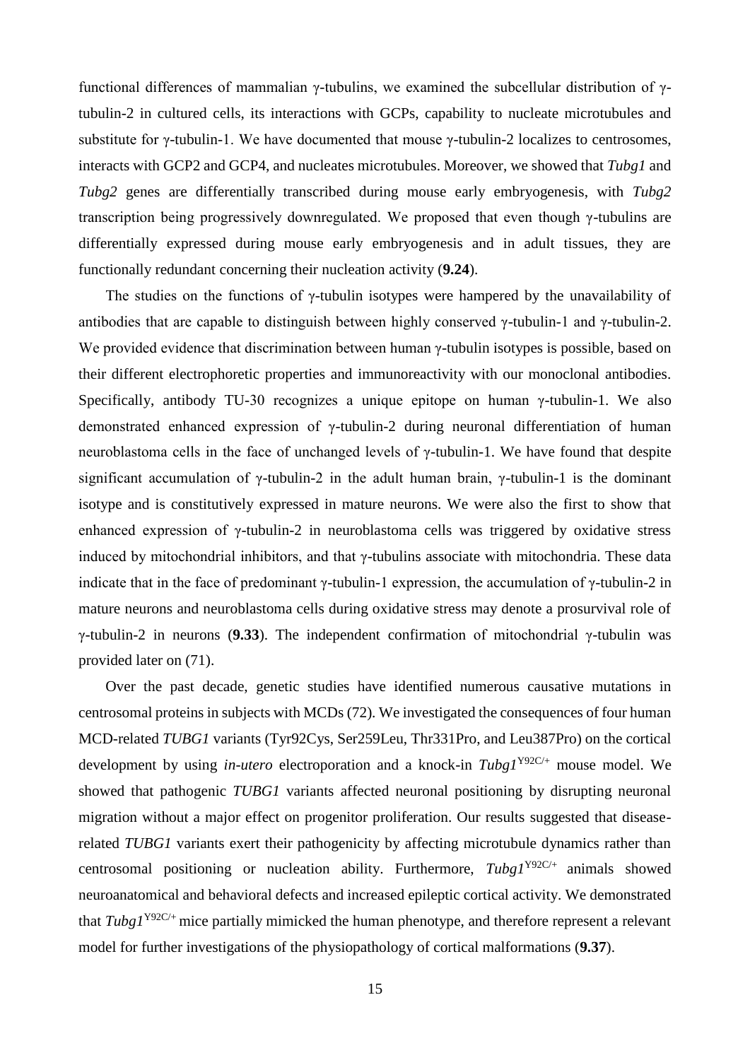functional differences of mammalian γ-tubulins, we examined the subcellular distribution of γ-tubulin-2 in cultured cells, its interactions with GCPs, capability to nucleate microtubules and substitute for γ-tubulin-1. We have documented that mouse γ-tubulin-2 localizes to centrosomes, interacts with GCP2 and GCP4, and nucleates microtubules. Moreover, we showed that *Tubg1* and *Tubg2* genes are differentially transcribed during mouse early embryogenesis, with *Tubg2* transcription being progressively downregulated. We proposed that even though γ-tubulins are differentially expressed during mouse early embryogenesis and in adult tissues, they are functionally redundant concerning their nucleation activity (**9.24**).

The studies on the functions of γ-tubulin isotypes were hampered by the unavailability of antibodies that are capable to distinguish between highly conserved γ-tubulin-1 and γ-tubulin-2. We provided evidence that discrimination between human γ-tubulin isotypes is possible, based on their different electrophoretic properties and immunoreactivity with our monoclonal antibodies. Specifically, antibody TU-30 recognizes a unique epitope on human γ-tubulin-1. We also demonstrated enhanced expression of γ-tubulin-2 during neuronal differentiation of human neuroblastoma cells in the face of unchanged levels of γ-tubulin-1. We have found that despite significant accumulation of γ-tubulin-2 in the adult human brain, γ-tubulin-1 is the dominant isotype and is constitutively expressed in mature neurons. We were also the first to show that enhanced expression of γ-tubulin-2 in neuroblastoma cells was triggered by oxidative stress induced by mitochondrial inhibitors, and that γ-tubulins associate with mitochondria. These data indicate that in the face of predominant γ-tubulin-1 expression, the accumulation of γ-tubulin-2 in mature neurons and neuroblastoma cells during oxidative stress may denote a prosurvival role of γ-tubulin-2 in neurons (**9.33**). The independent confirmation of mitochondrial γ-tubulin was provided later on (71).

Over the past decade, genetic studies have identified numerous causative mutations in centrosomal proteins in subjects with MCDs (72). We investigated the consequences of four human MCD-related *TUBG1* variants (Tyr92Cys, Ser259Leu, Thr331Pro, and Leu387Pro) on the cortical development by using *in-utero* electroporation and a knock-in *Tubg1*$^{Y92C/+}$ mouse model. We showed that pathogenic *TUBG1* variants affected neuronal positioning by disrupting neuronal migration without a major effect on progenitor proliferation. Our results suggested that disease-related *TUBG1* variants exert their pathogenicity by affecting microtubule dynamics rather than centrosomal positioning or nucleation ability. Furthermore, *Tubg1*$^{Y92C/+}$ animals showed neuroanatomical and behavioral defects and increased epileptic cortical activity. We demonstrated that *Tubg1*$^{Y92C/+}$ mice partially mimicked the human phenotype, and therefore represent a relevant model for further investigations of the physiopathology of cortical malformations (**9.37**).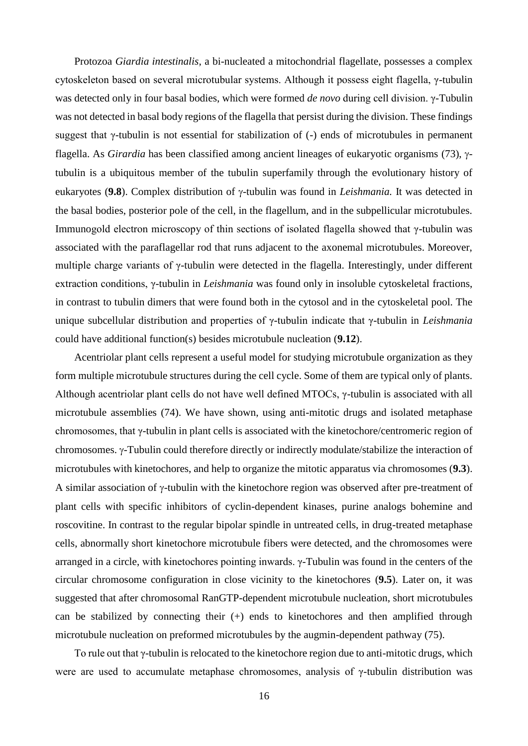Protozoa *Giardia intestinalis*, a bi-nucleated a mitochondrial flagellate, possesses a complex cytoskeleton based on several microtubular systems. Although it possess eight flagella, γ-tubulin was detected only in four basal bodies, which were formed *de novo* during cell division. γ-Tubulin was not detected in basal body regions of the flagella that persist during the division. These findings suggest that γ-tubulin is not essential for stabilization of (-) ends of microtubules in permanent flagella. As *Girardia* has been classified among ancient lineages of eukaryotic organisms (73), γ-tubulin is a ubiquitous member of the tubulin superfamily through the evolutionary history of eukaryotes (**9.8**). Complex distribution of γ-tubulin was found in *Leishmania.* It was detected in the basal bodies, posterior pole of the cell, in the flagellum, and in the subpellicular microtubules. Immunogold electron microscopy of thin sections of isolated flagella showed that γ-tubulin was associated with the paraflagellar rod that runs adjacent to the axonemal microtubules. Moreover, multiple charge variants of γ-tubulin were detected in the flagella. Interestingly, under different extraction conditions, γ-tubulin in *Leishmania* was found only in insoluble cytoskeletal fractions, in contrast to tubulin dimers that were found both in the cytosol and in the cytoskeletal pool. The unique subcellular distribution and properties of γ-tubulin indicate that γ-tubulin in *Leishmania* could have additional function(s) besides microtubule nucleation (**9.12**).

Acentriolar plant cells represent a useful model for studying microtubule organization as they form multiple microtubule structures during the cell cycle. Some of them are typical only of plants. Although acentriolar plant cells do not have well defined MTOCs, γ-tubulin is associated with all microtubule assemblies (74). We have shown, using anti-mitotic drugs and isolated metaphase chromosomes, that γ-tubulin in plant cells is associated with the kinetochore/centromeric region of chromosomes. γ-Tubulin could therefore directly or indirectly modulate/stabilize the interaction of microtubules with kinetochores, and help to organize the mitotic apparatus via chromosomes (**9.3**). A similar association of γ-tubulin with the kinetochore region was observed after pre-treatment of plant cells with specific inhibitors of cyclin-dependent kinases, purine analogs bohemine and roscovitine. In contrast to the regular bipolar spindle in untreated cells, in drug-treated metaphase cells, abnormally short kinetochore microtubule fibers were detected, and the chromosomes were arranged in a circle, with kinetochores pointing inwards. γ-Tubulin was found in the centers of the circular chromosome configuration in close vicinity to the kinetochores (**9.5**). Later on, it was suggested that after chromosomal RanGTP-dependent microtubule nucleation, short microtubules can be stabilized by connecting their (+) ends to kinetochores and then amplified through microtubule nucleation on preformed microtubules by the augmin-dependent pathway (75).

To rule out that γ-tubulin is relocated to the kinetochore region due to anti-mitotic drugs, which were are used to accumulate metaphase chromosomes, analysis of γ-tubulin distribution was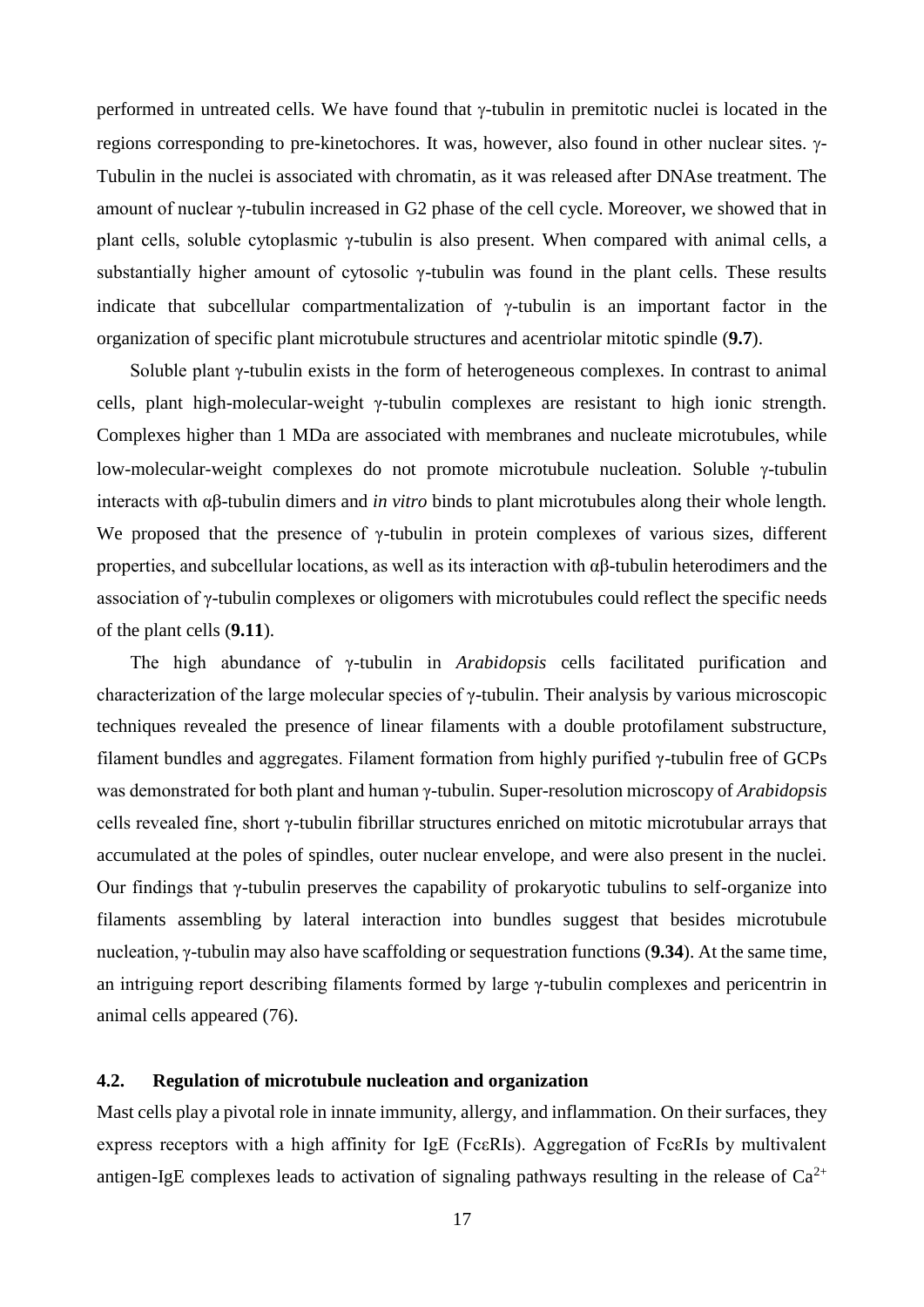performed in untreated cells. We have found that γ-tubulin in premitotic nuclei is located in the regions corresponding to pre-kinetochores. It was, however, also found in other nuclear sites. γ-Tubulin in the nuclei is associated with chromatin, as it was released after DNAse treatment. The amount of nuclear γ-tubulin increased in G2 phase of the cell cycle. Moreover, we showed that in plant cells, soluble cytoplasmic γ-tubulin is also present. When compared with animal cells, a substantially higher amount of cytosolic γ-tubulin was found in the plant cells. These results indicate that subcellular compartmentalization of γ-tubulin is an important factor in the organization of specific plant microtubule structures and acentriolar mitotic spindle (**9.7**).

Soluble plant γ-tubulin exists in the form of heterogeneous complexes. In contrast to animal cells, plant high-molecular-weight γ-tubulin complexes are resistant to high ionic strength. Complexes higher than 1 MDa are associated with membranes and nucleate microtubules, while low-molecular-weight complexes do not promote microtubule nucleation. Soluble γ-tubulin interacts with αβ-tubulin dimers and *in vitro* binds to plant microtubules along their whole length. We proposed that the presence of γ-tubulin in protein complexes of various sizes, different properties, and subcellular locations, as well as its interaction with αβ-tubulin heterodimers and the association of γ-tubulin complexes or oligomers with microtubules could reflect the specific needs of the plant cells (**9.11**).

The high abundance of γ-tubulin in *Arabidopsis* cells facilitated purification and characterization of the large molecular species of γ-tubulin. Their analysis by various microscopic techniques revealed the presence of linear filaments with a double protofilament substructure, filament bundles and aggregates. Filament formation from highly purified γ-tubulin free of GCPs was demonstrated for both plant and human γ-tubulin. Super-resolution microscopy of *Arabidopsis* cells revealed fine, short γ-tubulin fibrillar structures enriched on mitotic microtubular arrays that accumulated at the poles of spindles, outer nuclear envelope, and were also present in the nuclei. Our findings that γ-tubulin preserves the capability of prokaryotic tubulins to self-organize into filaments assembling by lateral interaction into bundles suggest that besides microtubule nucleation, γ-tubulin may also have scaffolding or sequestration functions (**9.34**). At the same time, an intriguing report describing filaments formed by large γ-tubulin complexes and pericentrin in animal cells appeared (76).

### 4.2. Regulation of microtubule nucleation and organization

Mast cells play a pivotal role in innate immunity, allergy, and inflammation. On their surfaces, they express receptors with a high affinity for IgE (FcεRIs). Aggregation of FcεRIs by multivalent antigen-IgE complexes leads to activation of signaling pathways resulting in the release of $Ca^{2+}$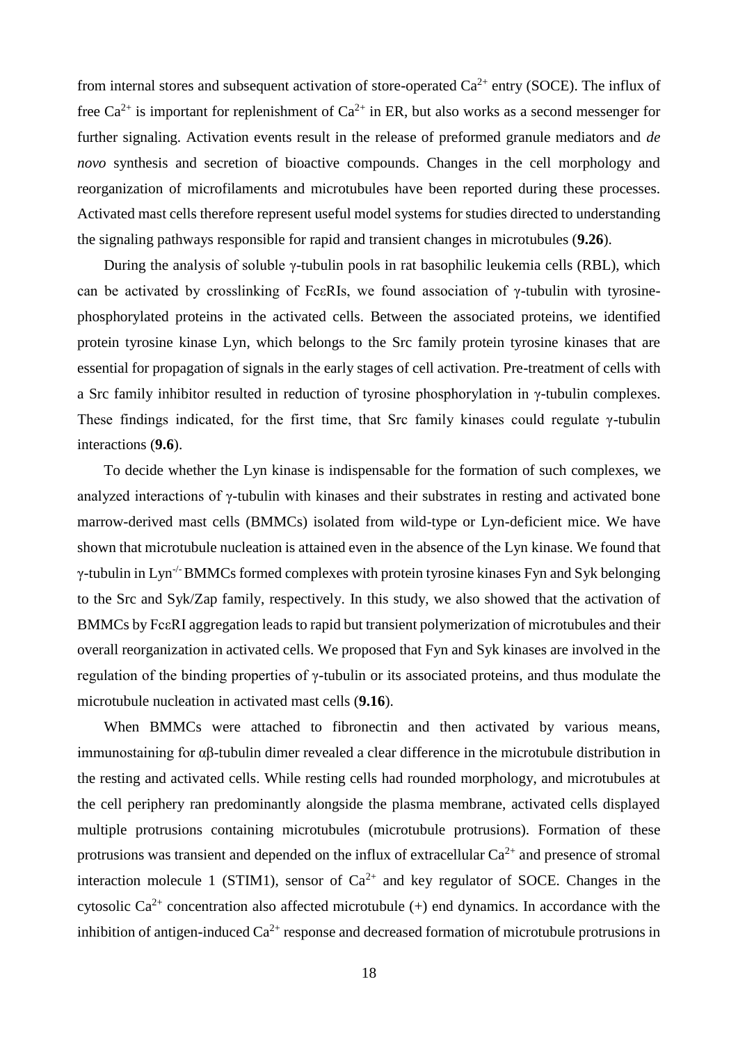from internal stores and subsequent activation of store-operated $Ca^{2+}$ entry (SOCE). The influx of free $Ca^{2+}$ is important for replenishment of $Ca^{2+}$ in ER, but also works as a second messenger for further signaling. Activation events result in the release of preformed granule mediators and *de novo* synthesis and secretion of bioactive compounds. Changes in the cell morphology and reorganization of microfilaments and microtubules have been reported during these processes. Activated mast cells therefore represent useful model systems for studies directed to understanding the signaling pathways responsible for rapid and transient changes in microtubules (**9.26**).

During the analysis of soluble γ-tubulin pools in rat basophilic leukemia cells (RBL), which can be activated by crosslinking of FcεRIs, we found association of γ-tubulin with tyrosine-phosphorylated proteins in the activated cells. Between the associated proteins, we identified protein tyrosine kinase Lyn, which belongs to the Src family protein tyrosine kinases that are essential for propagation of signals in the early stages of cell activation. Pre-treatment of cells with a Src family inhibitor resulted in reduction of tyrosine phosphorylation in γ-tubulin complexes. These findings indicated, for the first time, that Src family kinases could regulate γ-tubulin interactions (**9.6**).

To decide whether the Lyn kinase is indispensable for the formation of such complexes, we analyzed interactions of γ-tubulin with kinases and their substrates in resting and activated bone marrow-derived mast cells (BMMCs) isolated from wild-type or Lyn-deficient mice. We have shown that microtubule nucleation is attained even in the absence of the Lyn kinase. We found that γ-tubulin in $Lyn^{-/-}$ BMMCs formed complexes with protein tyrosine kinases Fyn and Syk belonging to the Src and Syk/Zap family, respectively. In this study, we also showed that the activation of BMMCs by FcεRI aggregation leads to rapid but transient polymerization of microtubules and their overall reorganization in activated cells. We proposed that Fyn and Syk kinases are involved in the regulation of the binding properties of γ-tubulin or its associated proteins, and thus modulate the microtubule nucleation in activated mast cells (**9.16**).

When BMMCs were attached to fibronectin and then activated by various means, immunostaining for αβ-tubulin dimer revealed a clear difference in the microtubule distribution in the resting and activated cells. While resting cells had rounded morphology, and microtubules at the cell periphery ran predominantly alongside the plasma membrane, activated cells displayed multiple protrusions containing microtubules (microtubule protrusions). Formation of these protrusions was transient and depended on the influx of extracellular $Ca^{2+}$ and presence of stromal interaction molecule 1 (STIM1), sensor of $Ca^{2+}$ and key regulator of SOCE. Changes in the cytosolic $Ca^{2+}$ concentration also affected microtubule (+) end dynamics. In accordance with the inhibition of antigen-induced $Ca^{2+}$ response and decreased formation of microtubule protrusions in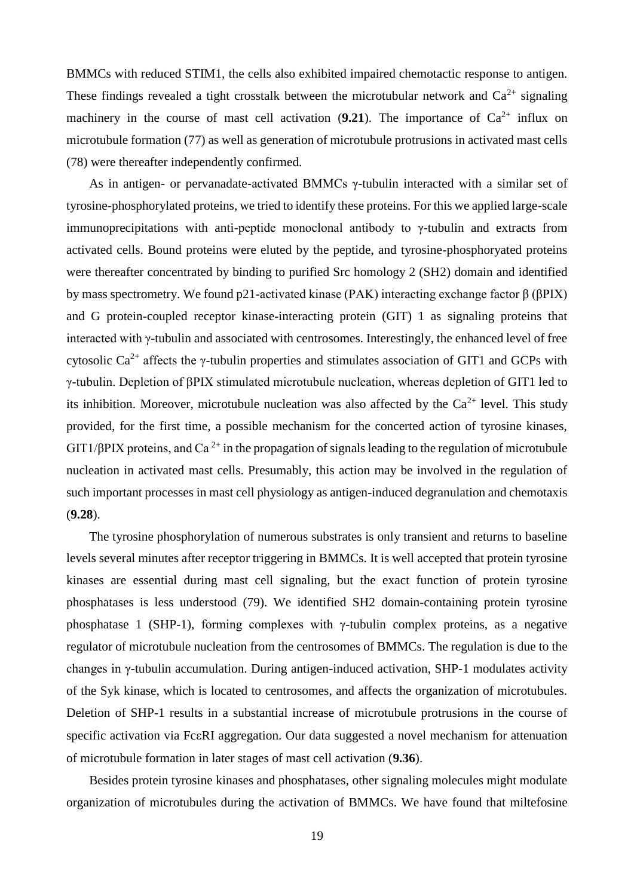BMMCs with reduced STIM1, the cells also exhibited impaired chemotactic response to antigen. These findings revealed a tight crosstalk between the microtubular network and $Ca^{2+}$ signaling machinery in the course of mast cell activation (**9.21**). The importance of $Ca^{2+}$ influx on microtubule formation (77) as well as generation of microtubule protrusions in activated mast cells (78) were thereafter independently confirmed.

As in antigen- or pervanadate-activated BMMCs γ-tubulin interacted with a similar set of tyrosine-phosphorylated proteins, we tried to identify these proteins. For this we applied large-scale immunoprecipitations with anti-peptide monoclonal antibody to γ-tubulin and extracts from activated cells. Bound proteins were eluted by the peptide, and tyrosine-phosphoryated proteins were thereafter concentrated by binding to purified Src homology 2 (SH2) domain and identified by mass spectrometry. We found p21-activated kinase (PAK) interacting exchange factor β (βPIX) and G protein-coupled receptor kinase-interacting protein (GIT) 1 as signaling proteins that interacted with γ-tubulin and associated with centrosomes. Interestingly, the enhanced level of free cytosolic $Ca^{2+}$ affects the γ-tubulin properties and stimulates association of GIT1 and GCPs with γ-tubulin. Depletion of βPIX stimulated microtubule nucleation, whereas depletion of GIT1 led to its inhibition. Moreover, microtubule nucleation was also affected by the $Ca^{2+}$ level. This study provided, for the first time, a possible mechanism for the concerted action of tyrosine kinases, GIT1/βPIX proteins, and $Ca^{2+}$ in the propagation of signals leading to the regulation of microtubule nucleation in activated mast cells. Presumably, this action may be involved in the regulation of such important processes in mast cell physiology as antigen-induced degranulation and chemotaxis (**9.28**).

The tyrosine phosphorylation of numerous substrates is only transient and returns to baseline levels several minutes after receptor triggering in BMMCs. It is well accepted that protein tyrosine kinases are essential during mast cell signaling, but the exact function of protein tyrosine phosphatases is less understood (79). We identified SH2 domain-containing protein tyrosine phosphatase 1 (SHP-1), forming complexes with γ-tubulin complex proteins, as a negative regulator of microtubule nucleation from the centrosomes of BMMCs. The regulation is due to the changes in γ-tubulin accumulation. During antigen-induced activation, SHP-1 modulates activity of the Syk kinase, which is located to centrosomes, and affects the organization of microtubules. Deletion of SHP-1 results in a substantial increase of microtubule protrusions in the course of specific activation via FcεRI aggregation. Our data suggested a novel mechanism for attenuation of microtubule formation in later stages of mast cell activation (**9.36**).

Besides protein tyrosine kinases and phosphatases, other signaling molecules might modulate organization of microtubules during the activation of BMMCs. We have found that miltefosine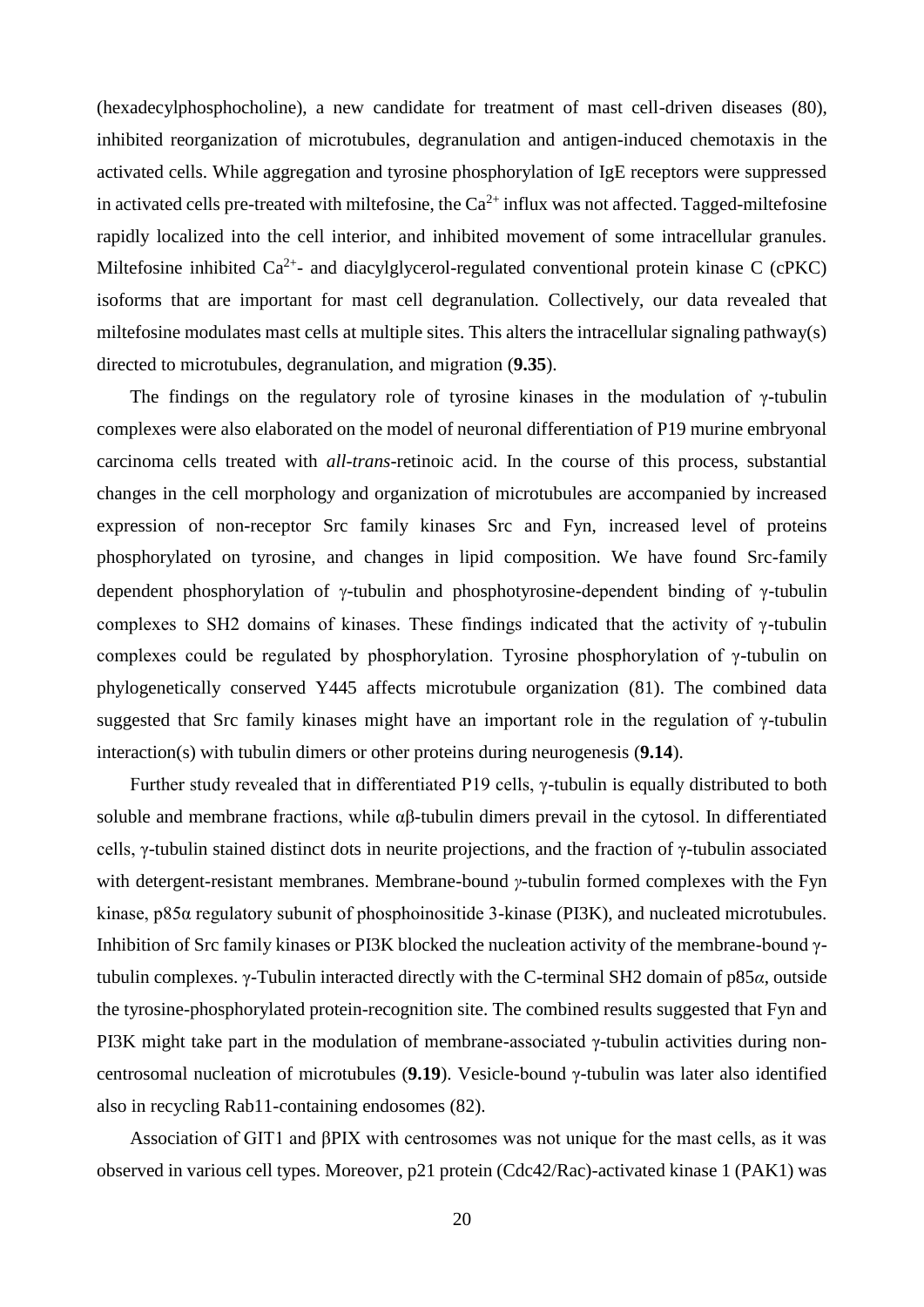(hexadecylphosphocholine), a new candidate for treatment of mast cell-driven diseases (80), inhibited reorganization of microtubules, degranulation and antigen-induced chemotaxis in the activated cells. While aggregation and tyrosine phosphorylation of IgE receptors were suppressed in activated cells pre-treated with miltefosine, the $Ca^{2+}$ influx was not affected. Tagged-miltefosine rapidly localized into the cell interior, and inhibited movement of some intracellular granules. Miltefosine inhibited $Ca^{2+}$- and diacylglycerol-regulated conventional protein kinase C (cPKC) isoforms that are important for mast cell degranulation. Collectively, our data revealed that miltefosine modulates mast cells at multiple sites. This alters the intracellular signaling pathway(s) directed to microtubules, degranulation, and migration (**9.35**).

The findings on the regulatory role of tyrosine kinases in the modulation of γ-tubulin complexes were also elaborated on the model of neuronal differentiation of P19 murine embryonal carcinoma cells treated with *all-trans*-retinoic acid. In the course of this process, substantial changes in the cell morphology and organization of microtubules are accompanied by increased expression of non-receptor Src family kinases Src and Fyn, increased level of proteins phosphorylated on tyrosine, and changes in lipid composition. We have found Src-family dependent phosphorylation of γ-tubulin and phosphotyrosine-dependent binding of γ-tubulin complexes to SH2 domains of kinases. These findings indicated that the activity of γ-tubulin complexes could be regulated by phosphorylation. Tyrosine phosphorylation of γ-tubulin on phylogenetically conserved Y445 affects microtubule organization (81). The combined data suggested that Src family kinases might have an important role in the regulation of γ-tubulin interaction(s) with tubulin dimers or other proteins during neurogenesis (**9.14**).

Further study revealed that in differentiated P19 cells, γ-tubulin is equally distributed to both soluble and membrane fractions, while αβ-tubulin dimers prevail in the cytosol. In differentiated cells, γ-tubulin stained distinct dots in neurite projections, and the fraction of γ-tubulin associated with detergent-resistant membranes. Membrane-bound *γ*-tubulin formed complexes with the Fyn kinase, p85α regulatory subunit of phosphoinositide 3-kinase (PI3K), and nucleated microtubules. Inhibition of Src family kinases or PI3K blocked the nucleation activity of the membrane-bound γ-tubulin complexes. γ-Tubulin interacted directly with the C-terminal SH2 domain of p85*α*, outside the tyrosine-phosphorylated protein-recognition site. The combined results suggested that Fyn and PI3K might take part in the modulation of membrane-associated γ-tubulin activities during non-centrosomal nucleation of microtubules (**9.19**). Vesicle-bound γ-tubulin was later also identified also in recycling Rab11-containing endosomes (82).

Association of GIT1 and βPIX with centrosomes was not unique for the mast cells, as it was observed in various cell types. Moreover, p21 protein (Cdc42/Rac)-activated kinase 1 (PAK1) was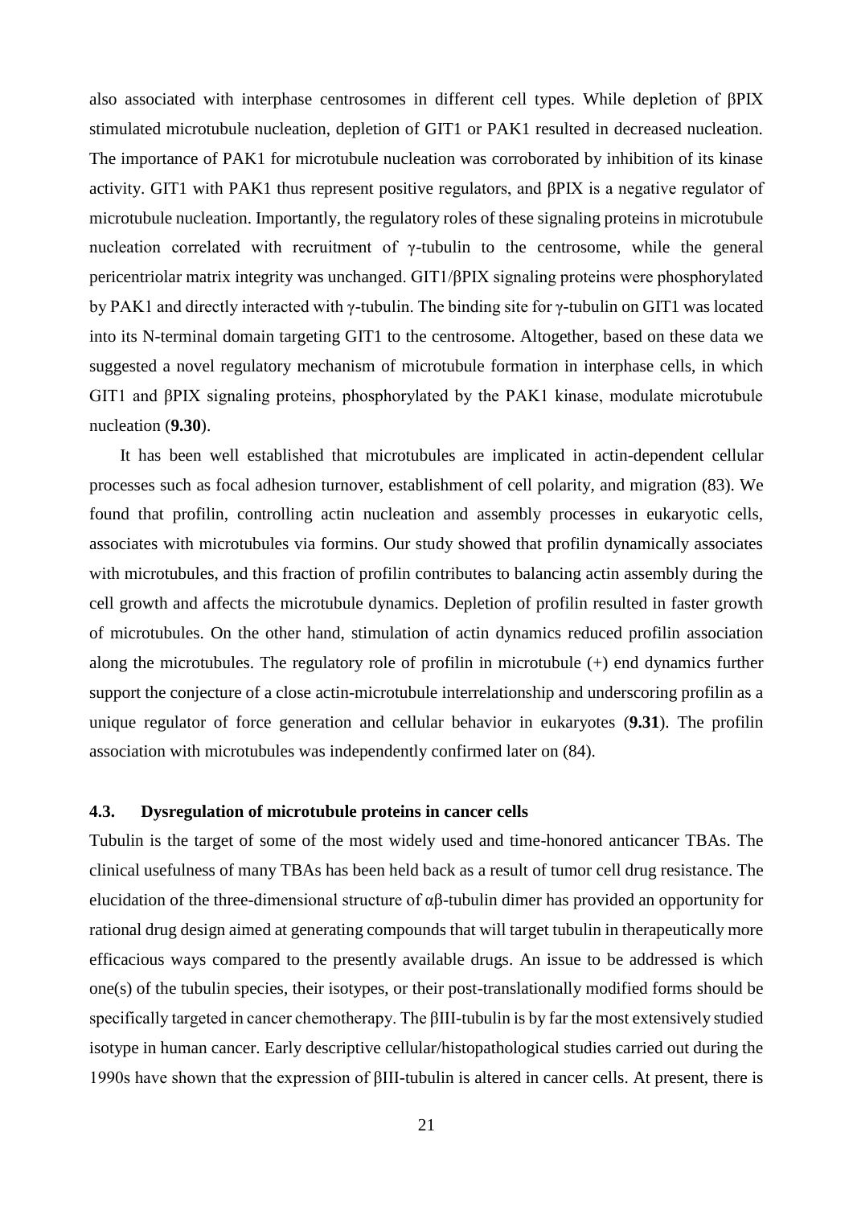also associated with interphase centrosomes in different cell types. While depletion of βPIX stimulated microtubule nucleation, depletion of GIT1 or PAK1 resulted in decreased nucleation. The importance of PAK1 for microtubule nucleation was corroborated by inhibition of its kinase activity. GIT1 with PAK1 thus represent positive regulators, and βPIX is a negative regulator of microtubule nucleation. Importantly, the regulatory roles of these signaling proteins in microtubule nucleation correlated with recruitment of γ-tubulin to the centrosome, while the general pericentriolar matrix integrity was unchanged. GIT1/βPIX signaling proteins were phosphorylated by PAK1 and directly interacted with γ-tubulin. The binding site for γ-tubulin on GIT1 was located into its N-terminal domain targeting GIT1 to the centrosome. Altogether, based on these data we suggested a novel regulatory mechanism of microtubule formation in interphase cells, in which GIT1 and βPIX signaling proteins, phosphorylated by the PAK1 kinase, modulate microtubule nucleation (**9.30**).

It has been well established that microtubules are implicated in actin-dependent cellular processes such as focal adhesion turnover, establishment of cell polarity, and migration (83). We found that profilin, controlling actin nucleation and assembly processes in eukaryotic cells, associates with microtubules via formins. Our study showed that profilin dynamically associates with microtubules, and this fraction of profilin contributes to balancing actin assembly during the cell growth and affects the microtubule dynamics. Depletion of profilin resulted in faster growth of microtubules. On the other hand, stimulation of actin dynamics reduced profilin association along the microtubules. The regulatory role of profilin in microtubule (+) end dynamics further support the conjecture of a close actin-microtubule interrelationship and underscoring profilin as a unique regulator of force generation and cellular behavior in eukaryotes (**9.31**). The profilin association with microtubules was independently confirmed later on (84).

### 4.3. Dysregulation of microtubule proteins in cancer cells

Tubulin is the target of some of the most widely used and time-honored anticancer TBAs. The clinical usefulness of many TBAs has been held back as a result of tumor cell drug resistance. The elucidation of the three-dimensional structure of αβ-tubulin dimer has provided an opportunity for rational drug design aimed at generating compounds that will target tubulin in therapeutically more efficacious ways compared to the presently available drugs. An issue to be addressed is which one(s) of the tubulin species, their isotypes, or their post-translationally modified forms should be specifically targeted in cancer chemotherapy. The βIII-tubulin is by far the most extensively studied isotype in human cancer. Early descriptive cellular/histopathological studies carried out during the 1990s have shown that the expression of βIII-tubulin is altered in cancer cells. At present, there is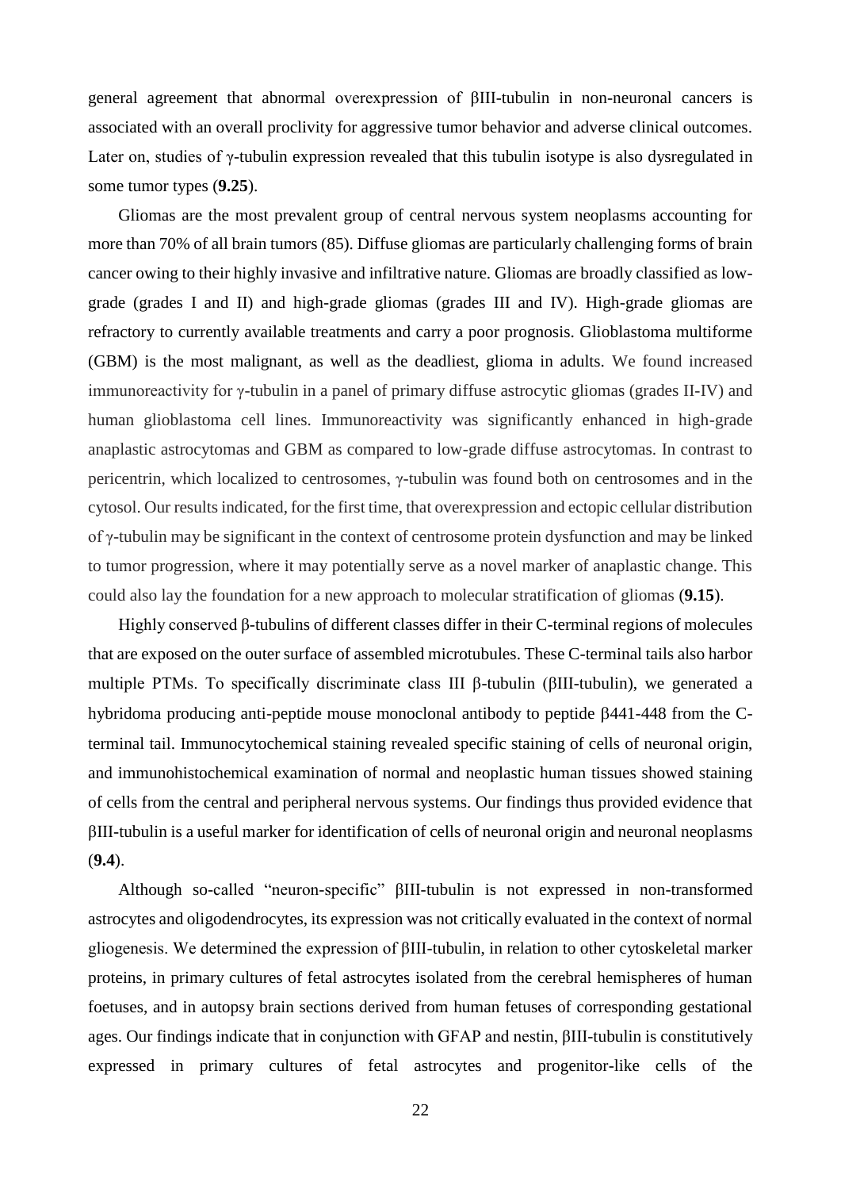general agreement that abnormal overexpression of βIII-tubulin in non-neuronal cancers is associated with an overall proclivity for aggressive tumor behavior and adverse clinical outcomes. Later on, studies of γ-tubulin expression revealed that this tubulin isotype is also dysregulated in some tumor types (**9.25**).

Gliomas are the most prevalent group of central nervous system neoplasms accounting for more than 70% of all brain tumors (85). Diffuse gliomas are particularly challenging forms of brain cancer owing to their highly invasive and infiltrative nature. Gliomas are broadly classified as low-grade (grades I and II) and high-grade gliomas (grades III and IV). High-grade gliomas are refractory to currently available treatments and carry a poor prognosis. Glioblastoma multiforme (GBM) is the most malignant, as well as the deadliest, glioma in adults. We found increased immunoreactivity for γ-tubulin in a panel of primary diffuse astrocytic gliomas (grades II-IV) and human glioblastoma cell lines. Immunoreactivity was significantly enhanced in high-grade anaplastic astrocytomas and GBM as compared to low-grade diffuse astrocytomas. In contrast to pericentrin, which localized to centrosomes, γ-tubulin was found both on centrosomes and in the cytosol. Our results indicated, for the first time, that overexpression and ectopic cellular distribution of γ-tubulin may be significant in the context of centrosome protein dysfunction and may be linked to tumor progression, where it may potentially serve as a novel marker of anaplastic change. This could also lay the foundation for a new approach to molecular stratification of gliomas (**9.15**).

Highly conserved β-tubulins of different classes differ in their C-terminal regions of molecules that are exposed on the outer surface of assembled microtubules. These C-terminal tails also harbor multiple PTMs. To specifically discriminate class III β-tubulin (βIII-tubulin), we generated a hybridoma producing anti-peptide mouse monoclonal antibody to peptide β441-448 from the C-terminal tail. Immunocytochemical staining revealed specific staining of cells of neuronal origin, and immunohistochemical examination of normal and neoplastic human tissues showed staining of cells from the central and peripheral nervous systems. Our findings thus provided evidence that βIII-tubulin is a useful marker for identification of cells of neuronal origin and neuronal neoplasms (**9.4**).

Although so-called "neuron-specific" βIII-tubulin is not expressed in non-transformed astrocytes and oligodendrocytes, its expression was not critically evaluated in the context of normal gliogenesis. We determined the expression of βIII-tubulin, in relation to other cytoskeletal marker proteins, in primary cultures of fetal astrocytes isolated from the cerebral hemispheres of human foetuses, and in autopsy brain sections derived from human fetuses of corresponding gestational ages. Our findings indicate that in conjunction with GFAP and nestin, βIII-tubulin is constitutively expressed in primary cultures of fetal astrocytes and progenitor-like cells of the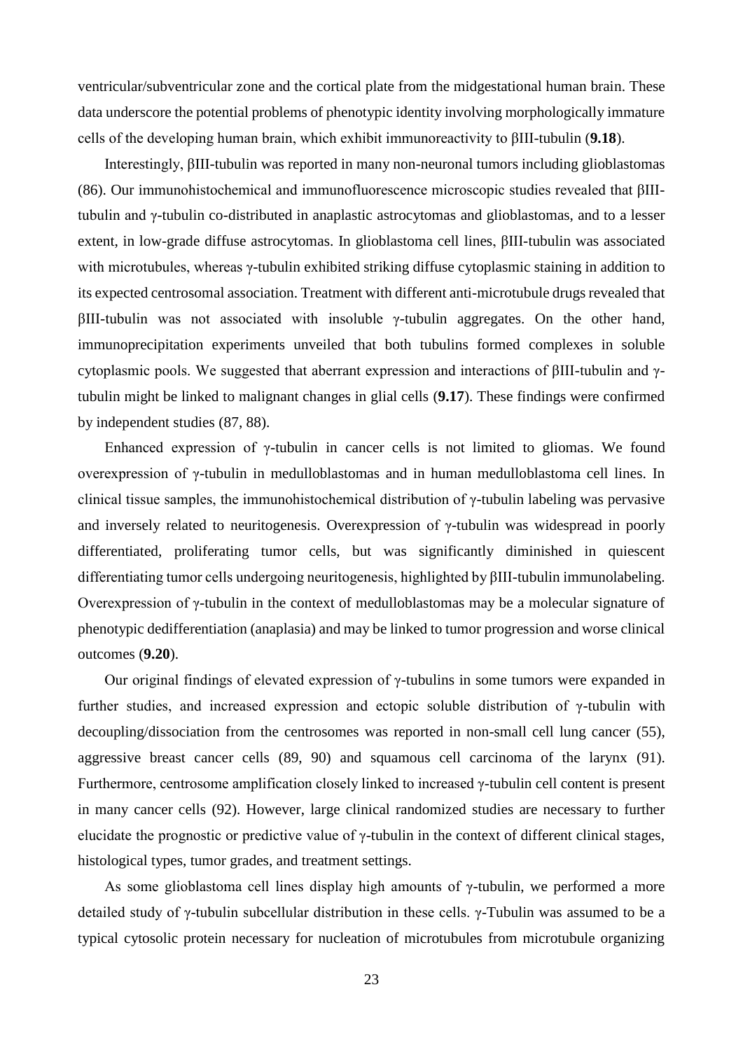ventricular/subventricular zone and the cortical plate from the midgestational human brain. These data underscore the potential problems of phenotypic identity involving morphologically immature cells of the developing human brain, which exhibit immunoreactivity to βIII-tubulin (**9.18**).

Interestingly, βIII-tubulin was reported in many non-neuronal tumors including glioblastomas (86). Our immunohistochemical and immunofluorescence microscopic studies revealed that βIII-tubulin and γ-tubulin co-distributed in anaplastic astrocytomas and glioblastomas, and to a lesser extent, in low-grade diffuse astrocytomas. In glioblastoma cell lines, βIII-tubulin was associated with microtubules, whereas γ-tubulin exhibited striking diffuse cytoplasmic staining in addition to its expected centrosomal association. Treatment with different anti-microtubule drugs revealed that βIII-tubulin was not associated with insoluble γ-tubulin aggregates. On the other hand, immunoprecipitation experiments unveiled that both tubulins formed complexes in soluble cytoplasmic pools. We suggested that aberrant expression and interactions of βIII-tubulin and γ-tubulin might be linked to malignant changes in glial cells (**9.17**). These findings were confirmed by independent studies (87, 88).

Enhanced expression of γ-tubulin in cancer cells is not limited to gliomas. We found overexpression of γ-tubulin in medulloblastomas and in human medulloblastoma cell lines. In clinical tissue samples, the immunohistochemical distribution of γ-tubulin labeling was pervasive and inversely related to neuritogenesis. Overexpression of γ-tubulin was widespread in poorly differentiated, proliferating tumor cells, but was significantly diminished in quiescent differentiating tumor cells undergoing neuritogenesis, highlighted by βIII-tubulin immunolabeling. Overexpression of γ-tubulin in the context of medulloblastomas may be a molecular signature of phenotypic dedifferentiation (anaplasia) and may be linked to tumor progression and worse clinical outcomes (**9.20**).

Our original findings of elevated expression of γ-tubulins in some tumors were expanded in further studies, and increased expression and ectopic soluble distribution of γ-tubulin with decoupling/dissociation from the centrosomes was reported in non-small cell lung cancer (55), aggressive breast cancer cells (89, 90) and squamous cell carcinoma of the larynx (91). Furthermore, centrosome amplification closely linked to increased γ-tubulin cell content is present in many cancer cells (92). However, large clinical randomized studies are necessary to further elucidate the prognostic or predictive value of γ-tubulin in the context of different clinical stages, histological types, tumor grades, and treatment settings.

As some glioblastoma cell lines display high amounts of γ-tubulin, we performed a more detailed study of γ-tubulin subcellular distribution in these cells. γ-Tubulin was assumed to be a typical cytosolic protein necessary for nucleation of microtubules from microtubule organizing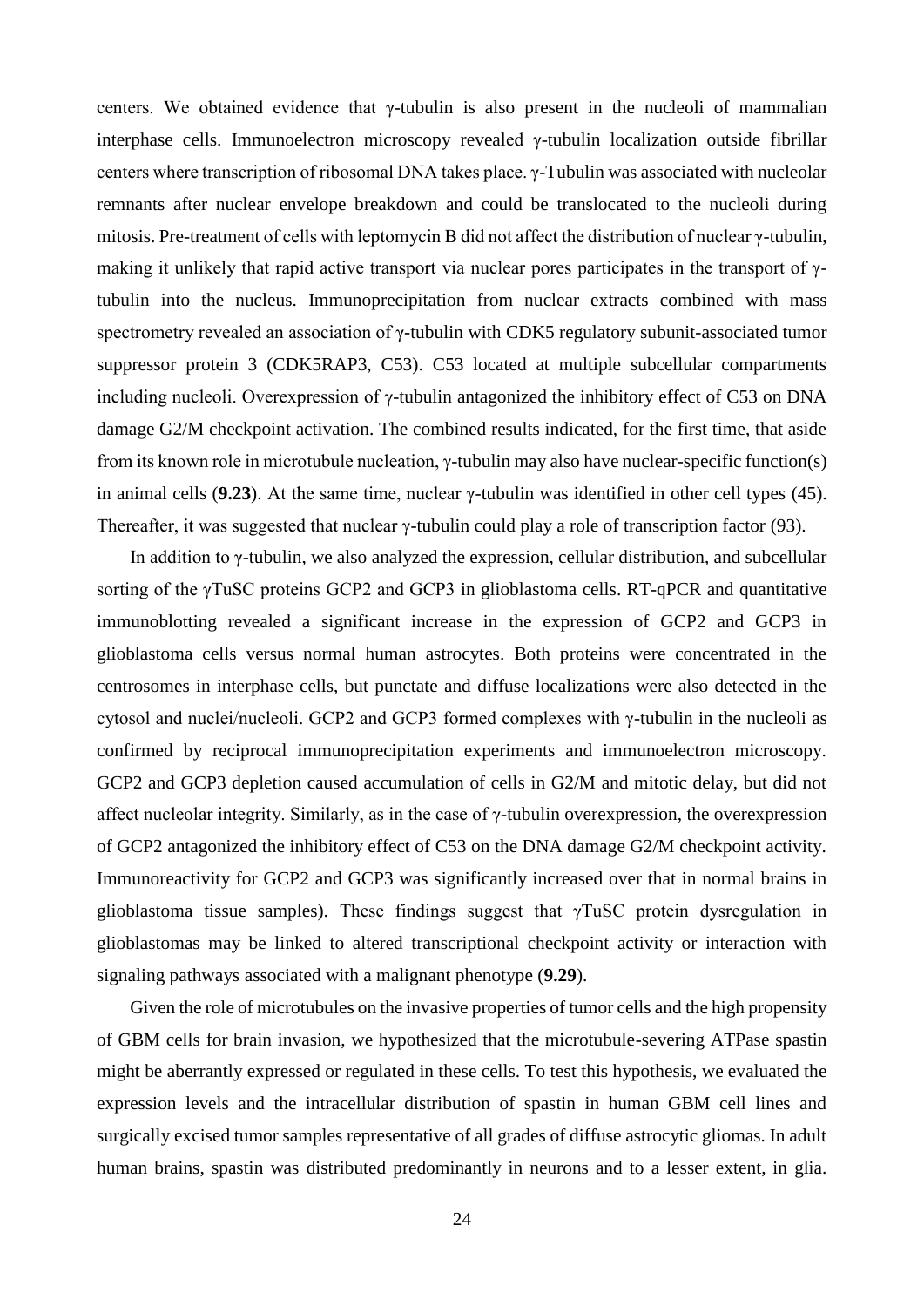centers. We obtained evidence that γ-tubulin is also present in the nucleoli of mammalian interphase cells. Immunoelectron microscopy revealed γ-tubulin localization outside fibrillar centers where transcription of ribosomal DNA takes place. γ-Tubulin was associated with nucleolar remnants after nuclear envelope breakdown and could be translocated to the nucleoli during mitosis. Pre-treatment of cells with leptomycin B did not affect the distribution of nuclear γ-tubulin, making it unlikely that rapid active transport via nuclear pores participates in the transport of γ-tubulin into the nucleus. Immunoprecipitation from nuclear extracts combined with mass spectrometry revealed an association of γ-tubulin with CDK5 regulatory subunit-associated tumor suppressor protein 3 (CDK5RAP3, C53). C53 located at multiple subcellular compartments including nucleoli. Overexpression of γ-tubulin antagonized the inhibitory effect of C53 on DNA damage G2/M checkpoint activation. The combined results indicated, for the first time, that aside from its known role in microtubule nucleation, γ-tubulin may also have nuclear-specific function(s) in animal cells (**9.23**). At the same time, nuclear γ-tubulin was identified in other cell types (45). Thereafter, it was suggested that nuclear γ-tubulin could play a role of transcription factor (93).

In addition to γ-tubulin, we also analyzed the expression, cellular distribution, and subcellular sorting of the γTuSC proteins GCP2 and GCP3 in glioblastoma cells. RT-qPCR and quantitative immunoblotting revealed a significant increase in the expression of GCP2 and GCP3 in glioblastoma cells versus normal human astrocytes. Both proteins were concentrated in the centrosomes in interphase cells, but punctate and diffuse localizations were also detected in the cytosol and nuclei/nucleoli. GCP2 and GCP3 formed complexes with γ-tubulin in the nucleoli as confirmed by reciprocal immunoprecipitation experiments and immunoelectron microscopy. GCP2 and GCP3 depletion caused accumulation of cells in G2/M and mitotic delay, but did not affect nucleolar integrity. Similarly, as in the case of γ-tubulin overexpression, the overexpression of GCP2 antagonized the inhibitory effect of C53 on the DNA damage G2/M checkpoint activity. Immunoreactivity for GCP2 and GCP3 was significantly increased over that in normal brains in glioblastoma tissue samples). These findings suggest that γTuSC protein dysregulation in glioblastomas may be linked to altered transcriptional checkpoint activity or interaction with signaling pathways associated with a malignant phenotype (**9.29**).

Given the role of microtubules on the invasive properties of tumor cells and the high propensity of GBM cells for brain invasion, we hypothesized that the microtubule-severing ATPase spastin might be aberrantly expressed or regulated in these cells. To test this hypothesis, we evaluated the expression levels and the intracellular distribution of spastin in human GBM cell lines and surgically excised tumor samples representative of all grades of diffuse astrocytic gliomas. In adult human brains, spastin was distributed predominantly in neurons and to a lesser extent, in glia.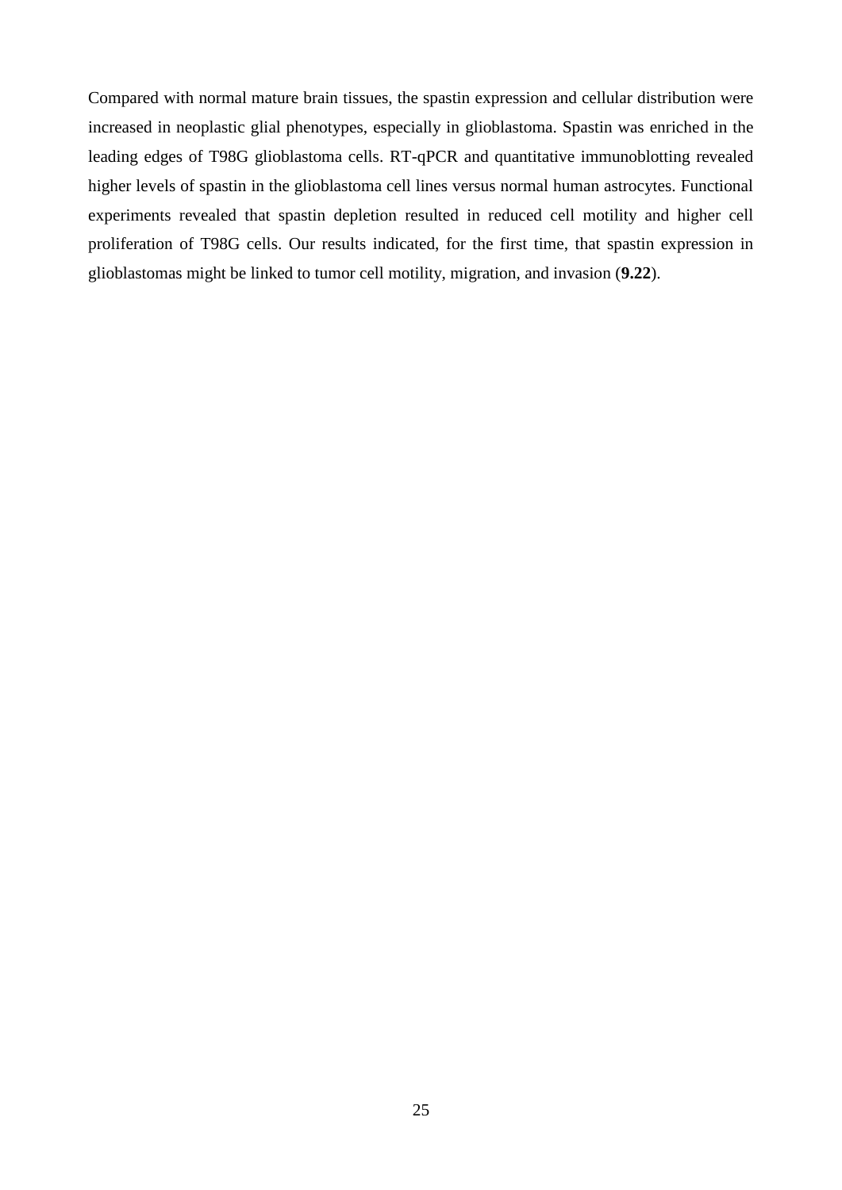Compared with normal mature brain tissues, the spastin expression and cellular distribution were increased in neoplastic glial phenotypes, especially in glioblastoma. Spastin was enriched in the leading edges of T98G glioblastoma cells. RT-qPCR and quantitative immunoblotting revealed higher levels of spastin in the glioblastoma cell lines versus normal human astrocytes. Functional experiments revealed that spastin depletion resulted in reduced cell motility and higher cell proliferation of T98G cells. Our results indicated, for the first time, that spastin expression in glioblastomas might be linked to tumor cell motility, migration, and invasion (**9.22**).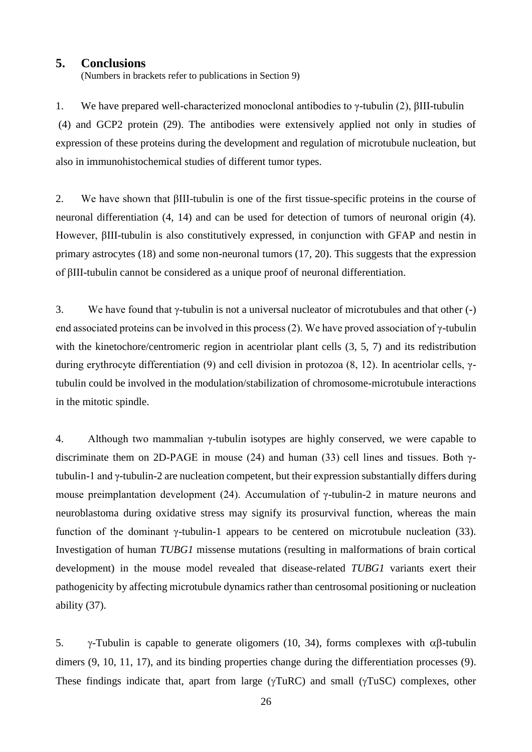## 5. Conclusions

(Numbers in brackets refer to publications in Section 9)

1. We have prepared well-characterized monoclonal antibodies to γ-tubulin (2), βIII-tubulin (4) and GCP2 protein (29). The antibodies were extensively applied not only in studies of expression of these proteins during the development and regulation of microtubule nucleation, but also in immunohistochemical studies of different tumor types.

2. We have shown that βIII-tubulin is one of the first tissue-specific proteins in the course of neuronal differentiation (4, 14) and can be used for detection of tumors of neuronal origin (4). However, βIII-tubulin is also constitutively expressed, in conjunction with GFAP and nestin in primary astrocytes (18) and some non-neuronal tumors (17, 20). This suggests that the expression of βIII-tubulin cannot be considered as a unique proof of neuronal differentiation.

3. We have found that γ-tubulin is not a universal nucleator of microtubules and that other (-) end associated proteins can be involved in this process (2). We have proved association of γ-tubulin with the kinetochore/centromeric region in acentriolar plant cells (3, 5, 7) and its redistribution during erythrocyte differentiation (9) and cell division in protozoa (8, 12). In acentriolar cells, γ-tubulin could be involved in the modulation/stabilization of chromosome-microtubule interactions in the mitotic spindle.

4. Although two mammalian γ-tubulin isotypes are highly conserved, we were capable to discriminate them on 2D-PAGE in mouse (24) and human (33) cell lines and tissues. Both γ-tubulin-1 and γ-tubulin-2 are nucleation competent, but their expression substantially differs during mouse preimplantation development (24). Accumulation of γ-tubulin-2 in mature neurons and neuroblastoma during oxidative stress may signify its prosurvival function, whereas the main function of the dominant γ-tubulin-1 appears to be centered on microtubule nucleation (33). Investigation of human *TUBG1* missense mutations (resulting in malformations of brain cortical development) in the mouse model revealed that disease-related *TUBG1* variants exert their pathogenicity by affecting microtubule dynamics rather than centrosomal positioning or nucleation ability (37).

5. γ-Tubulin is capable to generate oligomers (10, 34), forms complexes with αβ-tubulin dimers (9, 10, 11, 17), and its binding properties change during the differentiation processes (9). These findings indicate that, apart from large (γTuRC) and small (γTuSC) complexes, other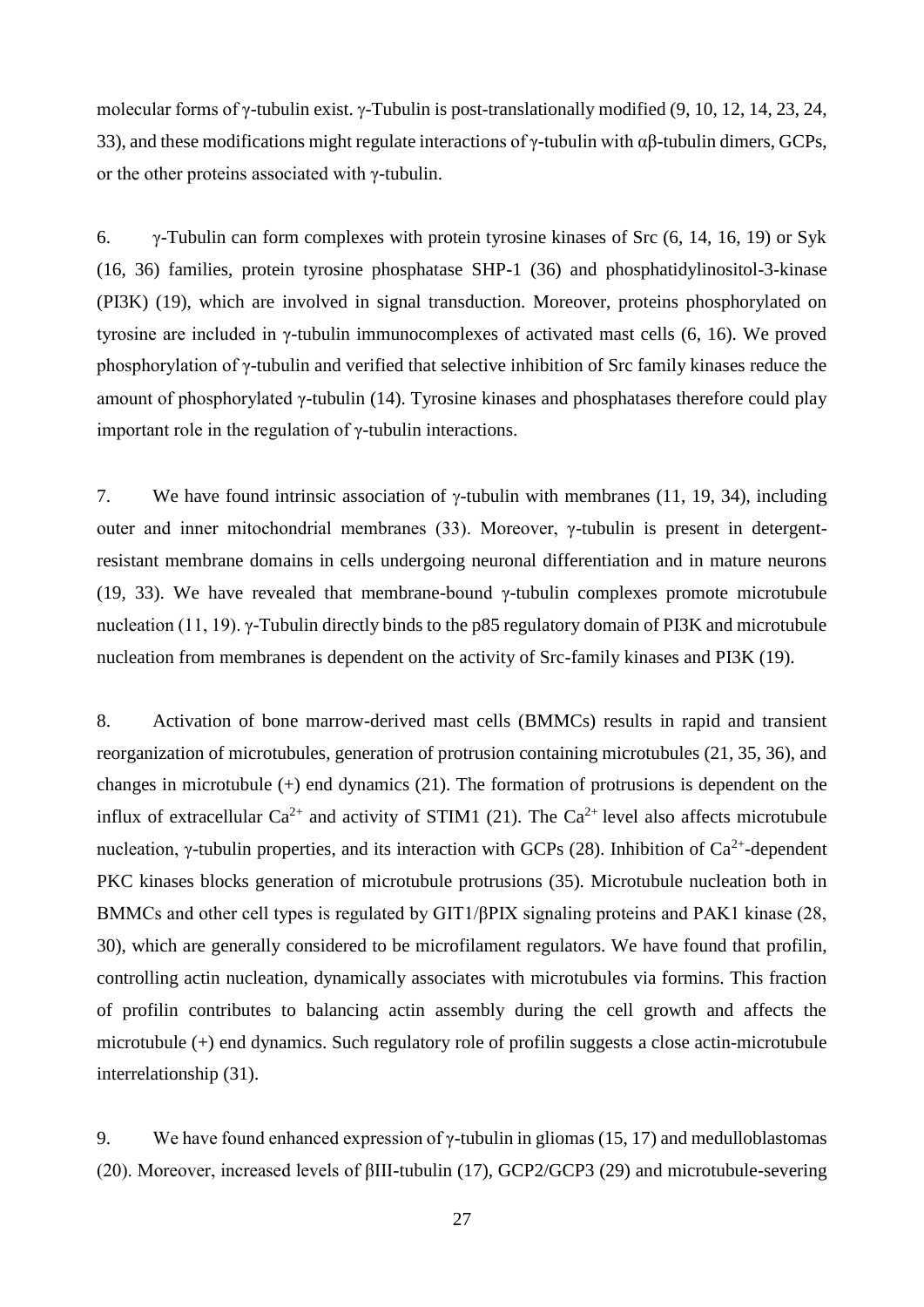molecular forms of γ-tubulin exist. γ-Tubulin is post-translationally modified (9, 10, 12, 14, 23, 24, 33), and these modifications might regulate interactions of γ-tubulin with αβ-tubulin dimers, GCPs, or the other proteins associated with γ-tubulin.

6. γ-Tubulin can form complexes with protein tyrosine kinases of Src (6, 14, 16, 19) or Syk (16, 36) families, protein tyrosine phosphatase SHP-1 (36) and phosphatidylinositol-3-kinase (PI3K) (19), which are involved in signal transduction. Moreover, proteins phosphorylated on tyrosine are included in γ-tubulin immunocomplexes of activated mast cells (6, 16). We proved phosphorylation of γ-tubulin and verified that selective inhibition of Src family kinases reduce the amount of phosphorylated γ-tubulin (14). Tyrosine kinases and phosphatases therefore could play important role in the regulation of γ-tubulin interactions.

7. We have found intrinsic association of γ-tubulin with membranes (11, 19, 34), including outer and inner mitochondrial membranes (33). Moreover, γ-tubulin is present in detergent-resistant membrane domains in cells undergoing neuronal differentiation and in mature neurons (19, 33). We have revealed that membrane-bound γ-tubulin complexes promote microtubule nucleation (11, 19). γ-Tubulin directly binds to the p85 regulatory domain of PI3K and microtubule nucleation from membranes is dependent on the activity of Src-family kinases and PI3K (19).

8. Activation of bone marrow-derived mast cells (BMMCs) results in rapid and transient reorganization of microtubules, generation of protrusion containing microtubules (21, 35, 36), and changes in microtubule (+) end dynamics (21). The formation of protrusions is dependent on the influx of extracellular $Ca^{2+}$ and activity of STIM1 (21). The $Ca^{2+}$ level also affects microtubule nucleation, γ-tubulin properties, and its interaction with GCPs (28). Inhibition of $Ca^{2+}$-dependent PKC kinases blocks generation of microtubule protrusions (35). Microtubule nucleation both in BMMCs and other cell types is regulated by GIT1/βPIX signaling proteins and PAK1 kinase (28, 30), which are generally considered to be microfilament regulators. We have found that profilin, controlling actin nucleation, dynamically associates with microtubules via formins. This fraction of profilin contributes to balancing actin assembly during the cell growth and affects the microtubule (+) end dynamics. Such regulatory role of profilin suggests a close actin-microtubule interrelationship (31).

9. We have found enhanced expression of γ-tubulin in gliomas (15, 17) and medulloblastomas (20). Moreover, increased levels of βIII-tubulin (17), GCP2/GCP3 (29) and microtubule-severing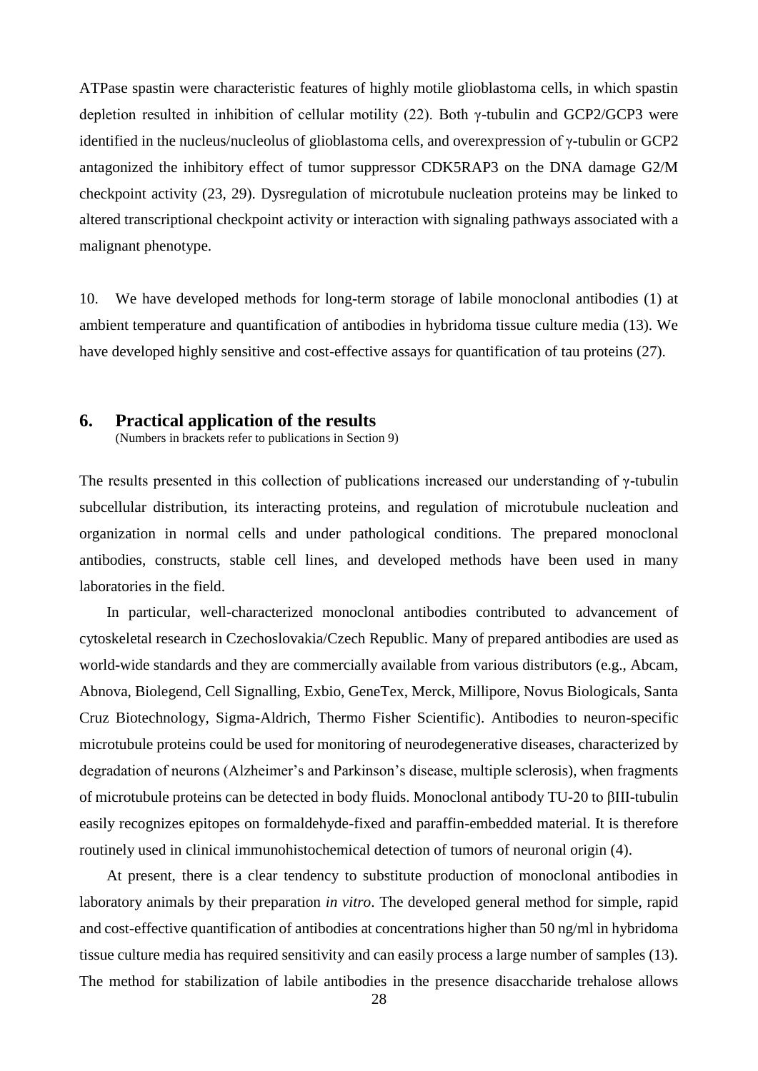ATPase spastin were characteristic features of highly motile glioblastoma cells, in which spastin depletion resulted in inhibition of cellular motility (22). Both γ-tubulin and GCP2/GCP3 were identified in the nucleus/nucleolus of glioblastoma cells, and overexpression of γ-tubulin or GCP2 antagonized the inhibitory effect of tumor suppressor CDK5RAP3 on the DNA damage G2/M checkpoint activity (23, 29). Dysregulation of microtubule nucleation proteins may be linked to altered transcriptional checkpoint activity or interaction with signaling pathways associated with a malignant phenotype.

10. We have developed methods for long-term storage of labile monoclonal antibodies (1) at ambient temperature and quantification of antibodies in hybridoma tissue culture media (13). We have developed highly sensitive and cost-effective assays for quantification of tau proteins (27).

## 6. Practical application of the results

(Numbers in brackets refer to publications in Section 9)

The results presented in this collection of publications increased our understanding of γ-tubulin subcellular distribution, its interacting proteins, and regulation of microtubule nucleation and organization in normal cells and under pathological conditions. The prepared monoclonal antibodies, constructs, stable cell lines, and developed methods have been used in many laboratories in the field.

In particular, well-characterized monoclonal antibodies contributed to advancement of cytoskeletal research in Czechoslovakia/Czech Republic. Many of prepared antibodies are used as world-wide standards and they are commercially available from various distributors (e.g., Abcam, Abnova, Biolegend, Cell Signalling, Exbio, GeneTex, Merck, Millipore, Novus Biologicals, Santa Cruz Biotechnology, Sigma-Aldrich, Thermo Fisher Scientific). Antibodies to neuron-specific microtubule proteins could be used for monitoring of neurodegenerative diseases, characterized by degradation of neurons (Alzheimer's and Parkinson's disease, multiple sclerosis), when fragments of microtubule proteins can be detected in body fluids. Monoclonal antibody TU-20 to βIII-tubulin easily recognizes epitopes on formaldehyde-fixed and paraffin-embedded material. It is therefore routinely used in clinical immunohistochemical detection of tumors of neuronal origin (4).

At present, there is a clear tendency to substitute production of monoclonal antibodies in laboratory animals by their preparation *in vitro*. The developed general method for simple, rapid and cost-effective quantification of antibodies at concentrations higher than 50 ng/ml in hybridoma tissue culture media has required sensitivity and can easily process a large number of samples (13). The method for stabilization of labile antibodies in the presence disaccharide trehalose allows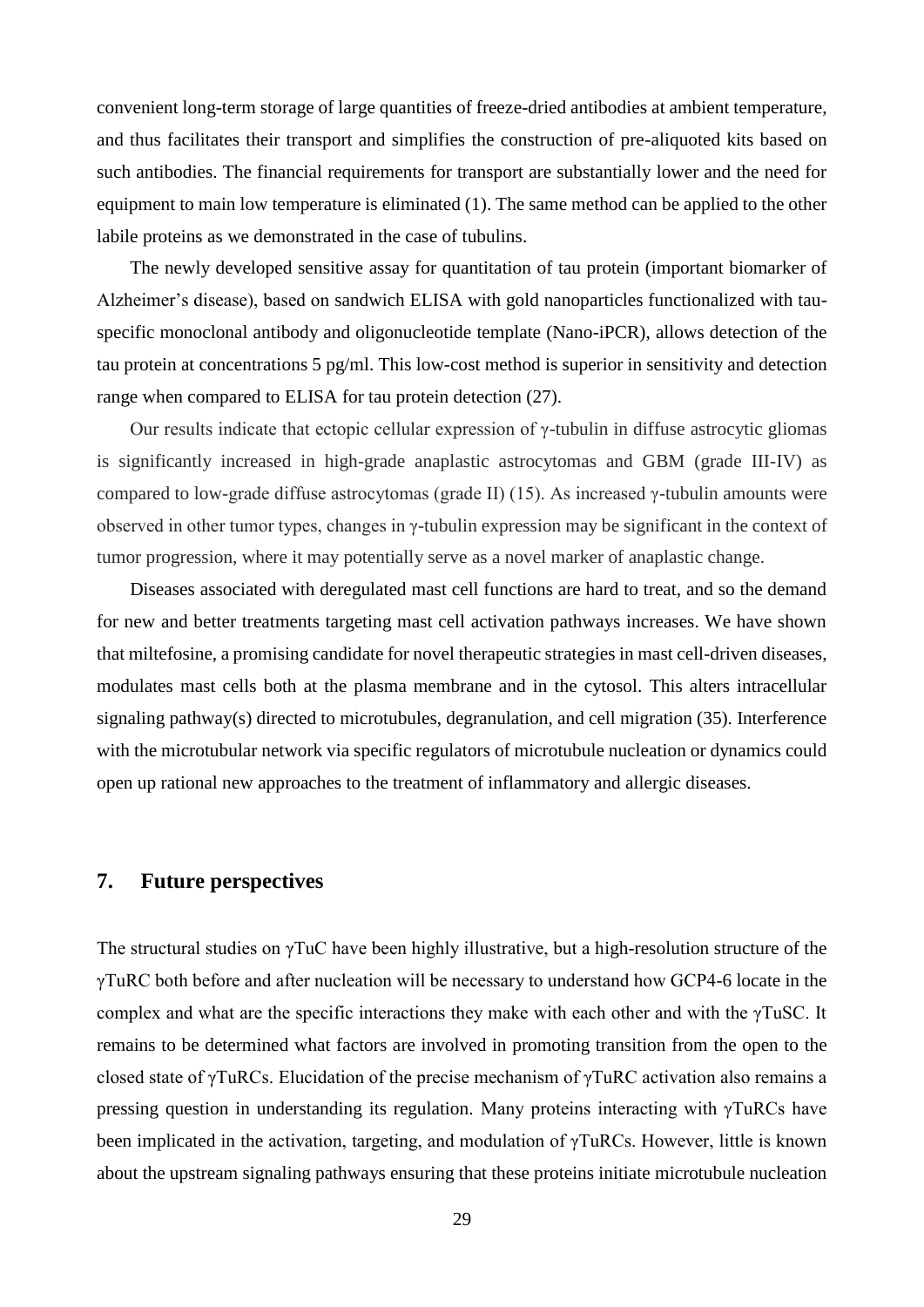convenient long-term storage of large quantities of freeze-dried antibodies at ambient temperature, and thus facilitates their transport and simplifies the construction of pre-aliquoted kits based on such antibodies. The financial requirements for transport are substantially lower and the need for equipment to main low temperature is eliminated (1). The same method can be applied to the other labile proteins as we demonstrated in the case of tubulins.

The newly developed sensitive assay for quantitation of tau protein (important biomarker of Alzheimer's disease), based on sandwich ELISA with gold nanoparticles functionalized with tau-specific monoclonal antibody and oligonucleotide template (Nano-iPCR), allows detection of the tau protein at concentrations 5 pg/ml. This low-cost method is superior in sensitivity and detection range when compared to ELISA for tau protein detection (27).

Our results indicate that ectopic cellular expression of γ-tubulin in diffuse astrocytic gliomas is significantly increased in high-grade anaplastic astrocytomas and GBM (grade III-IV) as compared to low-grade diffuse astrocytomas (grade II) (15). As increased γ-tubulin amounts were observed in other tumor types, changes in γ-tubulin expression may be significant in the context of tumor progression, where it may potentially serve as a novel marker of anaplastic change.

Diseases associated with deregulated mast cell functions are hard to treat, and so the demand for new and better treatments targeting mast cell activation pathways increases. We have shown that miltefosine, a promising candidate for novel therapeutic strategies in mast cell-driven diseases, modulates mast cells both at the plasma membrane and in the cytosol. This alters intracellular signaling pathway(s) directed to microtubules, degranulation, and cell migration (35). Interference with the microtubular network via specific regulators of microtubule nucleation or dynamics could open up rational new approaches to the treatment of inflammatory and allergic diseases.

## 7. Future perspectives

The structural studies on γTuC have been highly illustrative, but a high-resolution structure of the γTuRC both before and after nucleation will be necessary to understand how GCP4-6 locate in the complex and what are the specific interactions they make with each other and with the γTuSC. It remains to be determined what factors are involved in promoting transition from the open to the closed state of γTuRCs. Elucidation of the precise mechanism of γTuRC activation also remains a pressing question in understanding its regulation. Many proteins interacting with γTuRCs have been implicated in the activation, targeting, and modulation of γTuRCs. However, little is known about the upstream signaling pathways ensuring that these proteins initiate microtubule nucleation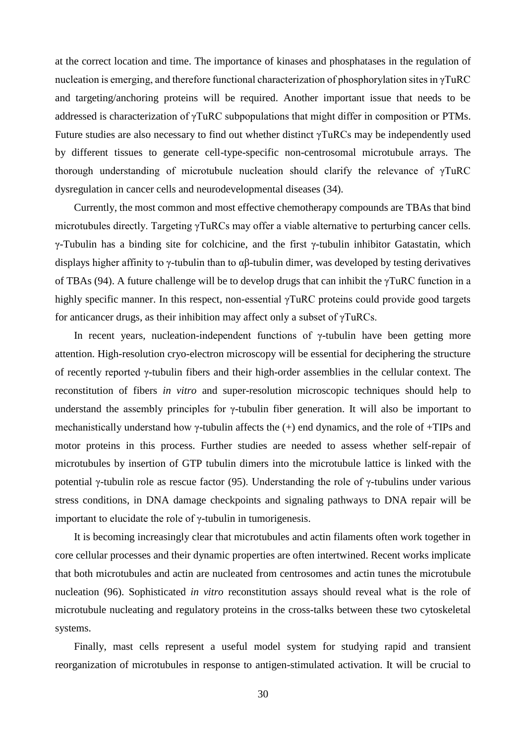at the correct location and time. The importance of kinases and phosphatases in the regulation of nucleation is emerging, and therefore functional characterization of phosphorylation sites in γTuRC and targeting/anchoring proteins will be required. Another important issue that needs to be addressed is characterization of γTuRC subpopulations that might differ in composition or PTMs. Future studies are also necessary to find out whether distinct γTuRCs may be independently used by different tissues to generate cell-type-specific non-centrosomal microtubule arrays. The thorough understanding of microtubule nucleation should clarify the relevance of γTuRC dysregulation in cancer cells and neurodevelopmental diseases (34).

Currently, the most common and most effective chemotherapy compounds are TBAs that bind microtubules directly. Targeting γTuRCs may offer a viable alternative to perturbing cancer cells. γ-Tubulin has a binding site for colchicine, and the first γ-tubulin inhibitor Gatastatin, which displays higher affinity to γ-tubulin than to αβ-tubulin dimer, was developed by testing derivatives of TBAs (94). A future challenge will be to develop drugs that can inhibit the γTuRC function in a highly specific manner. In this respect, non-essential γTuRC proteins could provide good targets for anticancer drugs, as their inhibition may affect only a subset of γTuRCs.

In recent years, nucleation-independent functions of γ-tubulin have been getting more attention. High-resolution cryo-electron microscopy will be essential for deciphering the structure of recently reported γ-tubulin fibers and their high-order assemblies in the cellular context. The reconstitution of fibers *in vitro* and super-resolution microscopic techniques should help to understand the assembly principles for γ-tubulin fiber generation. It will also be important to mechanistically understand how γ-tubulin affects the (+) end dynamics, and the role of +TIPs and motor proteins in this process. Further studies are needed to assess whether self-repair of microtubules by insertion of GTP tubulin dimers into the microtubule lattice is linked with the potential γ-tubulin role as rescue factor (95). Understanding the role of γ-tubulins under various stress conditions, in DNA damage checkpoints and signaling pathways to DNA repair will be important to elucidate the role of γ-tubulin in tumorigenesis.

It is becoming increasingly clear that microtubules and actin filaments often work together in core cellular processes and their dynamic properties are often intertwined. Recent works implicate that both microtubules and actin are nucleated from centrosomes and actin tunes the microtubule nucleation (96). Sophisticated *in vitro* reconstitution assays should reveal what is the role of microtubule nucleating and regulatory proteins in the cross-talks between these two cytoskeletal systems.

Finally, mast cells represent a useful model system for studying rapid and transient reorganization of microtubules in response to antigen-stimulated activation. It will be crucial to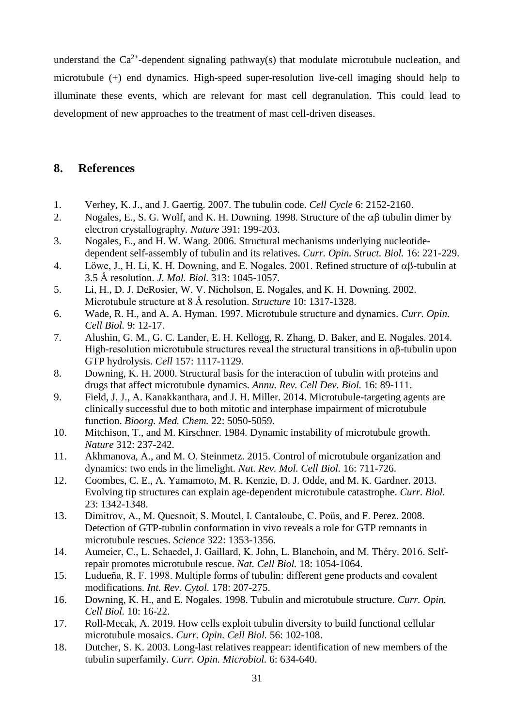understand the $Ca^{2+}$-dependent signaling pathway(s) that modulate microtubule nucleation, and microtubule (+) end dynamics. High-speed super-resolution live-cell imaging should help to illuminate these events, which are relevant for mast cell degranulation. This could lead to development of new approaches to the treatment of mast cell-driven diseases.

## 8. References

1. Verhey, K. J., and J. Gaertig. 2007. The tubulin code. *Cell Cycle* 6: 2152-2160.
2. Nogales, E., S. G. Wolf, and K. H. Downing. 1998. Structure of the αβ tubulin dimer by electron crystallography. *Nature* 391: 199-203.
3. Nogales, E., and H. W. Wang. 2006. Structural mechanisms underlying nucleotide-dependent self-assembly of tubulin and its relatives. *Curr. Opin. Struct. Biol.* 16: 221-229.
4. Löwe, J., H. Li, K. H. Downing, and E. Nogales. 2001. Refined structure of αβ-tubulin at 3.5 Å resolution. *J. Mol. Biol.* 313: 1045-1057.
5. Li, H., D. J. DeRosier, W. V. Nicholson, E. Nogales, and K. H. Downing. 2002. Microtubule structure at 8 Å resolution. *Structure* 10: 1317-1328.
6. Wade, R. H., and A. A. Hyman. 1997. Microtubule structure and dynamics. *Curr. Opin. Cell Biol.* 9: 12-17.
7. Alushin, G. M., G. C. Lander, E. H. Kellogg, R. Zhang, D. Baker, and E. Nogales. 2014. High-resolution microtubule structures reveal the structural transitions in αβ-tubulin upon GTP hydrolysis. *Cell* 157: 1117-1129.
8. Downing, K. H. 2000. Structural basis for the interaction of tubulin with proteins and drugs that affect microtubule dynamics. *Annu. Rev. Cell Dev. Biol.* 16: 89-111.
9. Field, J. J., A. Kanakkanthara, and J. H. Miller. 2014. Microtubule-targeting agents are clinically successful due to both mitotic and interphase impairment of microtubule function. *Bioorg. Med. Chem.* 22: 5050-5059.
10. Mitchison, T., and M. Kirschner. 1984. Dynamic instability of microtubule growth. *Nature* 312: 237-242.
11. Akhmanova, A., and M. O. Steinmetz. 2015. Control of microtubule organization and dynamics: two ends in the limelight. *Nat. Rev. Mol. Cell Biol.* 16: 711-726.
12. Coombes, C. E., A. Yamamoto, M. R. Kenzie, D. J. Odde, and M. K. Gardner. 2013. Evolving tip structures can explain age-dependent microtubule catastrophe. *Curr. Biol.* 23: 1342-1348.
13. Dimitrov, A., M. Quesnoit, S. Moutel, I. Cantaloube, C. Poüs, and F. Perez. 2008. Detection of GTP-tubulin conformation in vivo reveals a role for GTP remnants in microtubule rescues. *Science* 322: 1353-1356.
14. Aumeier, C., L. Schaedel, J. Gaillard, K. John, L. Blanchoin, and M. Théry. 2016. Self-repair promotes microtubule rescue. *Nat. Cell Biol.* 18: 1054-1064.
15. Ludueña, R. F. 1998. Multiple forms of tubulin: different gene products and covalent modifications. *Int. Rev. Cytol.* 178: 207-275.
16. Downing, K. H., and E. Nogales. 1998. Tubulin and microtubule structure. *Curr. Opin. Cell Biol.* 10: 16-22.
17. Roll-Mecak, A. 2019. How cells exploit tubulin diversity to build functional cellular microtubule mosaics. *Curr. Opin. Cell Biol.* 56: 102-108.
18. Dutcher, S. K. 2003. Long-last relatives reappear: identification of new members of the tubulin superfamily. *Curr. Opin. Microbiol.* 6: 634-640.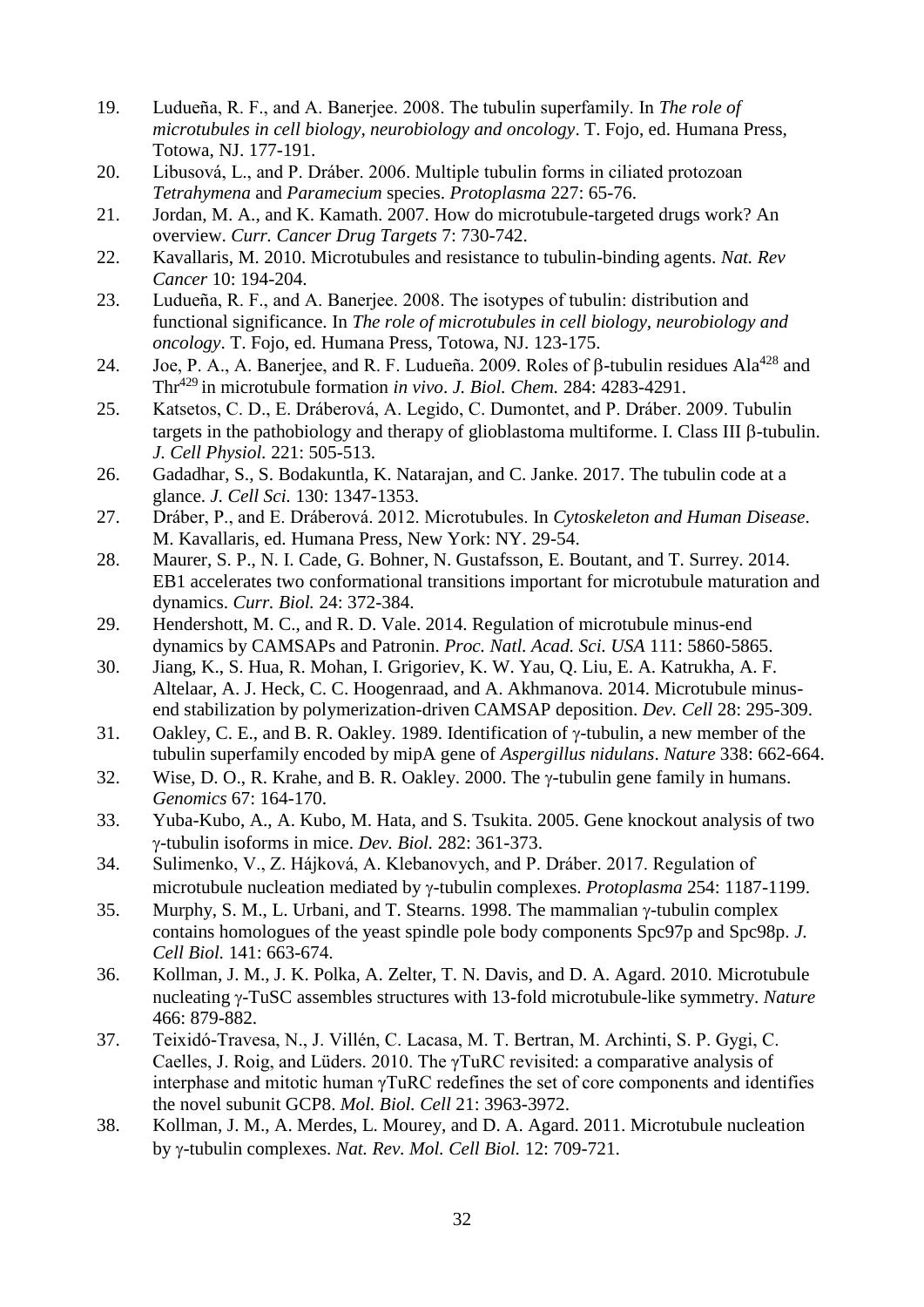19. Ludueña, R. F., and A. Banerjee. 2008. The tubulin superfamily. In *The role of microtubules in cell biology, neurobiology and oncology*. T. Fojo, ed. Humana Press, Totowa, NJ. 177-191.
20. Libusová, L., and P. Dráber. 2006. Multiple tubulin forms in ciliated protozoan *Tetrahymena* and *Paramecium* species. *Protoplasma* 227: 65-76.
21. Jordan, M. A., and K. Kamath. 2007. How do microtubule-targeted drugs work? An overview. *Curr. Cancer Drug Targets* 7: 730-742.
22. Kavallaris, M. 2010. Microtubules and resistance to tubulin-binding agents. *Nat. Rev Cancer* 10: 194-204.
23. Ludueña, R. F., and A. Banerjee. 2008. The isotypes of tubulin: distribution and functional significance. In *The role of microtubules in cell biology, neurobiology and oncology*. T. Fojo, ed. Humana Press, Totowa, NJ. 123-175.
24. Joe, P. A., A. Banerjee, and R. F. Ludueña. 2009. Roles of β-tubulin residues $Ala^{428}$ and $Thr^{429}$ in microtubule formation *in vivo*. *J. Biol. Chem.* 284: 4283-4291.
25. Katsetos, C. D., E. Dráberová, A. Legido, C. Dumontet, and P. Dráber. 2009. Tubulin targets in the pathobiology and therapy of glioblastoma multiforme. I. Class III β-tubulin. *J. Cell Physiol.* 221: 505-513.
26. Gadadhar, S., S. Bodakuntla, K. Natarajan, and C. Janke. 2017. The tubulin code at a glance. *J. Cell Sci.* 130: 1347-1353.
27. Dráber, P., and E. Dráberová. 2012. Microtubules. In *Cytoskeleton and Human Disease*. M. Kavallaris, ed. Humana Press, New York: NY. 29-54.
28. Maurer, S. P., N. I. Cade, G. Bohner, N. Gustafsson, E. Boutant, and T. Surrey. 2014. EB1 accelerates two conformational transitions important for microtubule maturation and dynamics. *Curr. Biol.* 24: 372-384.
29. Hendershott, M. C., and R. D. Vale. 2014. Regulation of microtubule minus-end dynamics by CAMSAPs and Patronin. *Proc. Natl. Acad. Sci. USA* 111: 5860-5865.
30. Jiang, K., S. Hua, R. Mohan, I. Grigoriev, K. W. Yau, Q. Liu, E. A. Katrukha, A. F. Altelaar, A. J. Heck, C. C. Hoogenraad, and A. Akhmanova. 2014. Microtubule minus-end stabilization by polymerization-driven CAMSAP deposition. *Dev. Cell* 28: 295-309.
31. Oakley, C. E., and B. R. Oakley. 1989. Identification of γ-tubulin, a new member of the tubulin superfamily encoded by mipA gene of *Aspergillus nidulans*. *Nature* 338: 662-664.
32. Wise, D. O., R. Krahe, and B. R. Oakley. 2000. The γ-tubulin gene family in humans. *Genomics* 67: 164-170.
33. Yuba-Kubo, A., A. Kubo, M. Hata, and S. Tsukita. 2005. Gene knockout analysis of two γ-tubulin isoforms in mice. *Dev. Biol.* 282: 361-373.
34. Sulimenko, V., Z. Hájková, A. Klebanovych, and P. Dráber. 2017. Regulation of microtubule nucleation mediated by γ-tubulin complexes. *Protoplasma* 254: 1187-1199.
35. Murphy, S. M., L. Urbani, and T. Stearns. 1998. The mammalian γ-tubulin complex contains homologues of the yeast spindle pole body components Spc97p and Spc98p. *J. Cell Biol.* 141: 663-674.
36. Kollman, J. M., J. K. Polka, A. Zelter, T. N. Davis, and D. A. Agard. 2010. Microtubule nucleating γ-TuSC assembles structures with 13-fold microtubule-like symmetry. *Nature* 466: 879-882.
37. Teixidó-Travesa, N., J. Villén, C. Lacasa, M. T. Bertran, M. Archinti, S. P. Gygi, C. Caelles, J. Roig, and Lüders. 2010. The γTuRC revisited: a comparative analysis of interphase and mitotic human γTuRC redefines the set of core components and identifies the novel subunit GCP8. *Mol. Biol. Cell* 21: 3963-3972.
38. Kollman, J. M., A. Merdes, L. Mourey, and D. A. Agard. 2011. Microtubule nucleation by γ-tubulin complexes. *Nat. Rev. Mol. Cell Biol.* 12: 709-721.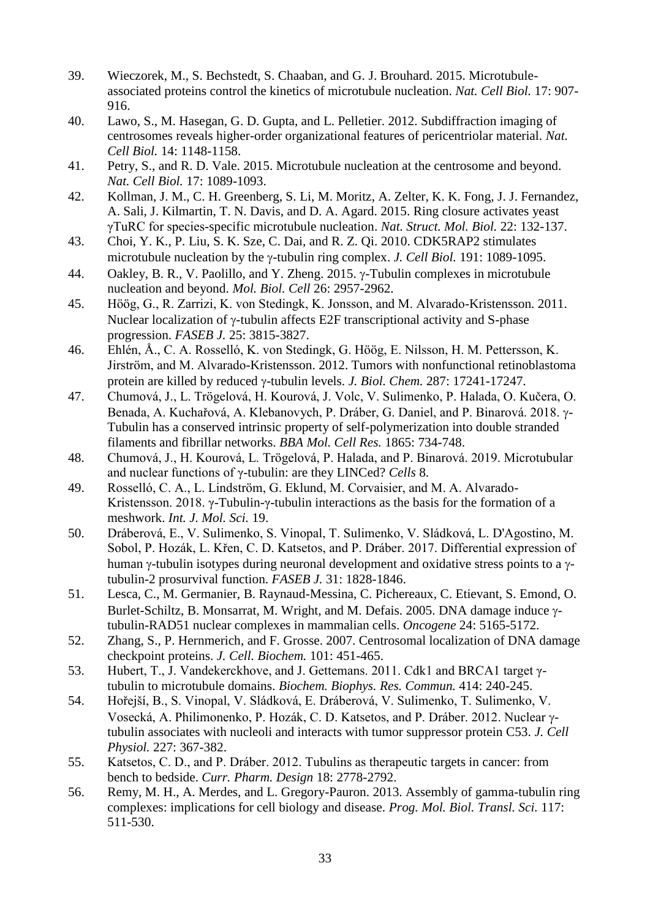39. Wieczorek, M., S. Bechstedt, S. Chaaban, and G. J. Brouhard. 2015. Microtubule-associated proteins control the kinetics of microtubule nucleation. *Nat. Cell Biol.* 17: 907-916.
40. Lawo, S., M. Hasegan, G. D. Gupta, and L. Pelletier. 2012. Subdiffraction imaging of centrosomes reveals higher-order organizational features of pericentriolar material. *Nat. Cell Biol.* 14: 1148-1158.
41. Petry, S., and R. D. Vale. 2015. Microtubule nucleation at the centrosome and beyond. *Nat. Cell Biol.* 17: 1089-1093.
42. Kollman, J. M., C. H. Greenberg, S. Li, M. Moritz, A. Zelter, K. K. Fong, J. J. Fernandez, A. Sali, J. Kilmartin, T. N. Davis, and D. A. Agard. 2015. Ring closure activates yeast γTuRC for species-specific microtubule nucleation. *Nat. Struct. Mol. Biol.* 22: 132-137.
43. Choi, Y. K., P. Liu, S. K. Sze, C. Dai, and R. Z. Qi. 2010. CDK5RAP2 stimulates microtubule nucleation by the γ-tubulin ring complex. *J. Cell Biol.* 191: 1089-1095.
44. Oakley, B. R., V. Paolillo, and Y. Zheng. 2015. γ-Tubulin complexes in microtubule nucleation and beyond. *Mol. Biol. Cell* 26: 2957-2962.
45. Höög, G., R. Zarrizi, K. von Stedingk, K. Jonsson, and M. Alvarado-Kristensson. 2011. Nuclear localization of γ-tubulin affects E2F transcriptional activity and S-phase progression. *FASEB J.* 25: 3815-3827.
46. Ehlén, Å., C. A. Rosselló, K. von Stedingk, G. Höög, E. Nilsson, H. M. Pettersson, K. Jirström, and M. Alvarado-Kristensson. 2012. Tumors with nonfunctional retinoblastoma protein are killed by reduced γ-tubulin levels. *J. Biol. Chem.* 287: 17241-17247.
47. Chumová, J., L. Trögelová, H. Kourová, J. Volc, V. Sulimenko, P. Halada, O. Kučera, O. Benada, A. Kuchařová, A. Klebanovych, P. Dráber, G. Daniel, and P. Binarová. 2018. γ-Tubulin has a conserved intrinsic property of self-polymerization into double stranded filaments and fibrillar networks. *BBA Mol. Cell Res.* 1865: 734-748.
48. Chumová, J., H. Kourová, L. Trögelová, P. Halada, and P. Binarová. 2019. Microtubular and nuclear functions of γ-tubulin: are they LINCed? *Cells* 8.
49. Rosselló, C. A., L. Lindström, G. Eklund, M. Corvaisier, and M. A. Alvarado-Kristensson. 2018. γ-Tubulin-γ-tubulin interactions as the basis for the formation of a meshwork. *Int. J. Mol. Sci.* 19.
50. Dráberová, E., V. Sulimenko, S. Vinopal, T. Sulimenko, V. Sládková, L. D'Agostino, M. Sobol, P. Hozák, L. Křen, C. D. Katsetos, and P. Dráber. 2017. Differential expression of human γ-tubulin isotypes during neuronal development and oxidative stress points to a γ-tubulin-2 prosurvival function. *FASEB J.* 31: 1828-1846.
51. Lesca, C., M. Germanier, B. Raynaud-Messina, C. Pichereaux, C. Etievant, S. Emond, O. Burlet-Schiltz, B. Monsarrat, M. Wright, and M. Defais. 2005. DNA damage induce γ-tubulin-RAD51 nuclear complexes in mammalian cells. *Oncogene* 24: 5165-5172.
52. Zhang, S., P. Hernmerich, and F. Grosse. 2007. Centrosomal localization of DNA damage checkpoint proteins. *J. Cell. Biochem.* 101: 451-465.
53. Hubert, T., J. Vandekerckhove, and J. Gettemans. 2011. Cdk1 and BRCA1 target γ-tubulin to microtubule domains. *Biochem. Biophys. Res. Commun.* 414: 240-245.
54. Hořejší, B., S. Vinopal, V. Sládková, E. Dráberová, V. Sulimenko, T. Sulimenko, V. Vosecká, A. Philimonenko, P. Hozák, C. D. Katsetos, and P. Dráber. 2012. Nuclear γ-tubulin associates with nucleoli and interacts with tumor suppressor protein C53. *J. Cell Physiol.* 227: 367-382.
55. Katsetos, C. D., and P. Dráber. 2012. Tubulins as therapeutic targets in cancer: from bench to bedside. *Curr. Pharm. Design* 18: 2778-2792.
56. Remy, M. H., A. Merdes, and L. Gregory-Pauron. 2013. Assembly of gamma-tubulin ring complexes: implications for cell biology and disease. *Prog. Mol. Biol. Transl. Sci.* 117: 511-530.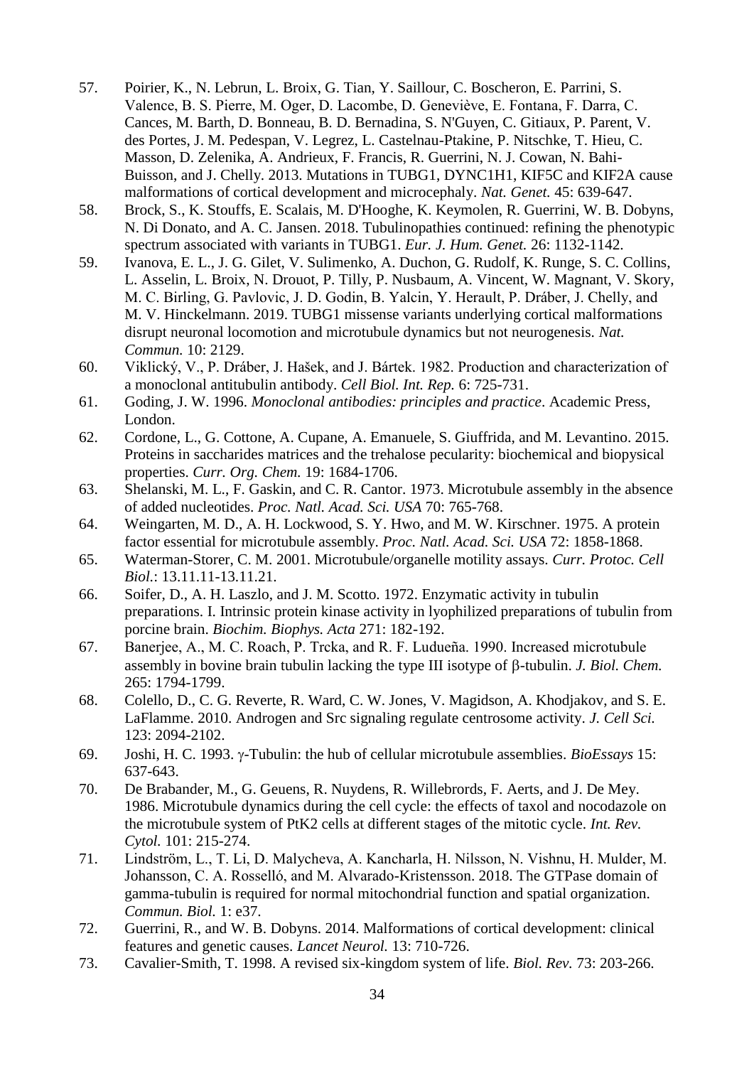57. Poirier, K., N. Lebrun, L. Broix, G. Tian, Y. Saillour, C. Boscheron, E. Parrini, S. Valence, B. S. Pierre, M. Oger, D. Lacombe, D. Geneviève, E. Fontana, F. Darra, C. Cances, M. Barth, D. Bonneau, B. D. Bernadina, S. N'Guyen, C. Gitiaux, P. Parent, V. des Portes, J. M. Pedespan, V. Legrez, L. Castelnau-Ptakine, P. Nitschke, T. Hieu, C. Masson, D. Zelenika, A. Andrieux, F. Francis, R. Guerrini, N. J. Cowan, N. Bahi-Buisson, and J. Chelly. 2013. Mutations in TUBG1, DYNC1H1, KIF5C and KIF2A cause malformations of cortical development and microcephaly. *Nat. Genet.* 45: 639-647.
58. Brock, S., K. Stouffs, E. Scalais, M. D'Hooghe, K. Keymolen, R. Guerrini, W. B. Dobyns, N. Di Donato, and A. C. Jansen. 2018. Tubulinopathies continued: refining the phenotypic spectrum associated with variants in TUBG1. *Eur. J. Hum. Genet.* 26: 1132-1142.
59. Ivanova, E. L., J. G. Gilet, V. Sulimenko, A. Duchon, G. Rudolf, K. Runge, S. C. Collins, L. Asselin, L. Broix, N. Drouot, P. Tilly, P. Nusbaum, A. Vincent, W. Magnant, V. Skory, M. C. Birling, G. Pavlovic, J. D. Godin, B. Yalcin, Y. Herault, P. Dráber, J. Chelly, and M. V. Hinckelmann. 2019. TUBG1 missense variants underlying cortical malformations disrupt neuronal locomotion and microtubule dynamics but not neurogenesis. *Nat. Commun.* 10: 2129.
60. Viklický, V., P. Dráber, J. Hašek, and J. Bártek. 1982. Production and characterization of a monoclonal antitubulin antibody. *Cell Biol. Int. Rep.* 6: 725-731.
61. Goding, J. W. 1996. *Monoclonal antibodies: principles and practice*. Academic Press, London.
62. Cordone, L., G. Cottone, A. Cupane, A. Emanuele, S. Giuffrida, and M. Levantino. 2015. Proteins in saccharides matrices and the trehalose pecularity: biochemical and biopysical properties. *Curr. Org. Chem.* 19: 1684-1706.
63. Shelanski, M. L., F. Gaskin, and C. R. Cantor. 1973. Microtubule assembly in the absence of added nucleotides. *Proc. Natl. Acad. Sci. USA* 70: 765-768.
64. Weingarten, M. D., A. H. Lockwood, S. Y. Hwo, and M. W. Kirschner. 1975. A protein factor essential for microtubule assembly. *Proc. Natl. Acad. Sci. USA* 72: 1858-1868.
65. Waterman-Storer, C. M. 2001. Microtubule/organelle motility assays. *Curr. Protoc. Cell Biol.*: 13.11.11-13.11.21.
66. Soifer, D., A. H. Laszlo, and J. M. Scotto. 1972. Enzymatic activity in tubulin preparations. I. Intrinsic protein kinase activity in lyophilized preparations of tubulin from porcine brain. *Biochim. Biophys. Acta* 271: 182-192.
67. Banerjee, A., M. C. Roach, P. Trcka, and R. F. Ludueña. 1990. Increased microtubule assembly in bovine brain tubulin lacking the type III isotype of β-tubulin. *J. Biol. Chem.* 265: 1794-1799.
68. Colello, D., C. G. Reverte, R. Ward, C. W. Jones, V. Magidson, A. Khodjakov, and S. E. LaFlamme. 2010. Androgen and Src signaling regulate centrosome activity. *J. Cell Sci.* 123: 2094-2102.
69. Joshi, H. C. 1993. γ-Tubulin: the hub of cellular microtubule assemblies. *BioEssays* 15: 637-643.
70. De Brabander, M., G. Geuens, R. Nuydens, R. Willebrords, F. Aerts, and J. De Mey. 1986. Microtubule dynamics during the cell cycle: the effects of taxol and nocodazole on the microtubule system of PtK2 cells at different stages of the mitotic cycle. *Int. Rev. Cytol.* 101: 215-274.
71. Lindström, L., T. Li, D. Malycheva, A. Kancharla, H. Nilsson, N. Vishnu, H. Mulder, M. Johansson, C. A. Rosselló, and M. Alvarado-Kristensson. 2018. The GTPase domain of gamma-tubulin is required for normal mitochondrial function and spatial organization. *Commun. Biol.* 1: e37.
72. Guerrini, R., and W. B. Dobyns. 2014. Malformations of cortical development: clinical features and genetic causes. *Lancet Neurol.* 13: 710-726.
73. Cavalier-Smith, T. 1998. A revised six-kingdom system of life. *Biol. Rev.* 73: 203-266.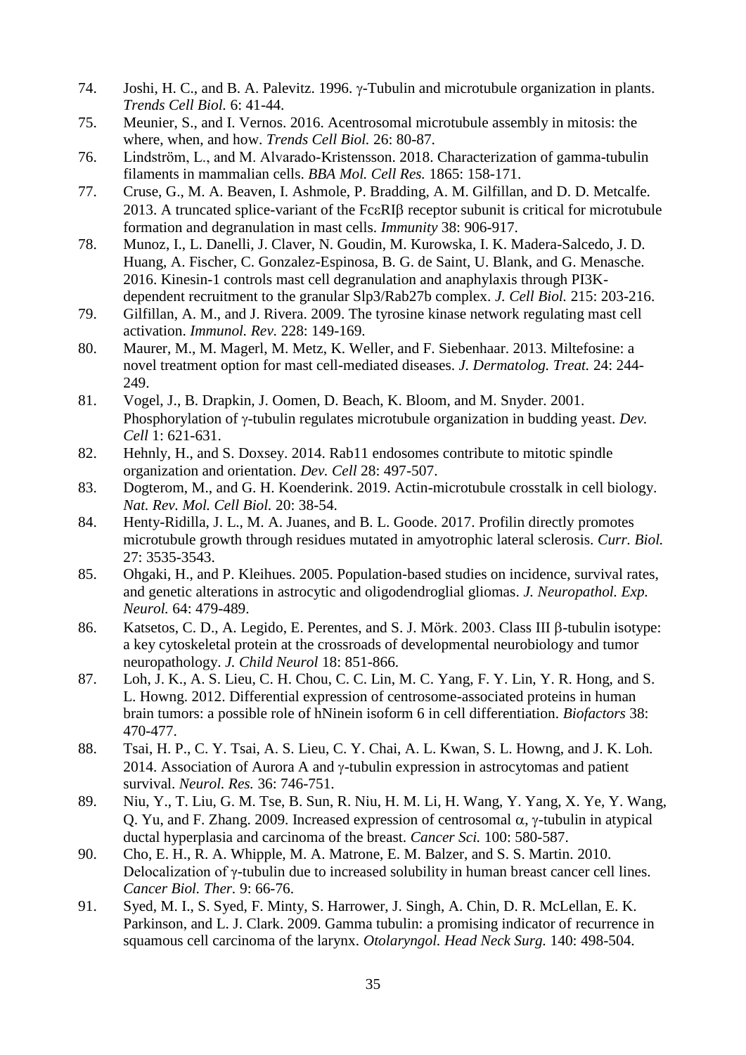74. Joshi, H. C., and B. A. Palevitz. 1996. γ-Tubulin and microtubule organization in plants. *Trends Cell Biol.* 6: 41-44.
75. Meunier, S., and I. Vernos. 2016. Acentrosomal microtubule assembly in mitosis: the where, when, and how. *Trends Cell Biol.* 26: 80-87.
76. Lindström, L., and M. Alvarado-Kristensson. 2018. Characterization of gamma-tubulin filaments in mammalian cells. *BBA Mol. Cell Res.* 1865: 158-171.
77. Cruse, G., M. A. Beaven, I. Ashmole, P. Bradding, A. M. Gilfillan, and D. D. Metcalfe. 2013. A truncated splice-variant of the FcεRIβ receptor subunit is critical for microtubule formation and degranulation in mast cells. *Immunity* 38: 906-917.
78. Munoz, I., L. Danelli, J. Claver, N. Goudin, M. Kurowska, I. K. Madera-Salcedo, J. D. Huang, A. Fischer, C. Gonzalez-Espinosa, B. G. de Saint, U. Blank, and G. Menasche. 2016. Kinesin-1 controls mast cell degranulation and anaphylaxis through PI3K-dependent recruitment to the granular Slp3/Rab27b complex. *J. Cell Biol.* 215: 203-216.
79. Gilfillan, A. M., and J. Rivera. 2009. The tyrosine kinase network regulating mast cell activation. *Immunol. Rev.* 228: 149-169.
80. Maurer, M., M. Magerl, M. Metz, K. Weller, and F. Siebenhaar. 2013. Miltefosine: a novel treatment option for mast cell-mediated diseases. *J. Dermatolog. Treat.* 24: 244-249.
81. Vogel, J., B. Drapkin, J. Oomen, D. Beach, K. Bloom, and M. Snyder. 2001. Phosphorylation of γ-tubulin regulates microtubule organization in budding yeast. *Dev. Cell* 1: 621-631.
82. Hehnly, H., and S. Doxsey. 2014. Rab11 endosomes contribute to mitotic spindle organization and orientation. *Dev. Cell* 28: 497-507.
83. Dogterom, M., and G. H. Koenderink. 2019. Actin-microtubule crosstalk in cell biology. *Nat. Rev. Mol. Cell Biol.* 20: 38-54.
84. Henty-Ridilla, J. L., M. A. Juanes, and B. L. Goode. 2017. Profilin directly promotes microtubule growth through residues mutated in amyotrophic lateral sclerosis. *Curr. Biol.* 27: 3535-3543.
85. Ohgaki, H., and P. Kleihues. 2005. Population-based studies on incidence, survival rates, and genetic alterations in astrocytic and oligodendroglial gliomas. *J. Neuropathol. Exp. Neurol.* 64: 479-489.
86. Katsetos, C. D., A. Legido, E. Perentes, and S. J. Mörk. 2003. Class III β-tubulin isotype: a key cytoskeletal protein at the crossroads of developmental neurobiology and tumor neuropathology. *J. Child Neurol* 18: 851-866.
87. Loh, J. K., A. S. Lieu, C. H. Chou, C. C. Lin, M. C. Yang, F. Y. Lin, Y. R. Hong, and S. L. Howng. 2012. Differential expression of centrosome-associated proteins in human brain tumors: a possible role of hNinein isoform 6 in cell differentiation. *Biofactors* 38: 470-477.
88. Tsai, H. P., C. Y. Tsai, A. S. Lieu, C. Y. Chai, A. L. Kwan, S. L. Howng, and J. K. Loh. 2014. Association of Aurora A and γ-tubulin expression in astrocytomas and patient survival. *Neurol. Res.* 36: 746-751.
89. Niu, Y., T. Liu, G. M. Tse, B. Sun, R. Niu, H. M. Li, H. Wang, Y. Yang, X. Ye, Y. Wang, Q. Yu, and F. Zhang. 2009. Increased expression of centrosomal α, γ-tubulin in atypical ductal hyperplasia and carcinoma of the breast. *Cancer Sci.* 100: 580-587.
90. Cho, E. H., R. A. Whipple, M. A. Matrone, E. M. Balzer, and S. S. Martin. 2010. Delocalization of γ-tubulin due to increased solubility in human breast cancer cell lines. *Cancer Biol. Ther.* 9: 66-76.
91. Syed, M. I., S. Syed, F. Minty, S. Harrower, J. Singh, A. Chin, D. R. McLellan, E. K. Parkinson, and L. J. Clark. 2009. Gamma tubulin: a promising indicator of recurrence in squamous cell carcinoma of the larynx. *Otolaryngol. Head Neck Surg.* 140: 498-504.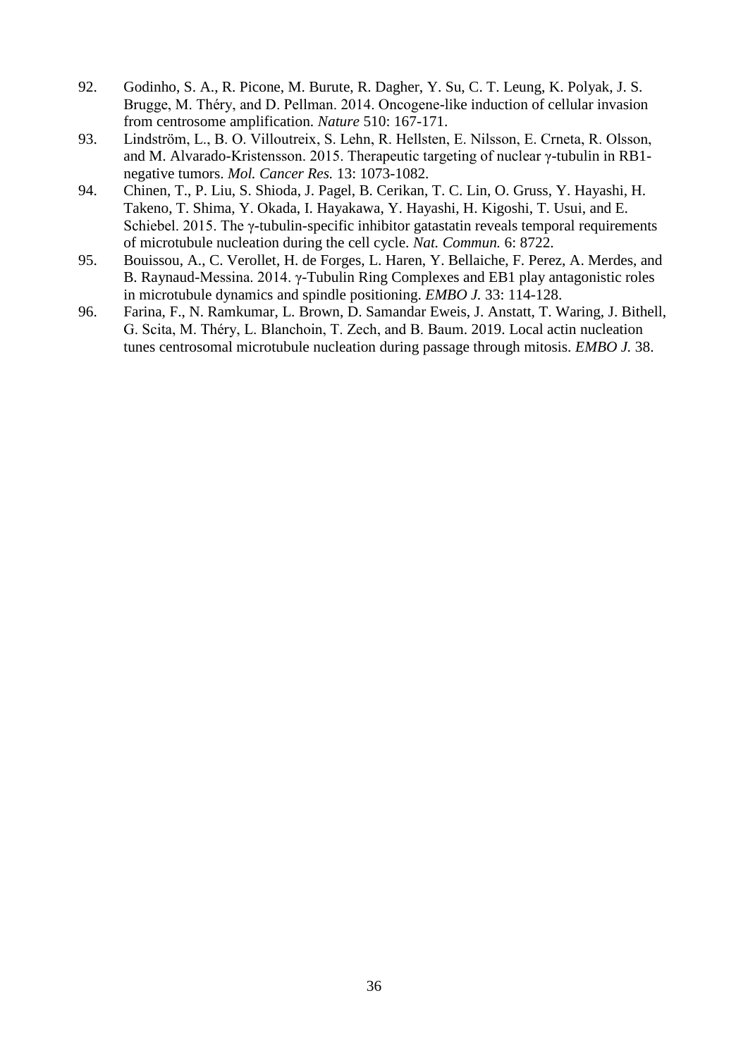92. Godinho, S. A., R. Picone, M. Burute, R. Dagher, Y. Su, C. T. Leung, K. Polyak, J. S. Brugge, M. Théry, and D. Pellman. 2014. Oncogene-like induction of cellular invasion from centrosome amplification. *Nature* 510: 167-171.
93. Lindström, L., B. O. Villoutreix, S. Lehn, R. Hellsten, E. Nilsson, E. Crneta, R. Olsson, and M. Alvarado-Kristensson. 2015. Therapeutic targeting of nuclear γ-tubulin in RB1-negative tumors. *Mol. Cancer Res.* 13: 1073-1082.
94. Chinen, T., P. Liu, S. Shioda, J. Pagel, B. Cerikan, T. C. Lin, O. Gruss, Y. Hayashi, H. Takeno, T. Shima, Y. Okada, I. Hayakawa, Y. Hayashi, H. Kigoshi, T. Usui, and E. Schiebel. 2015. The γ-tubulin-specific inhibitor gatastatin reveals temporal requirements of microtubule nucleation during the cell cycle. *Nat. Commun.* 6: 8722.
95. Bouissou, A., C. Verollet, H. de Forges, L. Haren, Y. Bellaiche, F. Perez, A. Merdes, and B. Raynaud-Messina. 2014. γ-Tubulin Ring Complexes and EB1 play antagonistic roles in microtubule dynamics and spindle positioning. *EMBO J.* 33: 114-128.
96. Farina, F., N. Ramkumar, L. Brown, D. Samandar Eweis, J. Anstatt, T. Waring, J. Bithell, G. Scita, M. Théry, L. Blanchoin, T. Zech, and B. Baum. 2019. Local actin nucleation tunes centrosomal microtubule nucleation during passage through mitosis. *EMBO J.* 38.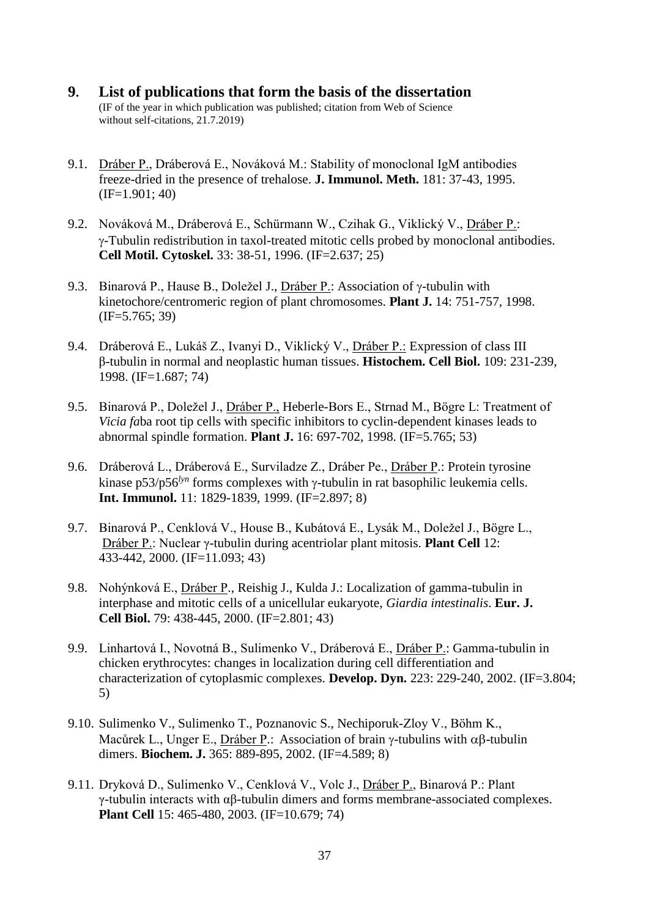## 9. List of publications that form the basis of the dissertation

(IF of the year in which publication was published; citation from Web of Science without self-citations, 21.7.2019)

9.1. Dráber P., Dráberová E., Nováková M.: Stability of monoclonal IgM antibodies freeze-dried in the presence of trehalose. **J. Immunol. Meth.** 181: 37-43, 1995. (IF=1.901; 40)

9.2. Nováková M., Dráberová E., Schürmann W., Czihak G., Viklický V., Dráber P.: γ-Tubulin redistribution in taxol-treated mitotic cells probed by monoclonal antibodies. **Cell Motil. Cytoskel.** 33: 38-51, 1996. (IF=2.637; 25)

9.3. Binarová P., Hause B., Doležel J., Dráber P.: Association of γ-tubulin with kinetochore/centromeric region of plant chromosomes. **Plant J.** 14: 751-757, 1998. (IF=5.765; 39)

9.4. Dráberová E., Lukáš Z., Ivanyi D., Viklický V., Dráber P.: Expression of class III β-tubulin in normal and neoplastic human tissues. **Histochem. Cell Biol.** 109: 231-239, 1998. (IF=1.687; 74)

9.5. Binarová P., Doležel J., Dráber P., Heberle-Bors E., Strnad M., Bögre L: Treatment of *Vicia fa*ba root tip cells with specific inhibitors to cyclin-dependent kinases leads to abnormal spindle formation. **Plant J.** 16: 697-702, 1998. (IF=5.765; 53)

9.6. Dráberová L., Dráberová E., Surviladze Z., Dráber Pe., Dráber P.: Protein tyrosine kinase p53/p56*lyn* forms complexes with γ-tubulin in rat basophilic leukemia cells. **Int. Immunol.** 11: 1829-1839, 1999. (IF=2.897; 8)

9.7. Binarová P., Cenklová V., House B., Kubátová E., Lysák M., Doležel J., Bögre L., Dráber P.: Nuclear γ-tubulin during acentriolar plant mitosis. **Plant Cell** 12: 433-442, 2000. (IF=11.093; 43)

9.8. Nohýnková E., Dráber P., Reishig J., Kulda J.: Localization of gamma-tubulin in interphase and mitotic cells of a unicellular eukaryote, *Giardia intestinalis*. **Eur. J. Cell Biol.** 79: 438-445, 2000. (IF=2.801; 43)

9.9. Linhartová I., Novotná B., Sulimenko V., Dráberová E., Dráber P.: Gamma-tubulin in chicken erythrocytes: changes in localization during cell differentiation and characterization of cytoplasmic complexes. **Develop. Dyn.** 223: 229-240, 2002. (IF=3.804; 5)

9.10. Sulimenko V., Sulimenko T., Poznanovic S., Nechiporuk-Zloy V., Böhm K., Macůrek L., Unger E., Dráber P.: Association of brain γ-tubulins with αβ-tubulin dimers. **Biochem. J.** 365: 889-895, 2002. (IF=4.589; 8)

9.11. Dryková D., Sulimenko V., Cenklová V., Volc J., Dráber P., Binarová P.: Plant γ-tubulin interacts with αβ-tubulin dimers and forms membrane-associated complexes. **Plant Cell** 15: 465-480, 2003. (IF=10.679; 74)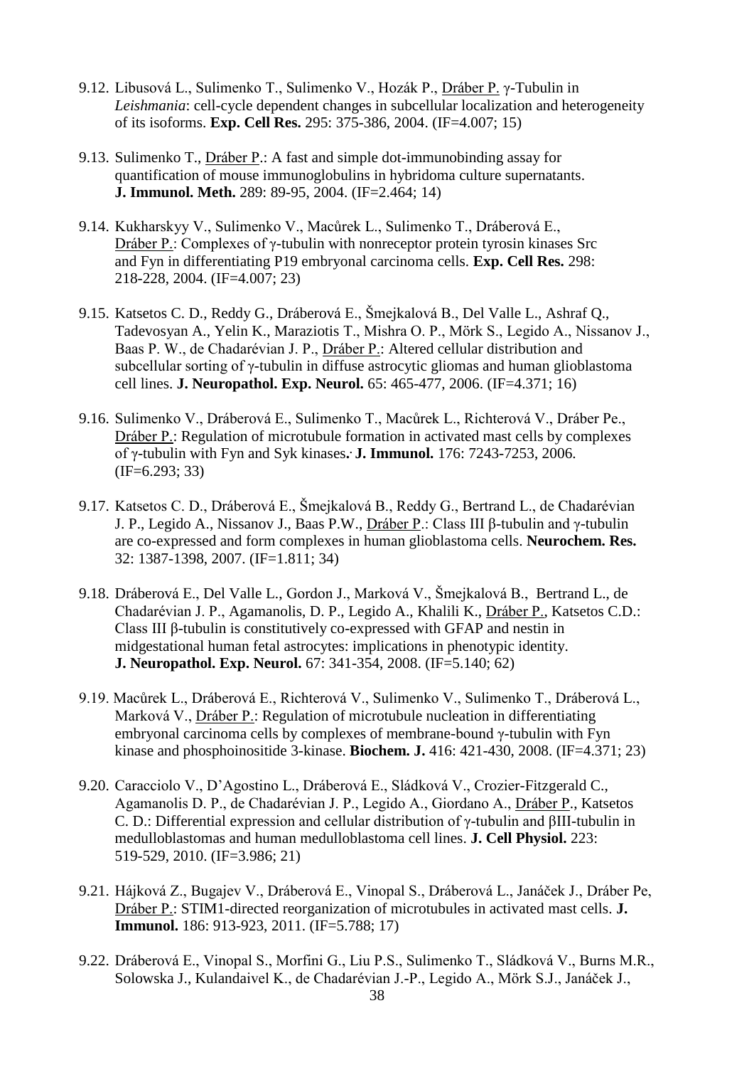9.12. Libusová L., Sulimenko T., Sulimenko V., Hozák P., Dráber P. γ-Tubulin in *Leishmania*: cell-cycle dependent changes in subcellular localization and heterogeneity of its isoforms. **Exp. Cell Res.** 295: 375-386, 2004. (IF=4.007; 15)

9.13. Sulimenko T., Dráber P.: A fast and simple dot-immunobinding assay for quantification of mouse immunoglobulins in hybridoma culture supernatants. **J. Immunol. Meth.** 289: 89-95, 2004. (IF=2.464; 14)

9.14. Kukharskyy V., Sulimenko V., Macůrek L., Sulimenko T., Dráberová E., Dráber P.: Complexes of γ-tubulin with nonreceptor protein tyrosin kinases Src and Fyn in differentiating P19 embryonal carcinoma cells. **Exp. Cell Res.** 298: 218-228, 2004. (IF=4.007; 23)

9.15. Katsetos C. D., Reddy G., Dráberová E., Šmejkalová B., Del Valle L., Ashraf Q., Tadevosyan A., Yelin K., Maraziotis T., Mishra O. P., Mörk S., Legido A., Nissanov J., Baas P. W., de Chadarévian J. P., Dráber P.: Altered cellular distribution and subcellular sorting of γ-tubulin in diffuse astrocytic gliomas and human glioblastoma cell lines. **J. Neuropathol. Exp. Neurol.** 65: 465-477, 2006. (IF=4.371; 16)

9.16. Sulimenko V., Dráberová E., Sulimenko T., Macůrek L., Richterová V., Dráber Pe., Dráber P.: Regulation of microtubule formation in activated mast cells by complexes of γ-tubulin with Fyn and Syk kinases*.* **J. Immunol.** 176: 7243-7253, 2006. (IF=6.293; 33)

9.17. Katsetos C. D., Dráberová E., Šmejkalová B., Reddy G., Bertrand L., de Chadarévian J. P., Legido A., Nissanov J., Baas P.W., Dráber P.: Class III β-tubulin and γ-tubulin are co-expressed and form complexes in human glioblastoma cells. **Neurochem. Res.** 32: 1387-1398, 2007. (IF=1.811; 34)

9.18. Dráberová E., Del Valle L., Gordon J., Marková V., Šmejkalová B., Bertrand L., de Chadarévian J. P., Agamanolis, D. P., Legido A., Khalili K., Dráber P., Katsetos C.D.: Class III β-tubulin is constitutively co-expressed with GFAP and nestin in midgestational human fetal astrocytes: implications in phenotypic identity. **J. Neuropathol. Exp. Neurol.** 67: 341-354, 2008. (IF=5.140; 62)

9.19. Macůrek L., Dráberová E., Richterová V., Sulimenko V., Sulimenko T., Dráberová L., Marková V., Dráber P.: Regulation of microtubule nucleation in differentiating embryonal carcinoma cells by complexes of membrane-bound γ-tubulin with Fyn kinase and phosphoinositide 3-kinase. **Biochem. J.** 416: 421-430, 2008. (IF=4.371; 23)

9.20. Caracciolo V., D'Agostino L., Dráberová E., Sládková V., Crozier-Fitzgerald C., Agamanolis D. P., de Chadarévian J. P., Legido A., Giordano A., Dráber P., Katsetos C. D.: Differential expression and cellular distribution of γ-tubulin and βIII-tubulin in medulloblastomas and human medulloblastoma cell lines. **J. Cell Physiol.** 223: 519-529, 2010. (IF=3.986; 21)

9.21. Hájková Z., Bugajev V., Dráberová E., Vinopal S., Dráberová L., Janáček J., Dráber Pe, Dráber P.: STIM1-directed reorganization of microtubules in activated mast cells. **J. Immunol.** 186: 913-923, 2011. (IF=5.788; 17)

9.22. Dráberová E., Vinopal S., Morfini G., Liu P.S., Sulimenko T., Sládková V., Burns M.R., Solowska J., Kulandaivel K., de Chadarévian J.-P., Legido A., Mörk S.J., Janáček J.,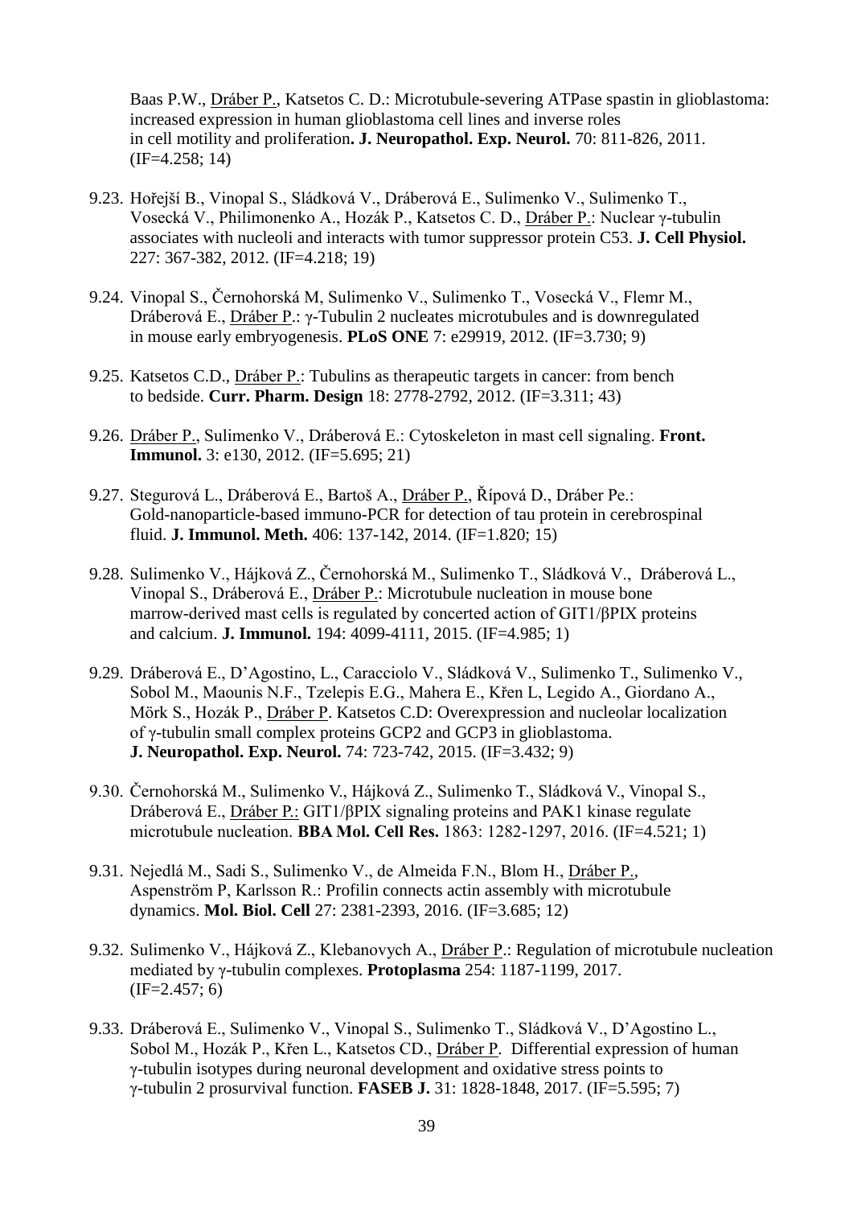Baas P.W., Dráber P., Katsetos C. D.: Microtubule-severing ATPase spastin in glioblastoma: increased expression in human glioblastoma cell lines and inverse roles in cell motility and proliferation**. J. Neuropathol. Exp. Neurol.** 70: 811-826, 2011. (IF=4.258; 14)

9.23. Hořejší B., Vinopal S., Sládková V., Dráberová E., Sulimenko V., Sulimenko T., Vosecká V., Philimonenko A., Hozák P., Katsetos C. D., Dráber P.: Nuclear γ-tubulin associates with nucleoli and interacts with tumor suppressor protein C53. **J. Cell Physiol.** 227: 367-382, 2012. (IF=4.218; 19)

9.24. Vinopal S., Černohorská M, Sulimenko V., Sulimenko T., Vosecká V., Flemr M., Dráberová E., Dráber P.: γ-Tubulin 2 nucleates microtubules and is downregulated in mouse early embryogenesis. **PLoS ONE** 7: e29919, 2012. (IF=3.730; 9)

9.25. Katsetos C.D., Dráber P.: Tubulins as therapeutic targets in cancer: from bench to bedside. **Curr. Pharm. Design** 18: 2778-2792, 2012. (IF=3.311; 43)

9.26. Dráber P., Sulimenko V., Dráberová E.: Cytoskeleton in mast cell signaling. **Front. Immunol.** 3: e130, 2012. (IF=5.695; 21)

9.27. Stegurová L., Dráberová E., Bartoš A., Dráber P., Řípová D., Dráber Pe.: Gold-nanoparticle-based immuno-PCR for detection of tau protein in cerebrospinal fluid. **J. Immunol. Meth.** 406: 137-142, 2014. (IF=1.820; 15)

9.28. Sulimenko V., Hájková Z., Černohorská M., Sulimenko T., Sládková V., Dráberová L., Vinopal S., Dráberová E., Dráber P.: Microtubule nucleation in mouse bone marrow-derived mast cells is regulated by concerted action of GIT1/βPIX proteins and calcium. **J. Immunol.** 194: 4099-4111, 2015. (IF=4.985; 1)

9.29. Dráberová E., D'Agostino, L., Caracciolo V., Sládková V., Sulimenko T., Sulimenko V., Sobol M., Maounis N.F., Tzelepis E.G., Mahera E., Křen L, Legido A., Giordano A., Mörk S., Hozák P., Dráber P. Katsetos C.D: Overexpression and nucleolar localization of γ-tubulin small complex proteins GCP2 and GCP3 in glioblastoma. **J. Neuropathol. Exp. Neurol.** 74: 723-742, 2015. (IF=3.432; 9)

9.30. Černohorská M., Sulimenko V., Hájková Z., Sulimenko T., Sládková V., Vinopal S., Dráberová E., Dráber P.: GIT1/βPIX signaling proteins and PAK1 kinase regulate microtubule nucleation. **BBA Mol. Cell Res.** 1863: 1282-1297, 2016. (IF=4.521; 1)

9.31. Nejedlá M., Sadi S., Sulimenko V., de Almeida F.N., Blom H., Dráber P., Aspenström P, Karlsson R.: Profilin connects actin assembly with microtubule dynamics. **Mol. Biol. Cell** 27: 2381-2393, 2016. (IF=3.685; 12)

9.32. Sulimenko V., Hájková Z., Klebanovych A., Dráber P.: Regulation of microtubule nucleation mediated by γ-tubulin complexes. **Protoplasma** 254: 1187-1199, 2017. (IF=2.457; 6)

9.33. Dráberová E., Sulimenko V., Vinopal S., Sulimenko T., Sládková V., D'Agostino L., Sobol M., Hozák P., Křen L., Katsetos CD., Dráber P. Differential expression of human γ-tubulin isotypes during neuronal development and oxidative stress points to γ-tubulin 2 prosurvival function. **FASEB J.** 31: 1828-1848, 2017. (IF=5.595; 7)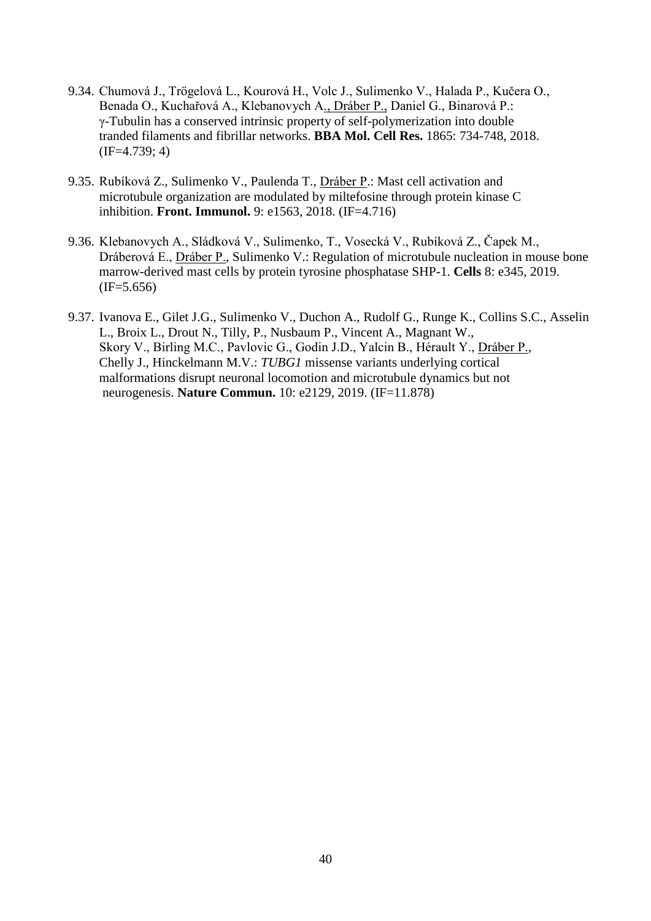9.34. Chumová J., Trögelová L., Kourová H., Volc J., Sulimenko V., Halada P., Kučera O., Benada O., Kuchařová A., Klebanovych A., Dráber P., Daniel G., Binarová P.: γ-Tubulin has a conserved intrinsic property of self-polymerization into double tranded filaments and fibrillar networks. **BBA Mol. Cell Res.** 1865: 734-748, 2018. (IF=4.739; 4)

9.35. Rubíková Z., Sulimenko V., Paulenda T., Dráber P.: Mast cell activation and microtubule organization are modulated by miltefosine through protein kinase C inhibition. **Front. Immunol.** 9: e1563, 2018. (IF=4.716)

9.36. Klebanovych A., Sládková V., Sulimenko, T., Vosecká V., Rubíková Z., Čapek M., Dráberová E., Dráber P., Sulimenko V.: Regulation of microtubule nucleation in mouse bone marrow-derived mast cells by protein tyrosine phosphatase SHP-1. **Cells** 8: e345, 2019. (IF=5.656)

9.37. Ivanova E., Gilet J.G., Sulimenko V., Duchon A., Rudolf G., Runge K., Collins S.C., Asselin L., Broix L., Drout N., Tilly, P., Nusbaum P., Vincent A., Magnant W., Skory V., Birling M.C., Pavlovic G., Godin J.D., Yalcin B., Hérault Y., Dráber P., Chelly J., Hinckelmann M.V.: *TUBG1* missense variants underlying cortical malformations disrupt neuronal locomotion and microtubule dynamics but not neurogenesis. **Nature Commun.** 10: e2129, 2019. (IF=11.878)